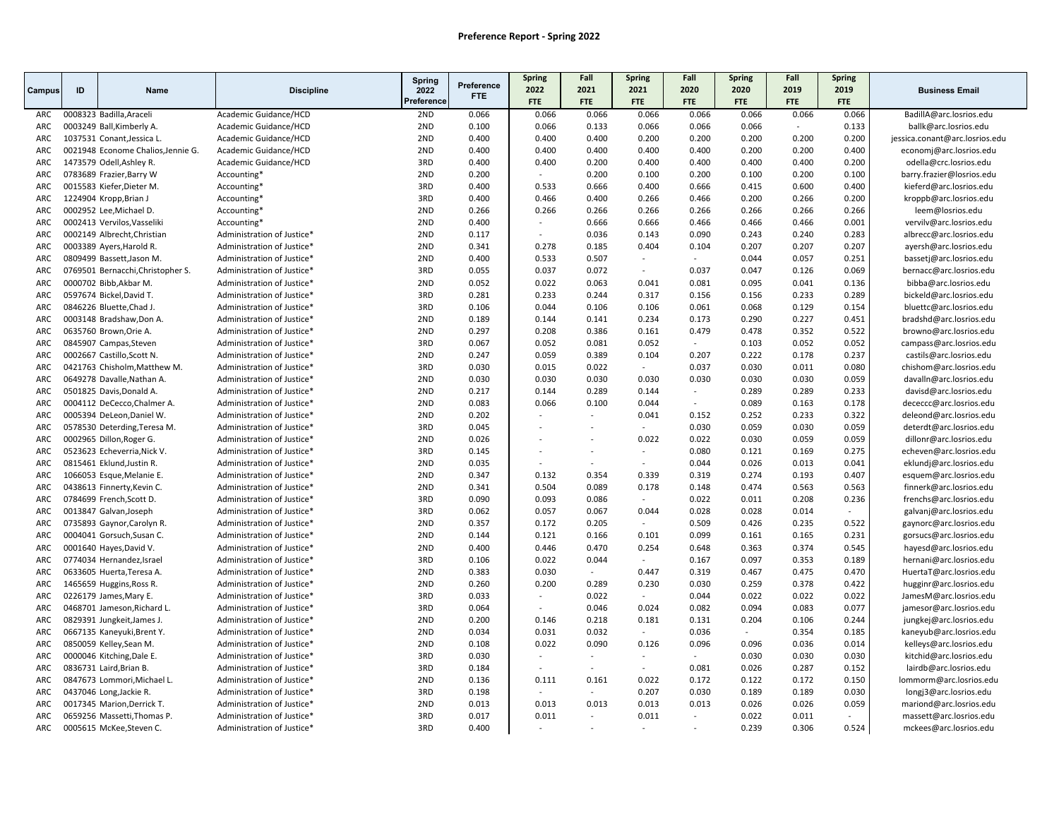# Preference Report - Spring 2022

| Campus | ID | Name | Discipline | Spring 2022 Preference | Preference FTE | Spring 2022 FTE | Fall 2021 FTE | Spring 2021 FTE | Fall 2020 FTE | Spring 2020 FTE | Fall 2019 FTE | Spring 2019 FTE | Business Email |
|---|---|---|---|---|---|---|---|---|---|---|---|---|---|
| ARC | 0008323 | Badilla,Araceli | Academic Guidance/HCD | 2ND | 0.066 | 0.066 | 0.066 | 0.066 | 0.066 | 0.066 | 0.066 | 0.066 | BadillA@arc.losrios.edu |
| ARC | 0003249 | Ball,Kimberly A. | Academic Guidance/HCD | 2ND | 0.100 | 0.066 | 0.133 | 0.066 | 0.066 | 0.066 | - | 0.133 | ballk@arc.losrios.edu |
| ARC | 1037531 | Conant,Jessica L. | Academic Guidance/HCD | 2ND | 0.400 | 0.400 | 0.400 | 0.200 | 0.200 | 0.200 | 0.200 | 0.200 | jessica.conant@arc.losrios.edu |
| ARC | 0021948 | Econome Chalios,Jennie G. | Academic Guidance/HCD | 2ND | 0.400 | 0.400 | 0.400 | 0.400 | 0.400 | 0.200 | 0.200 | 0.400 | economj@arc.losrios.edu |
| ARC | 1473579 | Odell,Ashley R. | Academic Guidance/HCD | 3RD | 0.400 | 0.400 | 0.200 | 0.400 | 0.400 | 0.400 | 0.400 | 0.200 | odella@crc.losrios.edu |
| ARC | 0783689 | Frazier,Barry W | Accounting* | 2ND | 0.200 | - | 0.200 | 0.100 | 0.200 | 0.100 | 0.200 | 0.100 | barry.frazier@losrios.edu |
| ARC | 0015583 | Kiefer,Dieter M. | Accounting* | 3RD | 0.400 | 0.533 | 0.666 | 0.400 | 0.666 | 0.415 | 0.600 | 0.400 | kieferd@arc.losrios.edu |
| ARC | 1224904 | Kropp,Brian J | Accounting* | 3RD | 0.400 | 0.466 | 0.400 | 0.266 | 0.466 | 0.200 | 0.266 | 0.200 | kroppb@arc.losrios.edu |
| ARC | 0002952 | Lee,Michael D. | Accounting* | 2ND | 0.266 | 0.266 | 0.266 | 0.266 | 0.266 | 0.266 | 0.266 | 0.266 | leem@losrios.edu |
| ARC | 0002413 | Vervilos,Vasseliki | Accounting* | 2ND | 0.400 | - | 0.666 | 0.666 | 0.466 | 0.466 | 0.466 | 0.001 | vervilv@arc.losrios.edu |
| ARC | 0002149 | Albrecht,Christian | Administration of Justice* | 2ND | 0.117 | - | 0.036 | 0.143 | 0.090 | 0.243 | 0.240 | 0.283 | albrecc@arc.losrios.edu |
| ARC | 0003389 | Ayers,Harold R. | Administration of Justice* | 2ND | 0.341 | 0.278 | 0.185 | 0.404 | 0.104 | 0.207 | 0.207 | 0.207 | ayersh@arc.losrios.edu |
| ARC | 0809499 | Bassett,Jason M. | Administration of Justice* | 2ND | 0.400 | 0.533 | 0.507 | - | - | 0.044 | 0.057 | 0.251 | bassetj@arc.losrios.edu |
| ARC | 0769501 | Bernacchi,Christopher S. | Administration of Justice* | 3RD | 0.055 | 0.037 | 0.072 | - | 0.037 | 0.047 | 0.126 | 0.069 | bernacc@arc.losrios.edu |
| ARC | 0000702 | Bibb,Akbar M. | Administration of Justice* | 2ND | 0.052 | 0.022 | 0.063 | 0.041 | 0.081 | 0.095 | 0.041 | 0.136 | bibba@arc.losrios.edu |
| ARC | 0597674 | Bickel,David T. | Administration of Justice* | 3RD | 0.281 | 0.233 | 0.244 | 0.317 | 0.156 | 0.156 | 0.233 | 0.289 | bickeld@arc.losrios.edu |
| ARC | 0846226 | Bluette,Chad J. | Administration of Justice* | 3RD | 0.106 | 0.044 | 0.106 | 0.106 | 0.061 | 0.068 | 0.129 | 0.154 | bluettc@arc.losrios.edu |
| ARC | 0003148 | Bradshaw,Don A. | Administration of Justice* | 2ND | 0.189 | 0.144 | 0.141 | 0.234 | 0.173 | 0.290 | 0.227 | 0.451 | bradshd@arc.losrios.edu |
| ARC | 0635760 | Brown,Orie A. | Administration of Justice* | 2ND | 0.297 | 0.208 | 0.386 | 0.161 | 0.479 | 0.478 | 0.352 | 0.522 | browno@arc.losrios.edu |
| ARC | 0845907 | Campas,Steven | Administration of Justice* | 3RD | 0.067 | 0.052 | 0.081 | 0.052 | - | 0.103 | 0.052 | 0.052 | campass@arc.losrios.edu |
| ARC | 0002667 | Castillo,Scott N. | Administration of Justice* | 2ND | 0.247 | 0.059 | 0.389 | 0.104 | 0.207 | 0.222 | 0.178 | 0.237 | castils@arc.losrios.edu |
| ARC | 0421763 | Chisholm,Matthew M. | Administration of Justice* | 3RD | 0.030 | 0.015 | 0.022 | - | 0.037 | 0.030 | 0.011 | 0.080 | chishom@arc.losrios.edu |
| ARC | 0649278 | Davalle,Nathan A. | Administration of Justice* | 2ND | 0.030 | 0.030 | 0.030 | 0.030 | 0.030 | 0.030 | 0.030 | 0.059 | davalln@arc.losrios.edu |
| ARC | 0501825 | Davis,Donald A. | Administration of Justice* | 2ND | 0.217 | 0.144 | 0.289 | 0.144 | - | 0.289 | 0.289 | 0.233 | davisd@arc.losrios.edu |
| ARC | 0004112 | DeCecco,Chalmer A. | Administration of Justice* | 2ND | 0.083 | 0.066 | 0.100 | 0.044 | - | 0.089 | 0.163 | 0.178 | dececcc@arc.losrios.edu |
| ARC | 0005394 | DeLeon,Daniel W. | Administration of Justice* | 2ND | 0.202 | - | - | 0.041 | 0.152 | 0.252 | 0.233 | 0.322 | deleond@arc.losrios.edu |
| ARC | 0578530 | Deterding,Teresa M. | Administration of Justice* | 3RD | 0.045 | - | - | - | 0.030 | 0.059 | 0.030 | 0.059 | deterdt@arc.losrios.edu |
| ARC | 0002965 | Dillon,Roger G. | Administration of Justice* | 2ND | 0.026 | - | - | 0.022 | 0.022 | 0.030 | 0.059 | 0.059 | dillonr@arc.losrios.edu |
| ARC | 0523623 | Echeverria,Nick V. | Administration of Justice* | 3RD | 0.145 | - | - | - | 0.080 | 0.121 | 0.169 | 0.275 | echeven@arc.losrios.edu |
| ARC | 0815461 | Eklund,Justin R. | Administration of Justice* | 2ND | 0.035 | - | - | - | 0.044 | 0.026 | 0.013 | 0.041 | eklundj@arc.losrios.edu |
| ARC | 1066053 | Esque,Melanie E. | Administration of Justice* | 2ND | 0.347 | 0.132 | 0.354 | 0.339 | 0.319 | 0.274 | 0.193 | 0.407 | esquem@arc.losrios.edu |
| ARC | 0438613 | Finnerty,Kevin C. | Administration of Justice* | 2ND | 0.341 | 0.504 | 0.089 | 0.178 | 0.148 | 0.474 | 0.563 | 0.563 | finnerk@arc.losrios.edu |
| ARC | 0784699 | French,Scott D. | Administration of Justice* | 3RD | 0.090 | 0.093 | 0.086 | - | 0.022 | 0.011 | 0.208 | 0.236 | frenchs@arc.losrios.edu |
| ARC | 0013847 | Galvan,Joseph | Administration of Justice* | 3RD | 0.062 | 0.057 | 0.067 | 0.044 | 0.028 | 0.028 | 0.014 | - | galvanj@arc.losrios.edu |
| ARC | 0735893 | Gaynor,Carolyn R. | Administration of Justice* | 2ND | 0.357 | 0.172 | 0.205 | - | 0.509 | 0.426 | 0.235 | 0.522 | gaynorc@arc.losrios.edu |
| ARC | 0004041 | Gorsuch,Susan C. | Administration of Justice* | 2ND | 0.144 | 0.121 | 0.166 | 0.101 | 0.099 | 0.161 | 0.165 | 0.231 | gorsucs@arc.losrios.edu |
| ARC | 0001640 | Hayes,David V. | Administration of Justice* | 2ND | 0.400 | 0.446 | 0.470 | 0.254 | 0.648 | 0.363 | 0.374 | 0.545 | hayesd@arc.losrios.edu |
| ARC | 0774034 | Hernandez,Israel | Administration of Justice* | 3RD | 0.106 | 0.022 | 0.044 | - | 0.167 | 0.097 | 0.353 | 0.189 | hernani@arc.losrios.edu |
| ARC | 0633605 | Huerta,Teresa A. | Administration of Justice* | 2ND | 0.383 | 0.030 | - | 0.447 | 0.319 | 0.467 | 0.475 | 0.470 | HuertaT@arc.losrios.edu |
| ARC | 1465659 | Huggins,Ross R. | Administration of Justice* | 2ND | 0.260 | 0.200 | 0.289 | 0.230 | 0.030 | 0.259 | 0.378 | 0.422 | hugginr@arc.losrios.edu |
| ARC | 0226179 | James,Mary E. | Administration of Justice* | 3RD | 0.033 | - | 0.022 | - | 0.044 | 0.022 | 0.022 | 0.022 | JamesM@arc.losrios.edu |
| ARC | 0468701 | Jameson,Richard L. | Administration of Justice* | 3RD | 0.064 | - | 0.046 | 0.024 | 0.082 | 0.094 | 0.083 | 0.077 | jamesor@arc.losrios.edu |
| ARC | 0829391 | Jungkeit,James J. | Administration of Justice* | 2ND | 0.200 | 0.146 | 0.218 | 0.181 | 0.131 | 0.204 | 0.106 | 0.244 | jungkej@arc.losrios.edu |
| ARC | 0667135 | Kaneyuki,Brent Y. | Administration of Justice* | 2ND | 0.034 | 0.031 | 0.032 | - | 0.036 | - | 0.354 | 0.185 | kaneyub@arc.losrios.edu |
| ARC | 0850059 | Kelley,Sean M. | Administration of Justice* | 2ND | 0.108 | 0.022 | 0.090 | 0.126 | 0.096 | 0.096 | 0.036 | 0.014 | kelleys@arc.losrios.edu |
| ARC | 0000046 | Kitching,Dale E. | Administration of Justice* | 3RD | 0.030 | - | - | - | - | 0.030 | 0.030 | 0.030 | kitchid@arc.losrios.edu |
| ARC | 0836731 | Laird,Brian B. | Administration of Justice* | 3RD | 0.184 | - | - | - | 0.081 | 0.026 | 0.287 | 0.152 | lairdb@arc.losrios.edu |
| ARC | 0847673 | Lommori,Michael L. | Administration of Justice* | 2ND | 0.136 | 0.111 | 0.161 | 0.022 | 0.172 | 0.122 | 0.172 | 0.150 | lommorm@arc.losrios.edu |
| ARC | 0437046 | Long,Jackie R. | Administration of Justice* | 3RD | 0.198 | - | - | 0.207 | 0.030 | 0.189 | 0.189 | 0.030 | longj3@arc.losrios.edu |
| ARC | 0017345 | Marion,Derrick T. | Administration of Justice* | 2ND | 0.013 | 0.013 | 0.013 | 0.013 | 0.013 | 0.026 | 0.026 | 0.059 | mariond@arc.losrios.edu |
| ARC | 0659256 | Massetti,Thomas P. | Administration of Justice* | 3RD | 0.017 | 0.011 | - | 0.011 | - | 0.022 | 0.011 | - | massett@arc.losrios.edu |
| ARC | 0005615 | McKee,Steven C. | Administration of Justice* | 3RD | 0.400 | - | - | - | - | 0.239 | 0.306 | 0.524 | mckees@arc.losrios.edu |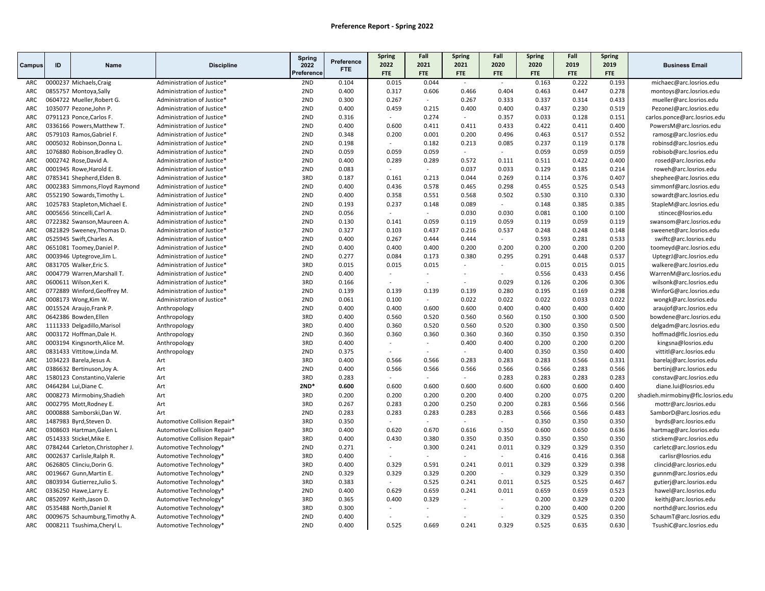## Preference Report - Spring 2022

| Campus | ID | Name | Discipline | Spring 2022 Preference | Preference FTE | Spring 2022 FTE | Fall 2021 FTE | Spring 2021 FTE | Fall 2020 FTE | Spring 2020 FTE | Fall 2019 FTE | Spring 2019 FTE | Business Email |
|---|---|---|---|---|---|---|---|---|---|---|---|---|---|
| ARC | 0000237 | Michaels,Craig | Administration of Justice* | 2ND | 0.104 | 0.015 | 0.044 | - | - | 0.163 | 0.222 | 0.193 | michaec@arc.losrios.edu |
| ARC | 0855757 | Montoya,Sally | Administration of Justice* | 2ND | 0.400 | 0.317 | 0.606 | 0.466 | 0.404 | 0.463 | 0.447 | 0.278 | montoys@arc.losrios.edu |
| ARC | 0604722 | Mueller,Robert G. | Administration of Justice* | 2ND | 0.300 | 0.267 | - | 0.267 | 0.333 | 0.337 | 0.314 | 0.433 | mueller@arc.losrios.edu |
| ARC | 1035077 | Pezone,John P. | Administration of Justice* | 2ND | 0.400 | 0.459 | 0.215 | 0.400 | 0.400 | 0.437 | 0.230 | 0.519 | PezoneJ@arc.losrios.edu |
| ARC | 0791123 | Ponce,Carlos F. | Administration of Justice* | 2ND | 0.316 | - | 0.274 | - | 0.357 | 0.033 | 0.128 | 0.151 | carlos.ponce@arc.losrios.edu |
| ARC | 0336166 | Powers,Matthew T. | Administration of Justice* | 2ND | 0.400 | 0.600 | 0.411 | 0.411 | 0.433 | 0.422 | 0.411 | 0.400 | PowersM@arc.losrios.edu |
| ARC | 0579103 | Ramos,Gabriel F. | Administration of Justice* | 2ND | 0.348 | 0.200 | 0.001 | 0.200 | 0.496 | 0.463 | 0.517 | 0.552 | ramosg@arc.losrios.edu |
| ARC | 0005032 | Robinson,Donna L. | Administration of Justice* | 2ND | 0.198 | - | 0.182 | 0.213 | 0.085 | 0.237 | 0.119 | 0.178 | robinsd@arc.losrios.edu |
| ARC | 1076880 | Robison,Bradley O. | Administration of Justice* | 2ND | 0.059 | 0.059 | 0.059 | - | - | 0.059 | 0.059 | 0.059 | robisob@arc.losrios.edu |
| ARC | 0002742 | Rose,David A. | Administration of Justice* | 2ND | 0.400 | 0.289 | 0.289 | 0.572 | 0.111 | 0.511 | 0.422 | 0.400 | rosed@arc.losrios.edu |
| ARC | 0001945 | Rowe,Harold E. | Administration of Justice* | 2ND | 0.083 | - | - | 0.037 | 0.033 | 0.129 | 0.185 | 0.214 | roweh@arc.losrios.edu |
| ARC | 0785341 | Shepherd,Elden B. | Administration of Justice* | 3RD | 0.187 | 0.161 | 0.213 | 0.044 | 0.269 | 0.114 | 0.376 | 0.407 | shephee@arc.losrios.edu |
| ARC | 0002383 | Simmons,Floyd Raymond | Administration of Justice* | 2ND | 0.400 | 0.436 | 0.578 | 0.465 | 0.298 | 0.455 | 0.525 | 0.543 | simmonf@arc.losrios.edu |
| ARC | 0552190 | Sowards,Timothy L. | Administration of Justice* | 2ND | 0.400 | 0.358 | 0.551 | 0.568 | 0.502 | 0.530 | 0.310 | 0.330 | sowardt@arc.losrios.edu |
| ARC | 1025783 | Stapleton,Michael E. | Administration of Justice* | 2ND | 0.193 | 0.237 | 0.148 | 0.089 | - | 0.148 | 0.385 | 0.385 | StapleM@arc.losrios.edu |
| ARC | 0005656 | Stincelli,Carl A. | Administration of Justice* | 2ND | 0.056 | - | - | 0.030 | 0.030 | 0.081 | 0.100 | 0.100 | stincec@losrios.edu |
| ARC | 0722382 | Swanson,Maureen A. | Administration of Justice* | 2ND | 0.130 | 0.141 | 0.059 | 0.119 | 0.059 | 0.119 | 0.059 | 0.119 | swansom@arc.losrios.edu |
| ARC | 0821829 | Sweeney,Thomas D. | Administration of Justice* | 2ND | 0.327 | 0.103 | 0.437 | 0.216 | 0.537 | 0.248 | 0.248 | 0.148 | sweenet@arc.losrios.edu |
| ARC | 0525945 | Swift,Charles A. | Administration of Justice* | 2ND | 0.400 | 0.267 | 0.444 | 0.444 | - | 0.593 | 0.281 | 0.533 | swiftc@arc.losrios.edu |
| ARC | 0651081 | Toomey,Daniel P. | Administration of Justice* | 2ND | 0.400 | 0.400 | 0.400 | 0.200 | 0.200 | 0.200 | 0.200 | 0.200 | toomeyd@arc.losrios.edu |
| ARC | 0003946 | Uptegrove,Jim L. | Administration of Justice* | 2ND | 0.277 | 0.084 | 0.173 | 0.380 | 0.295 | 0.291 | 0.448 | 0.537 | UptegrJ@arc.losrios.edu |
| ARC | 0831705 | Walker,Eric S. | Administration of Justice* | 3RD | 0.015 | 0.015 | 0.015 | - | - | 0.015 | 0.015 | 0.015 | walkere@arc.losrios.edu |
| ARC | 0004779 | Warren,Marshall T. | Administration of Justice* | 2ND | 0.400 | - | - | - | - | 0.556 | 0.433 | 0.456 | WarrenM@arc.losrios.edu |
| ARC | 0600611 | Wilson,Keri K. | Administration of Justice* | 3RD | 0.166 | - | - | - | 0.029 | 0.126 | 0.206 | 0.306 | wilsonk@arc.losrios.edu |
| ARC | 0772889 | Winford,Geoffrey M. | Administration of Justice* | 2ND | 0.139 | 0.139 | 0.139 | 0.139 | 0.280 | 0.195 | 0.169 | 0.298 | WinforG@arc.losrios.edu |
| ARC | 0008173 | Wong,Kim W. | Administration of Justice* | 2ND | 0.061 | 0.100 | - | 0.022 | 0.022 | 0.022 | 0.033 | 0.022 | wongk@arc.losrios.edu |
| ARC | 0015524 | Araujo,Frank P. | Anthropology | 2ND | 0.400 | 0.400 | 0.600 | 0.600 | 0.400 | 0.400 | 0.400 | 0.400 | araujof@arc.losrios.edu |
| ARC | 0642386 | Bowden,Ellen | Anthropology | 3RD | 0.400 | 0.560 | 0.520 | 0.560 | 0.560 | 0.150 | 0.300 | 0.500 | bowdene@arc.losrios.edu |
| ARC | 1111333 | Delgadillo,Marisol | Anthropology | 3RD | 0.400 | 0.360 | 0.520 | 0.560 | 0.520 | 0.300 | 0.350 | 0.500 | delgadm@arc.losrios.edu |
| ARC | 0003172 | Hoffman,Dale H. | Anthropology | 2ND | 0.360 | 0.360 | 0.360 | 0.360 | 0.360 | 0.350 | 0.350 | 0.350 | hoffmad@flc.losrios.edu |
| ARC | 0003194 | Kingsnorth,Alice M. | Anthropology | 3RD | 0.400 | - | - | 0.400 | 0.400 | 0.200 | 0.200 | 0.200 | kingsna@losrios.edu |
| ARC | 0831433 | Vittitow,Linda M. | Anthropology | 2ND | 0.375 | - | - | - | 0.400 | 0.350 | 0.350 | 0.400 | vittitl@arc.losrios.edu |
| ARC | 1034223 | Barela,Jesus A. | Art | 3RD | 0.400 | 0.566 | 0.566 | 0.283 | 0.283 | 0.283 | 0.566 | 0.331 | barelaj@arc.losrios.edu |
| ARC | 0386632 | Bertinuson,Joy A. | Art | 2ND | 0.400 | 0.566 | 0.566 | 0.566 | 0.566 | 0.566 | 0.283 | 0.566 | bertinj@arc.losrios.edu |
| ARC | 1580123 | Constantino,Valerie | Art | 3RD | 0.283 | - | - | - | 0.283 | 0.283 | 0.283 | 0.283 | constav@arc.losrios.edu |
| ARC | 0464284 | Lui,Diane C. | Art | **2ND*** | **0.600** | 0.600 | 0.600 | 0.600 | 0.600 | 0.600 | 0.600 | 0.400 | diane.lui@losrios.edu |
| ARC | 0008273 | Mirmobiny,Shadieh | Art | 3RD | 0.200 | 0.200 | 0.200 | 0.200 | 0.400 | 0.200 | 0.075 | 0.200 | shadieh.mirmobiny@flc.losrios.edu |
| ARC | 0002795 | Mott,Rodney E. | Art | 3RD | 0.267 | 0.283 | 0.200 | 0.250 | 0.200 | 0.283 | 0.566 | 0.566 | mottr@arc.losrios.edu |
| ARC | 0000888 | Samborski,Dan W. | Art | 2ND | 0.283 | 0.283 | 0.283 | 0.283 | 0.283 | 0.566 | 0.566 | 0.483 | SamborD@arc.losrios.edu |
| ARC | 1487983 | Byrd,Steven D. | Automotive Collision Repair* | 3RD | 0.350 | - | - | - | - | 0.350 | 0.350 | 0.350 | byrds@arc.losrios.edu |
| ARC | 0308603 | Hartman,Galen L | Automotive Collision Repair* | 3RD | 0.400 | 0.620 | 0.670 | 0.616 | 0.350 | 0.600 | 0.650 | 0.636 | hartmag@arc.losrios.edu |
| ARC | 0514333 | Stickel,Mike E. | Automotive Collision Repair* | 3RD | 0.400 | 0.430 | 0.380 | 0.350 | 0.350 | 0.350 | 0.350 | 0.350 | stickem@arc.losrios.edu |
| ARC | 0784244 | Carleton,Christopher J. | Automotive Technology* | 2ND | 0.271 | - | 0.300 | 0.241 | 0.011 | 0.329 | 0.329 | 0.350 | carletc@arc.losrios.edu |
| ARC | 0002637 | Carlisle,Ralph R. | Automotive Technology* | 3RD | 0.400 | - | - | - | - | 0.416 | 0.416 | 0.368 | carlisr@losrios.edu |
| ARC | 0626805 | Clinciu,Dorin G. | Automotive Technology* | 3RD | 0.400 | 0.329 | 0.591 | 0.241 | 0.011 | 0.329 | 0.329 | 0.398 | clincid@arc.losrios.edu |
| ARC | 0019667 | Gunn,Martin E. | Automotive Technology* | 2ND | 0.329 | 0.329 | 0.329 | 0.200 | - | 0.329 | 0.329 | 0.350 | gunnm@arc.losrios.edu |
| ARC | 0803934 | Gutierrez,Julio S. | Automotive Technology* | 3RD | 0.383 | - | 0.525 | 0.241 | 0.011 | 0.525 | 0.525 | 0.467 | gutierj@arc.losrios.edu |
| ARC | 0336250 | Hawe,Larry E. | Automotive Technology* | 2ND | 0.400 | 0.629 | 0.659 | 0.241 | 0.011 | 0.659 | 0.659 | 0.523 | hawel@arc.losrios.edu |
| ARC | 0852097 | Keith,Jason D. | Automotive Technology* | 3RD | 0.365 | 0.400 | 0.329 | - | - | 0.200 | 0.329 | 0.200 | keithj@arc.losrios.edu |
| ARC | 0535488 | North,Daniel R | Automotive Technology* | 3RD | 0.300 | - | - | - | - | 0.200 | 0.400 | 0.200 | northd@arc.losrios.edu |
| ARC | 0009675 | Schaumburg,Timothy A. | Automotive Technology* | 2ND | 0.400 | - | - | - | - | 0.329 | 0.525 | 0.350 | SchaumT@arc.losrios.edu |
| ARC | 0008211 | Tsushima,Cheryl L. | Automotive Technology* | 2ND | 0.400 | 0.525 | 0.669 | 0.241 | 0.329 | 0.525 | 0.635 | 0.630 | TsushiC@arc.losrios.edu |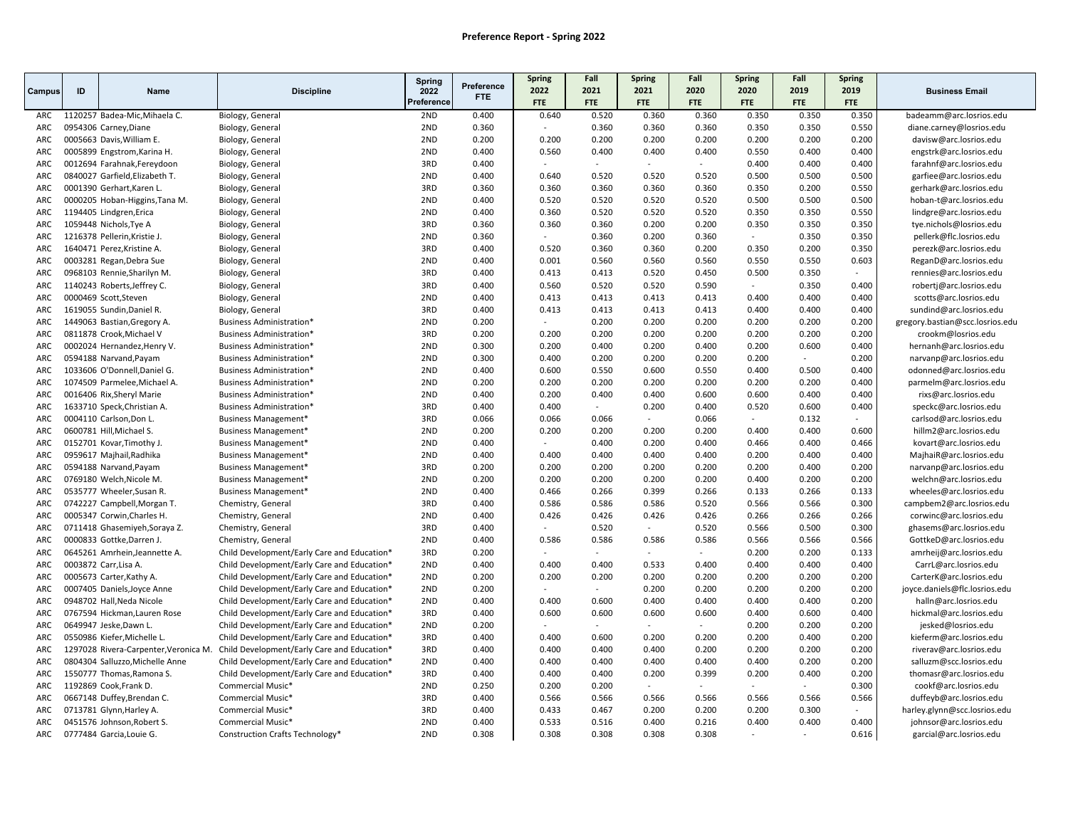## Preference Report - Spring 2022

| Campus | ID | Name | Discipline | Spring 2022 Preference | Preference FTE | Spring 2022 FTE | Fall 2021 FTE | Spring 2021 FTE | Fall 2020 FTE | Spring 2020 FTE | Fall 2019 FTE | Spring 2019 FTE | Business Email |
|---|---|---|---|---|---|---|---|---|---|---|---|---|---|
| ARC | 1120257 | Badea-Mic,Mihaela C. | Biology, General | 2ND | 0.400 | 0.640 | 0.520 | 0.360 | 0.360 | 0.350 | 0.350 | 0.350 | badeamm@arc.losrios.edu |
| ARC | 0954306 | Carney,Diane | Biology, General | 2ND | 0.360 | - | 0.360 | 0.360 | 0.360 | 0.350 | 0.350 | 0.550 | diane.carney@losrios.edu |
| ARC | 0005663 | Davis,William E. | Biology, General | 2ND | 0.200 | 0.200 | 0.200 | 0.200 | 0.200 | 0.200 | 0.200 | 0.200 | davisw@arc.losrios.edu |
| ARC | 0005899 | Engstrom,Karina H. | Biology, General | 2ND | 0.400 | 0.560 | 0.400 | 0.400 | 0.400 | 0.550 | 0.400 | 0.400 | engstrk@arc.losrios.edu |
| ARC | 0012694 | Farahnak,Fereydoon | Biology, General | 3RD | 0.400 | - | - | - | - | 0.400 | 0.400 | 0.400 | farahnf@arc.losrios.edu |
| ARC | 0840027 | Garfield,Elizabeth T. | Biology, General | 2ND | 0.400 | 0.640 | 0.520 | 0.520 | 0.520 | 0.500 | 0.500 | 0.500 | garfiee@arc.losrios.edu |
| ARC | 0001390 | Gerhart,Karen L. | Biology, General | 3RD | 0.360 | 0.360 | 0.360 | 0.360 | 0.360 | 0.350 | 0.200 | 0.550 | gerhark@arc.losrios.edu |
| ARC | 0000205 | Hoban-Higgins,Tana M. | Biology, General | 2ND | 0.400 | 0.520 | 0.520 | 0.520 | 0.520 | 0.500 | 0.500 | 0.500 | hoban-t@arc.losrios.edu |
| ARC | 1194405 | Lindgren,Erica | Biology, General | 2ND | 0.400 | 0.360 | 0.520 | 0.520 | 0.520 | 0.350 | 0.350 | 0.550 | lindgre@arc.losrios.edu |
| ARC | 1059448 | Nichols,Tye A | Biology, General | 3RD | 0.360 | 0.360 | 0.360 | 0.200 | 0.200 | 0.350 | 0.350 | 0.350 | tye.nichols@losrios.edu |
| ARC | 1216378 | Pellerin,Kristie J. | Biology, General | 2ND | 0.360 | - | 0.360 | 0.200 | 0.360 | - | 0.350 | 0.350 | pellerk@flc.losrios.edu |
| ARC | 1640471 | Perez,Kristine A. | Biology, General | 3RD | 0.400 | 0.520 | 0.360 | 0.360 | 0.200 | 0.350 | 0.200 | 0.350 | perezk@arc.losrios.edu |
| ARC | 0003281 | Regan,Debra Sue | Biology, General | 2ND | 0.400 | 0.001 | 0.560 | 0.560 | 0.560 | 0.550 | 0.550 | 0.603 | ReganD@arc.losrios.edu |
| ARC | 0968103 | Rennie,Sharilyn M. | Biology, General | 3RD | 0.400 | 0.413 | 0.413 | 0.520 | 0.450 | 0.500 | 0.350 | - | rennies@arc.losrios.edu |
| ARC | 1140243 | Roberts,Jeffrey C. | Biology, General | 3RD | 0.400 | 0.560 | 0.520 | 0.520 | 0.590 | - | 0.350 | 0.400 | robertj@arc.losrios.edu |
| ARC | 0000469 | Scott,Steven | Biology, General | 2ND | 0.400 | 0.413 | 0.413 | 0.413 | 0.413 | 0.400 | 0.400 | 0.400 | scotts@arc.losrios.edu |
| ARC | 1619055 | Sundin,Daniel R. | Biology, General | 3RD | 0.400 | 0.413 | 0.413 | 0.413 | 0.413 | 0.400 | 0.400 | 0.400 | sundind@arc.losrios.edu |
| ARC | 1449063 | Bastian,Gregory A. | Business Administration* | 2ND | 0.200 | - | 0.200 | 0.200 | 0.200 | 0.200 | 0.200 | 0.200 | gregory.bastian@scc.losrios.edu |
| ARC | 0811878 | Crook,Michael V | Business Administration* | 3RD | 0.200 | 0.200 | 0.200 | 0.200 | 0.200 | 0.200 | 0.200 | 0.200 | crookm@arc.losrios.edu |
| ARC | 0002024 | Hernandez,Henry V. | Business Administration* | 2ND | 0.300 | 0.200 | 0.400 | 0.200 | 0.400 | 0.200 | 0.600 | 0.400 | hernanh@arc.losrios.edu |
| ARC | 0594188 | Narvand,Payam | Business Administration* | 2ND | 0.300 | 0.400 | 0.200 | 0.200 | 0.200 | 0.200 | - | 0.200 | narvanp@arc.losrios.edu |
| ARC | 1033606 | O'Donnell,Daniel G. | Business Administration* | 2ND | 0.400 | 0.600 | 0.550 | 0.600 | 0.550 | 0.400 | 0.500 | 0.400 | odonned@arc.losrios.edu |
| ARC | 1074509 | Parmelee,Michael A. | Business Administration* | 2ND | 0.200 | 0.200 | 0.200 | 0.200 | 0.200 | 0.200 | 0.200 | 0.400 | parmelm@arc.losrios.edu |
| ARC | 0016406 | Rix,Sheryl Marie | Business Administration* | 2ND | 0.400 | 0.200 | 0.400 | 0.400 | 0.600 | 0.600 | 0.400 | 0.400 | rixs@arc.losrios.edu |
| ARC | 1633710 | Speck,Christian A. | Business Administration* | 3RD | 0.400 | 0.400 | - | 0.200 | 0.400 | 0.520 | 0.600 | 0.400 | speckc@arc.losrios.edu |
| ARC | 0004110 | Carlson,Don L. | Business Management* | 3RD | 0.066 | 0.066 | 0.066 | - | 0.066 | - | 0.132 | - | carlsod@arc.losrios.edu |
| ARC | 0600781 | Hill,Michael S. | Business Management* | 2ND | 0.200 | 0.200 | 0.200 | 0.200 | 0.200 | 0.400 | 0.400 | 0.600 | hillm2@arc.losrios.edu |
| ARC | 0152701 | Kovar,Timothy J. | Business Management* | 2ND | 0.400 | - | 0.400 | 0.200 | 0.400 | 0.466 | 0.400 | 0.466 | kovart@arc.losrios.edu |
| ARC | 0959617 | Majhail,Radhika | Business Management* | 2ND | 0.400 | 0.400 | 0.400 | 0.400 | 0.400 | 0.200 | 0.400 | 0.400 | MajhaiR@arc.losrios.edu |
| ARC | 0594188 | Narvand,Payam | Business Management* | 3RD | 0.200 | 0.200 | 0.200 | 0.200 | 0.200 | 0.200 | 0.400 | 0.200 | narvanp@arc.losrios.edu |
| ARC | 0769180 | Welch,Nicole M. | Business Management* | 2ND | 0.200 | 0.200 | 0.200 | 0.200 | 0.200 | 0.400 | 0.200 | 0.200 | welchn@arc.losrios.edu |
| ARC | 0535777 | Wheeler,Susan R. | Business Management* | 2ND | 0.400 | 0.466 | 0.266 | 0.399 | 0.266 | 0.133 | 0.266 | 0.133 | wheeles@arc.losrios.edu |
| ARC | 0742227 | Campbell,Morgan T. | Chemistry, General | 3RD | 0.400 | 0.586 | 0.586 | 0.586 | 0.520 | 0.566 | 0.566 | 0.300 | campbem2@arc.losrios.edu |
| ARC | 0005347 | Corwin,Charles H. | Chemistry, General | 2ND | 0.400 | 0.426 | 0.426 | 0.426 | 0.426 | 0.266 | 0.266 | 0.266 | corwinc@arc.losrios.edu |
| ARC | 0711418 | Ghasemiyeh,Soraya Z. | Chemistry, General | 3RD | 0.400 | - | 0.520 | - | 0.520 | 0.566 | 0.500 | 0.300 | ghasems@arc.losrios.edu |
| ARC | 0000833 | Gottke,Darren J. | Chemistry, General | 2ND | 0.400 | 0.586 | 0.586 | 0.586 | 0.586 | 0.566 | 0.566 | 0.566 | GottkeD@arc.losrios.edu |
| ARC | 0645261 | Amrhein,Jeannette A. | Child Development/Early Care and Education* | 3RD | 0.200 | - | - | - | - | 0.200 | 0.200 | 0.133 | amrheij@arc.losrios.edu |
| ARC | 0003872 | Carr,Lisa A. | Child Development/Early Care and Education* | 2ND | 0.400 | 0.400 | 0.400 | 0.533 | 0.400 | 0.400 | 0.400 | 0.400 | CarrL@arc.losrios.edu |
| ARC | 0005673 | Carter,Kathy A. | Child Development/Early Care and Education* | 2ND | 0.200 | 0.200 | 0.200 | 0.200 | 0.200 | 0.200 | 0.200 | 0.200 | CarterK@arc.losrios.edu |
| ARC | 0007405 | Daniels,Joyce Anne | Child Development/Early Care and Education* | 2ND | 0.200 | - | - | 0.200 | 0.200 | 0.200 | 0.200 | 0.200 | joyce.daniels@flc.losrios.edu |
| ARC | 0948702 | Hall,Neda Nicole | Child Development/Early Care and Education* | 2ND | 0.400 | 0.400 | 0.600 | 0.400 | 0.400 | 0.400 | 0.400 | 0.200 | halln@arc.losrios.edu |
| ARC | 0767594 | Hickman,Lauren Rose | Child Development/Early Care and Education* | 3RD | 0.400 | 0.600 | 0.600 | 0.600 | 0.600 | 0.400 | 0.600 | 0.400 | hickmal@arc.losrios.edu |
| ARC | 0649947 | Jeske,Dawn L. | Child Development/Early Care and Education* | 2ND | 0.200 | - | - | - | - | 0.200 | 0.200 | 0.200 | jesked@losrios.edu |
| ARC | 0550986 | Kiefer,Michelle L. | Child Development/Early Care and Education* | 3RD | 0.400 | 0.400 | 0.600 | 0.200 | 0.200 | 0.200 | 0.400 | 0.200 | kieferm@arc.losrios.edu |
| ARC | 1297028 | Rivera-Carpenter,Veronica M. | Child Development/Early Care and Education* | 3RD | 0.400 | 0.400 | 0.400 | 0.400 | 0.200 | 0.200 | 0.200 | 0.200 | riverav@arc.losrios.edu |
| ARC | 0804304 | Salluzzo,Michelle Anne | Child Development/Early Care and Education* | 2ND | 0.400 | 0.400 | 0.400 | 0.400 | 0.400 | 0.400 | 0.200 | 0.200 | salluzm@scc.losrios.edu |
| ARC | 1550777 | Thomas,Ramona S. | Child Development/Early Care and Education* | 3RD | 0.400 | 0.400 | 0.400 | 0.200 | 0.399 | 0.200 | 0.400 | 0.200 | thomasr@arc.losrios.edu |
| ARC | 1192869 | Cook,Frank D. | Commercial Music* | 2ND | 0.250 | 0.200 | 0.200 | - | - | - | - | 0.300 | cookf@arc.losrios.edu |
| ARC | 0667148 | Duffey,Brendan C. | Commercial Music* | 3RD | 0.400 | 0.566 | 0.566 | 0.566 | 0.566 | 0.566 | 0.566 | 0.566 | duffeyb@arc.losrios.edu |
| ARC | 0713781 | Glynn,Harley A. | Commercial Music* | 3RD | 0.400 | 0.433 | 0.467 | 0.200 | 0.200 | 0.200 | 0.300 | - | harley.glynn@scc.losrios.edu |
| ARC | 0451576 | Johnson,Robert S. | Commercial Music* | 2ND | 0.400 | 0.533 | 0.516 | 0.400 | 0.216 | 0.400 | 0.400 | 0.400 | johnsor@arc.losrios.edu |
| ARC | 0777484 | Garcia,Louie G. | Construction Crafts Technology* | 2ND | 0.308 | 0.308 | 0.308 | 0.308 | 0.308 | - | - | 0.616 | garcial@arc.losrios.edu |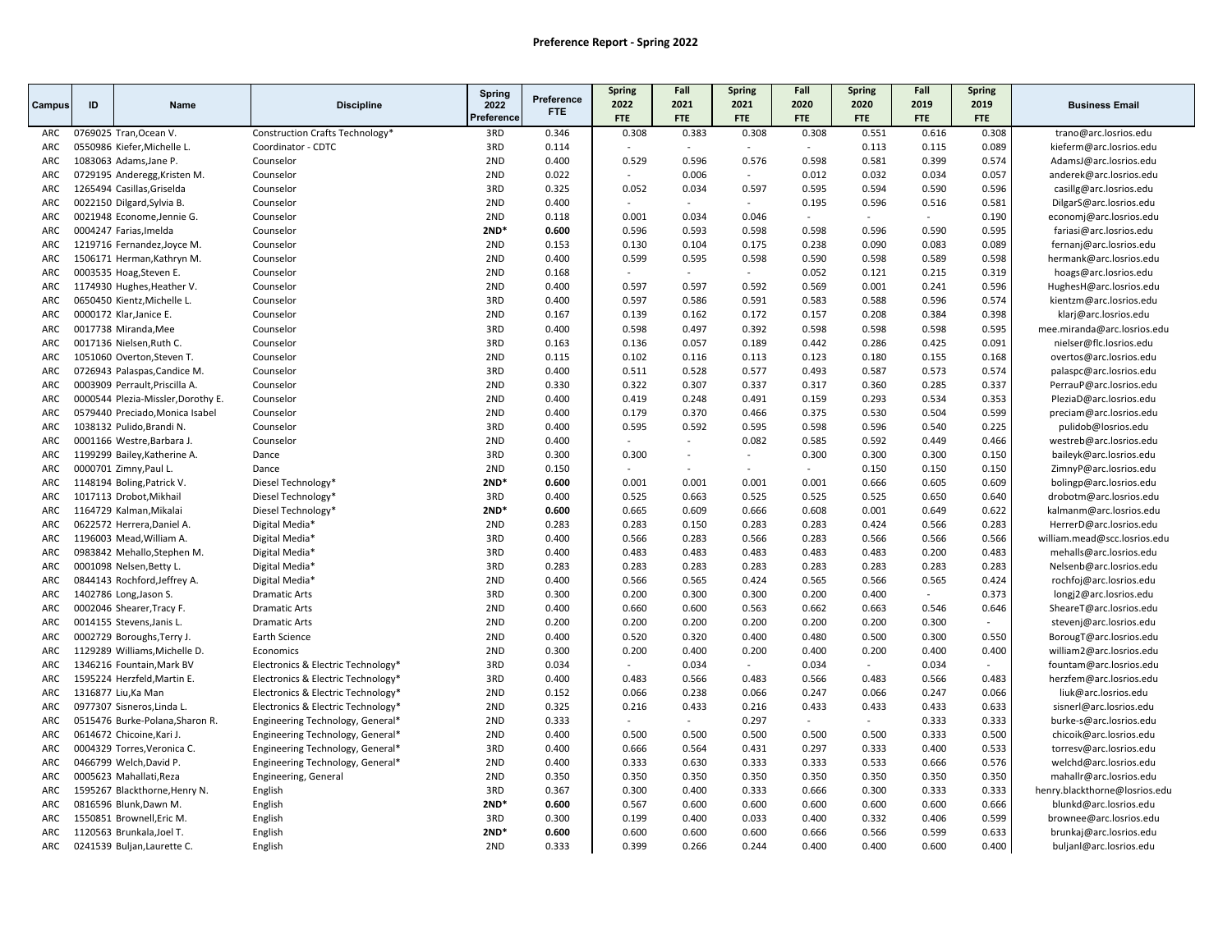# Preference Report - Spring 2022

| Campus | ID | Name | Discipline | Spring 2022 Preference | Preference FTE | Spring 2022 FTE | Fall 2021 FTE | Spring 2021 FTE | Fall 2020 FTE | Spring 2020 FTE | Fall 2019 FTE | Spring 2019 FTE | Business Email |
|---|---|---|---|---|---|---|---|---|---|---|---|---|---|
| ARC | 0769025 | Tran,Ocean V. | Construction Crafts Technology* | 3RD | 0.346 | 0.308 | 0.383 | 0.308 | 0.308 | 0.551 | 0.616 | 0.308 | trano@arc.losrios.edu |
| ARC | 0550986 | Kiefer,Michelle L. | Coordinator - CDTC | 3RD | 0.114 | - | - | - | - | 0.113 | 0.115 | 0.089 | kieferm@arc.losrios.edu |
| ARC | 1083063 | Adams,Jane P. | Counselor | 2ND | 0.400 | 0.529 | 0.596 | 0.576 | 0.598 | 0.581 | 0.399 | 0.574 | AdamsJ@arc.losrios.edu |
| ARC | 0729195 | Anderegg,Kristen M. | Counselor | 2ND | 0.022 | - | 0.006 | - | 0.012 | 0.032 | 0.034 | 0.057 | anderek@arc.losrios.edu |
| ARC | 1265494 | Casillas,Griselda | Counselor | 3RD | 0.325 | 0.052 | 0.034 | 0.597 | 0.595 | 0.594 | 0.590 | 0.596 | casillg@arc.losrios.edu |
| ARC | 0022150 | Dilgard,Sylvia B. | Counselor | 2ND | 0.400 | - | - | - | 0.195 | 0.596 | 0.516 | 0.581 | DilgarS@arc.losrios.edu |
| ARC | 0021948 | Econome,Jennie G. | Counselor | 2ND | 0.118 | 0.001 | 0.034 | 0.046 | - | - | - | 0.190 | economj@arc.losrios.edu |
| ARC | 0004247 | Farias,Imelda | Counselor | **2ND*** | **0.600** | 0.596 | 0.593 | 0.598 | 0.598 | 0.596 | 0.590 | 0.595 | fariasi@arc.losrios.edu |
| ARC | 1219716 | Fernandez,Joyce M. | Counselor | 2ND | 0.153 | 0.130 | 0.104 | 0.175 | 0.238 | 0.090 | 0.083 | 0.089 | fernanj@arc.losrios.edu |
| ARC | 1506171 | Herman,Kathryn M. | Counselor | 2ND | 0.400 | 0.599 | 0.595 | 0.598 | 0.590 | 0.598 | 0.589 | 0.598 | hermank@arc.losrios.edu |
| ARC | 0003535 | Hoag,Steven E. | Counselor | 2ND | 0.168 | - | - | - | 0.052 | 0.121 | 0.215 | 0.319 | hoags@arc.losrios.edu |
| ARC | 1174930 | Hughes,Heather V. | Counselor | 2ND | 0.400 | 0.597 | 0.597 | 0.592 | 0.569 | 0.001 | 0.241 | 0.596 | HughesH@arc.losrios.edu |
| ARC | 0650450 | Kientz,Michelle L. | Counselor | 3RD | 0.400 | 0.597 | 0.586 | 0.591 | 0.583 | 0.588 | 0.596 | 0.574 | kientzm@arc.losrios.edu |
| ARC | 0000172 | Klar,Janice E. | Counselor | 2ND | 0.167 | 0.139 | 0.162 | 0.172 | 0.157 | 0.208 | 0.384 | 0.398 | klarj@arc.losrios.edu |
| ARC | 0017738 | Miranda,Mee | Counselor | 3RD | 0.400 | 0.598 | 0.497 | 0.392 | 0.598 | 0.598 | 0.598 | 0.595 | mee.miranda@arc.losrios.edu |
| ARC | 0017136 | Nielsen,Ruth C. | Counselor | 3RD | 0.163 | 0.136 | 0.057 | 0.189 | 0.442 | 0.286 | 0.425 | 0.091 | nielser@flc.losrios.edu |
| ARC | 1051060 | Overton,Steven T. | Counselor | 2ND | 0.115 | 0.102 | 0.116 | 0.113 | 0.123 | 0.180 | 0.155 | 0.168 | overtos@arc.losrios.edu |
| ARC | 0726943 | Palaspas,Candice M. | Counselor | 3RD | 0.400 | 0.511 | 0.528 | 0.577 | 0.493 | 0.587 | 0.573 | 0.574 | palaspc@arc.losrios.edu |
| ARC | 0003909 | Perrault,Priscilla A. | Counselor | 2ND | 0.330 | 0.322 | 0.307 | 0.337 | 0.317 | 0.360 | 0.285 | 0.337 | PerrauP@arc.losrios.edu |
| ARC | 0000544 | Plezia-Missler,Dorothy E. | Counselor | 2ND | 0.400 | 0.419 | 0.248 | 0.491 | 0.159 | 0.293 | 0.534 | 0.353 | PleziaD@arc.losrios.edu |
| ARC | 0579440 | Preciado,Monica Isabel | Counselor | 2ND | 0.400 | 0.179 | 0.370 | 0.466 | 0.375 | 0.530 | 0.504 | 0.599 | preciam@arc.losrios.edu |
| ARC | 1038132 | Pulido,Brandi N. | Counselor | 3RD | 0.400 | 0.595 | 0.592 | 0.595 | 0.598 | 0.596 | 0.540 | 0.225 | pulidob@losrios.edu |
| ARC | 0001166 | Westre,Barbara J. | Counselor | 2ND | 0.400 | - | - | 0.082 | 0.585 | 0.592 | 0.449 | 0.466 | westreb@arc.losrios.edu |
| ARC | 1199299 | Bailey,Katherine A. | Dance | 3RD | 0.300 | 0.300 | - | - | 0.300 | 0.300 | 0.300 | 0.150 | baileyk@arc.losrios.edu |
| ARC | 0000701 | Zimny,Paul L. | Dance | 2ND | 0.150 | - | - | - | - | 0.150 | 0.150 | 0.150 | ZimnyP@arc.losrios.edu |
| ARC | 1148194 | Boling,Patrick V. | Diesel Technology* | **2ND*** | **0.600** | 0.001 | 0.001 | 0.001 | 0.001 | 0.666 | 0.605 | 0.609 | bolingp@arc.losrios.edu |
| ARC | 1017113 | Drobot,Mikhail | Diesel Technology* | 3RD | 0.400 | 0.525 | 0.663 | 0.525 | 0.525 | 0.525 | 0.650 | 0.640 | drobotm@arc.losrios.edu |
| ARC | 1164729 | Kalman,Mikalai | Diesel Technology* | **2ND*** | **0.600** | 0.665 | 0.609 | 0.666 | 0.608 | 0.001 | 0.649 | 0.622 | kalmanm@arc.losrios.edu |
| ARC | 0622572 | Herrera,Daniel A. | Digital Media* | 2ND | 0.283 | 0.283 | 0.150 | 0.283 | 0.283 | 0.424 | 0.566 | 0.283 | HerrerD@arc.losrios.edu |
| ARC | 1196003 | Mead,William A. | Digital Media* | 3RD | 0.400 | 0.566 | 0.283 | 0.566 | 0.283 | 0.566 | 0.566 | 0.566 | william.mead@scc.losrios.edu |
| ARC | 0983842 | Mehallo,Stephen M. | Digital Media* | 3RD | 0.400 | 0.483 | 0.483 | 0.483 | 0.483 | 0.483 | 0.200 | 0.483 | mehalls@arc.losrios.edu |
| ARC | 0001098 | Nelsen,Betty L. | Digital Media* | 3RD | 0.283 | 0.283 | 0.283 | 0.283 | 0.283 | 0.283 | 0.283 | 0.283 | Nelsenb@arc.losrios.edu |
| ARC | 0844143 | Rochford,Jeffrey A. | Digital Media* | 2ND | 0.400 | 0.566 | 0.565 | 0.424 | 0.565 | 0.566 | 0.565 | 0.424 | rochfoj@arc.losrios.edu |
| ARC | 1402786 | Long,Jason S. | Dramatic Arts | 3RD | 0.300 | 0.200 | 0.300 | 0.300 | 0.200 | 0.400 | - | 0.373 | longj2@arc.losrios.edu |
| ARC | 0002046 | Shearer,Tracy F. | Dramatic Arts | 2ND | 0.400 | 0.660 | 0.600 | 0.563 | 0.662 | 0.663 | 0.546 | 0.646 | SheareT@arc.losrios.edu |
| ARC | 0014155 | Stevens,Janis L. | Dramatic Arts | 2ND | 0.200 | 0.200 | 0.200 | 0.200 | 0.200 | 0.200 | 0.300 | - | stevenj@arc.losrios.edu |
| ARC | 0002729 | Boroughs,Terry J. | Earth Science | 2ND | 0.400 | 0.520 | 0.320 | 0.400 | 0.480 | 0.500 | 0.300 | 0.550 | BorougT@arc.losrios.edu |
| ARC | 1129289 | Williams,Michelle D. | Economics | 2ND | 0.300 | 0.200 | 0.400 | 0.200 | 0.400 | 0.200 | 0.400 | 0.400 | william2@arc.losrios.edu |
| ARC | 1346216 | Fountain,Mark BV | Electronics & Electric Technology* | 3RD | 0.034 | - | 0.034 | - | 0.034 | - | 0.034 | - | fountam@arc.losrios.edu |
| ARC | 1595224 | Herzfeld,Martin E. | Electronics & Electric Technology* | 3RD | 0.400 | 0.483 | 0.566 | 0.483 | 0.566 | 0.483 | 0.566 | 0.483 | herzfem@arc.losrios.edu |
| ARC | 1316877 | Liu,Ka Man | Electronics & Electric Technology* | 2ND | 0.152 | 0.066 | 0.238 | 0.066 | 0.247 | 0.066 | 0.247 | 0.066 | liuk@arc.losrios.edu |
| ARC | 0977307 | Sisneros,Linda L. | Electronics & Electric Technology* | 2ND | 0.325 | 0.216 | 0.433 | 0.216 | 0.433 | 0.433 | 0.433 | 0.633 | sisnerl@arc.losrios.edu |
| ARC | 0515476 | Burke-Polana,Sharon R. | Engineering Technology, General* | 2ND | 0.333 | - | - | 0.297 | - | - | 0.333 | 0.333 | burke-s@arc.losrios.edu |
| ARC | 0614672 | Chicoine,Kari J. | Engineering Technology, General* | 2ND | 0.400 | 0.500 | 0.500 | 0.500 | 0.500 | 0.500 | 0.333 | 0.500 | chicoik@arc.losrios.edu |
| ARC | 0004329 | Torres,Veronica C. | Engineering Technology, General* | 3RD | 0.400 | 0.666 | 0.564 | 0.431 | 0.297 | 0.333 | 0.400 | 0.533 | torresv@arc.losrios.edu |
| ARC | 0466799 | Welch,David P. | Engineering Technology, General* | 2ND | 0.400 | 0.333 | 0.630 | 0.333 | 0.333 | 0.533 | 0.666 | 0.576 | welchd@arc.losrios.edu |
| ARC | 0005623 | Mahallati,Reza | Engineering, General | 2ND | 0.350 | 0.350 | 0.350 | 0.350 | 0.350 | 0.350 | 0.350 | 0.350 | mahallr@arc.losrios.edu |
| ARC | 1595267 | Blackthorne,Henry N. | English | 3RD | 0.367 | 0.300 | 0.400 | 0.333 | 0.666 | 0.300 | 0.333 | 0.333 | henry.blackthorne@losrios.edu |
| ARC | 0816596 | Blunk,Dawn M. | English | **2ND*** | **0.600** | 0.567 | 0.600 | 0.600 | 0.600 | 0.600 | 0.600 | 0.666 | blunkd@arc.losrios.edu |
| ARC | 1550851 | Brownell,Eric M. | English | 3RD | 0.300 | 0.199 | 0.400 | 0.033 | 0.400 | 0.332 | 0.406 | 0.599 | brownee@arc.losrios.edu |
| ARC | 1120563 | Brunkala,Joel T. | English | **2ND*** | **0.600** | 0.600 | 0.600 | 0.600 | 0.666 | 0.566 | 0.599 | 0.633 | brunkaj@arc.losrios.edu |
| ARC | 0241539 | Buljan,Laurette C. | English | 2ND | 0.333 | 0.399 | 0.266 | 0.244 | 0.400 | 0.400 | 0.600 | 0.400 | buljanl@arc.losrios.edu |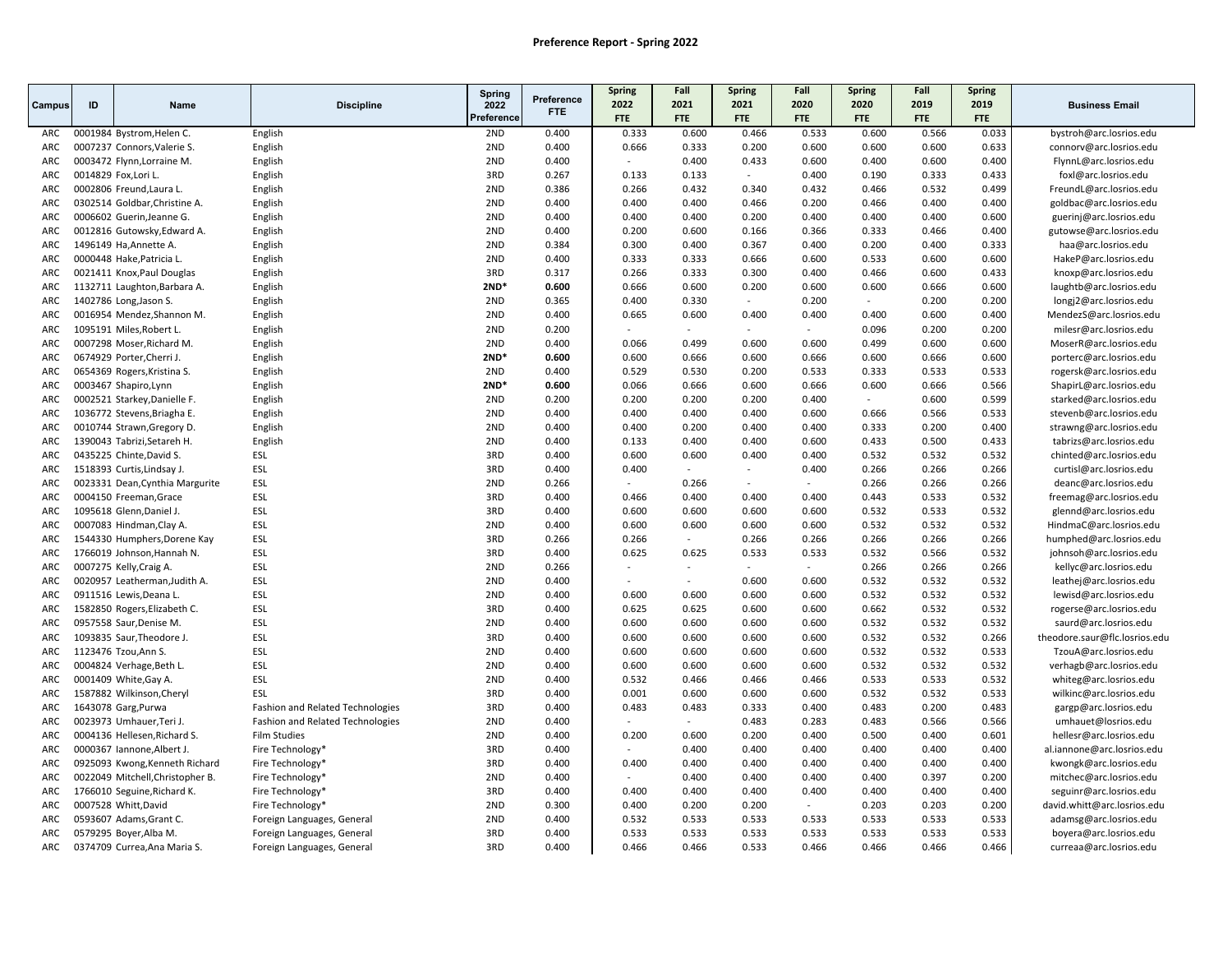**Preference Report - Spring 2022**

| Campus | ID | Name | Discipline | Spring 2022 Preference | Preference FTE | Spring 2022 FTE | Fall 2021 FTE | Spring 2021 FTE | Fall 2020 FTE | Spring 2020 FTE | Fall 2019 FTE | Spring 2019 FTE | Business Email |
|---|---|---|---|---|---|---|---|---|---|---|---|---|---|
| ARC | 0001984 | Bystrom,Helen C. | English | 2ND | 0.400 | 0.333 | 0.600 | 0.466 | 0.533 | 0.600 | 0.566 | 0.033 | bystroh@arc.losrios.edu |
| ARC | 0007237 | Connors,Valerie S. | English | 2ND | 0.400 | 0.666 | 0.333 | 0.200 | 0.600 | 0.600 | 0.600 | 0.633 | connorv@arc.losrios.edu |
| ARC | 0003472 | Flynn,Lorraine M. | English | 2ND | 0.400 | - | 0.400 | 0.433 | 0.600 | 0.400 | 0.600 | 0.400 | FlynnL@arc.losrios.edu |
| ARC | 0014829 | Fox,Lori L. | English | 3RD | 0.267 | 0.133 | 0.133 | - | 0.400 | 0.190 | 0.333 | 0.433 | foxl@arc.losrios.edu |
| ARC | 0002806 | Freund,Laura L. | English | 2ND | 0.386 | 0.266 | 0.432 | 0.340 | 0.432 | 0.466 | 0.532 | 0.499 | FreundL@arc.losrios.edu |
| ARC | 0302514 | Goldbar,Christine A. | English | 2ND | 0.400 | 0.400 | 0.400 | 0.466 | 0.200 | 0.466 | 0.400 | 0.400 | goldbac@arc.losrios.edu |
| ARC | 0006602 | Guerin,Jeanne G. | English | 2ND | 0.400 | 0.400 | 0.400 | 0.200 | 0.400 | 0.400 | 0.400 | 0.600 | guerinj@arc.losrios.edu |
| ARC | 0012816 | Gutowsky,Edward A. | English | 2ND | 0.400 | 0.200 | 0.600 | 0.166 | 0.366 | 0.333 | 0.466 | 0.400 | gutowse@arc.losrios.edu |
| ARC | 1496149 | Ha,Annette A. | English | 2ND | 0.384 | 0.300 | 0.400 | 0.367 | 0.400 | 0.200 | 0.400 | 0.333 | haa@arc.losrios.edu |
| ARC | 0000448 | Hake,Patricia L. | English | 2ND | 0.400 | 0.333 | 0.333 | 0.666 | 0.600 | 0.533 | 0.600 | 0.600 | HakeP@arc.losrios.edu |
| ARC | 0021411 | Knox,Paul Douglas | English | 3RD | 0.317 | 0.266 | 0.333 | 0.300 | 0.400 | 0.466 | 0.600 | 0.433 | knoxp@arc.losrios.edu |
| ARC | 1132711 | Laughton,Barbara A. | English | **2ND*** | **0.600** | 0.666 | 0.600 | 0.200 | 0.600 | 0.600 | 0.666 | 0.600 | laughtb@arc.losrios.edu |
| ARC | 1402786 | Long,Jason S. | English | 2ND | 0.365 | 0.400 | 0.330 | - | 0.200 | - | 0.200 | 0.200 | longj2@arc.losrios.edu |
| ARC | 0016954 | Mendez,Shannon M. | English | 2ND | 0.400 | 0.665 | 0.600 | 0.400 | 0.400 | 0.400 | 0.600 | 0.400 | MendezS@arc.losrios.edu |
| ARC | 1095191 | Miles,Robert L. | English | 2ND | 0.200 | - | - | - | - | 0.096 | 0.200 | 0.200 | milesr@arc.losrios.edu |
| ARC | 0007298 | Moser,Richard M. | English | 2ND | 0.400 | 0.066 | 0.499 | 0.600 | 0.600 | 0.499 | 0.600 | 0.600 | MoserR@arc.losrios.edu |
| ARC | 0674929 | Porter,Cherri J. | English | **2ND*** | **0.600** | 0.600 | 0.666 | 0.600 | 0.666 | 0.600 | 0.666 | 0.600 | porterc@arc.losrios.edu |
| ARC | 0654369 | Rogers,Kristina S. | English | 2ND | 0.400 | 0.529 | 0.530 | 0.200 | 0.533 | 0.333 | 0.533 | 0.533 | rogersk@arc.losrios.edu |
| ARC | 0003467 | Shapiro,Lynn | English | **2ND*** | **0.600** | 0.066 | 0.666 | 0.600 | 0.666 | 0.600 | 0.666 | 0.566 | ShapirL@arc.losrios.edu |
| ARC | 0002521 | Starkey,Danielle F. | English | 2ND | 0.200 | 0.200 | 0.200 | 0.200 | 0.400 | - | 0.600 | 0.599 | starked@arc.losrios.edu |
| ARC | 1036772 | Stevens,Briagha E. | English | 2ND | 0.400 | 0.400 | 0.400 | 0.400 | 0.600 | 0.666 | 0.566 | 0.533 | stevenb@arc.losrios.edu |
| ARC | 0010744 | Strawn,Gregory D. | English | 2ND | 0.400 | 0.400 | 0.200 | 0.400 | 0.400 | 0.333 | 0.200 | 0.400 | strawng@arc.losrios.edu |
| ARC | 1390043 | Tabrizi,Setareh H. | English | 2ND | 0.400 | 0.133 | 0.400 | 0.400 | 0.600 | 0.433 | 0.500 | 0.433 | tabrizs@arc.losrios.edu |
| ARC | 0435225 | Chinte,David S. | ESL | 3RD | 0.400 | 0.600 | 0.600 | 0.400 | 0.400 | 0.532 | 0.532 | 0.532 | chinted@arc.losrios.edu |
| ARC | 1518393 | Curtis,Lindsay J. | ESL | 3RD | 0.400 | 0.400 | - | - | 0.400 | 0.266 | 0.266 | 0.266 | curtisl@arc.losrios.edu |
| ARC | 0023331 | Dean,Cynthia Margurite | ESL | 2ND | 0.266 | - | 0.266 | - | - | 0.266 | 0.266 | 0.266 | deanc@arc.losrios.edu |
| ARC | 0004150 | Freeman,Grace | ESL | 3RD | 0.400 | 0.466 | 0.400 | 0.400 | 0.400 | 0.443 | 0.533 | 0.532 | freemag@arc.losrios.edu |
| ARC | 1095618 | Glenn,Daniel J. | ESL | 3RD | 0.400 | 0.600 | 0.600 | 0.600 | 0.600 | 0.532 | 0.533 | 0.532 | glennd@arc.losrios.edu |
| ARC | 0007083 | Hindman,Clay A. | ESL | 2ND | 0.400 | 0.600 | 0.600 | 0.600 | 0.600 | 0.532 | 0.532 | 0.532 | HindmaC@arc.losrios.edu |
| ARC | 1544330 | Humphers,Dorene Kay | ESL | 3RD | 0.266 | 0.266 | - | 0.266 | 0.266 | 0.266 | 0.266 | 0.266 | humphed@arc.losrios.edu |
| ARC | 1766019 | Johnson,Hannah N. | ESL | 3RD | 0.400 | 0.625 | 0.625 | 0.533 | 0.533 | 0.532 | 0.566 | 0.532 | johnsoh@arc.losrios.edu |
| ARC | 0007275 | Kelly,Craig A. | ESL | 2ND | 0.266 | - | - | - | - | 0.266 | 0.266 | 0.266 | kellyc@arc.losrios.edu |
| ARC | 0020957 | Leatherman,Judith A. | ESL | 2ND | 0.400 | - | - | 0.600 | 0.600 | 0.532 | 0.532 | 0.532 | leathej@arc.losrios.edu |
| ARC | 0911516 | Lewis,Deana L. | ESL | 2ND | 0.400 | 0.600 | 0.600 | 0.600 | 0.600 | 0.532 | 0.532 | 0.532 | lewisd@arc.losrios.edu |
| ARC | 1582850 | Rogers,Elizabeth C. | ESL | 3RD | 0.400 | 0.625 | 0.625 | 0.600 | 0.600 | 0.662 | 0.532 | 0.532 | rogerse@arc.losrios.edu |
| ARC | 0957558 | Saur,Denise M. | ESL | 2ND | 0.400 | 0.600 | 0.600 | 0.600 | 0.600 | 0.532 | 0.532 | 0.532 | saurd@arc.losrios.edu |
| ARC | 1093835 | Saur,Theodore J. | ESL | 3RD | 0.400 | 0.600 | 0.600 | 0.600 | 0.600 | 0.532 | 0.532 | 0.266 | theodore.saur@flc.losrios.edu |
| ARC | 1123476 | Tzou,Ann S. | ESL | 2ND | 0.400 | 0.600 | 0.600 | 0.600 | 0.600 | 0.532 | 0.532 | 0.533 | TzouA@arc.losrios.edu |
| ARC | 0004824 | Verhage,Beth L. | ESL | 2ND | 0.400 | 0.600 | 0.600 | 0.600 | 0.600 | 0.532 | 0.532 | 0.532 | verhagb@arc.losrios.edu |
| ARC | 0001409 | White,Gay A. | ESL | 2ND | 0.400 | 0.532 | 0.466 | 0.466 | 0.466 | 0.533 | 0.533 | 0.532 | whiteg@arc.losrios.edu |
| ARC | 1587882 | Wilkinson,Cheryl | ESL | 3RD | 0.400 | 0.001 | 0.600 | 0.600 | 0.600 | 0.532 | 0.532 | 0.533 | wilkinc@arc.losrios.edu |
| ARC | 1643078 | Garg,Purwa | Fashion and Related Technologies | 3RD | 0.400 | 0.483 | 0.483 | 0.333 | 0.400 | 0.483 | 0.200 | 0.483 | gargp@arc.losrios.edu |
| ARC | 0023973 | Umhauer,Teri J. | Fashion and Related Technologies | 2ND | 0.400 | - | - | 0.483 | 0.283 | 0.483 | 0.566 | 0.566 | umhauet@losrios.edu |
| ARC | 0004136 | Hellesen,Richard S. | Film Studies | 2ND | 0.400 | 0.200 | 0.600 | 0.200 | 0.400 | 0.500 | 0.400 | 0.601 | hellesr@arc.losrios.edu |
| ARC | 0000367 | Iannone,Albert J. | Fire Technology* | 3RD | 0.400 | - | 0.400 | 0.400 | 0.400 | 0.400 | 0.400 | 0.400 | al.iannone@arc.losrios.edu |
| ARC | 0925093 | Kwong,Kenneth Richard | Fire Technology* | 3RD | 0.400 | 0.400 | 0.400 | 0.400 | 0.400 | 0.400 | 0.400 | 0.400 | kwongk@arc.losrios.edu |
| ARC | 0022049 | Mitchell,Christopher B. | Fire Technology* | 2ND | 0.400 | - | 0.400 | 0.400 | 0.400 | 0.400 | 0.397 | 0.200 | mitchec@arc.losrios.edu |
| ARC | 1766010 | Seguine,Richard K. | Fire Technology* | 3RD | 0.400 | 0.400 | 0.400 | 0.400 | 0.400 | 0.400 | 0.400 | 0.400 | seguinr@arc.losrios.edu |
| ARC | 0007528 | Whitt,David | Fire Technology* | 2ND | 0.300 | 0.400 | 0.200 | 0.200 | - | 0.203 | 0.203 | 0.200 | david.whitt@arc.losrios.edu |
| ARC | 0593607 | Adams,Grant C. | Foreign Languages, General | 2ND | 0.400 | 0.532 | 0.533 | 0.533 | 0.533 | 0.533 | 0.533 | 0.533 | adamsg@arc.losrios.edu |
| ARC | 0579295 | Boyer,Alba M. | Foreign Languages, General | 3RD | 0.400 | 0.533 | 0.533 | 0.533 | 0.533 | 0.533 | 0.533 | 0.533 | boyera@arc.losrios.edu |
| ARC | 0374709 | Currea,Ana Maria S. | Foreign Languages, General | 3RD | 0.400 | 0.466 | 0.466 | 0.533 | 0.466 | 0.466 | 0.466 | 0.466 | curreaa@arc.losrios.edu |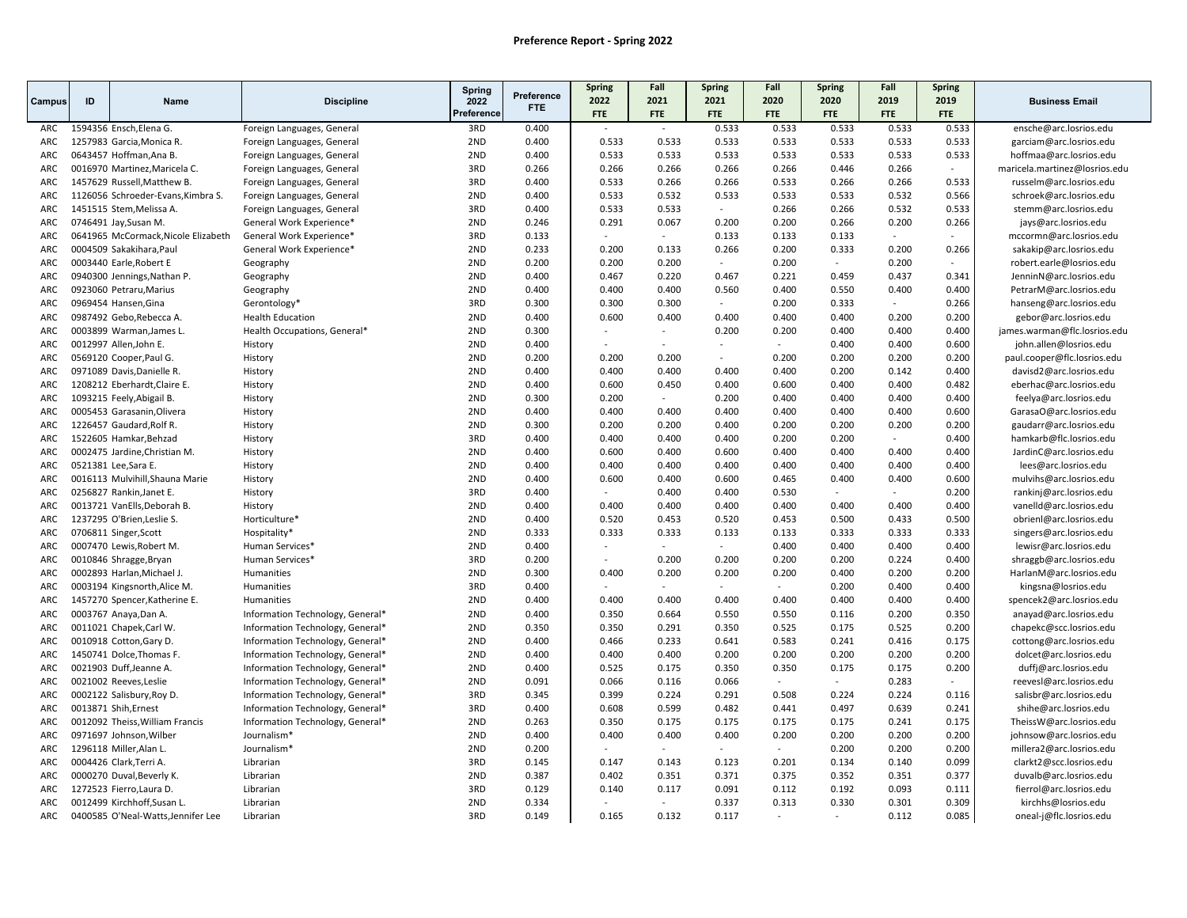**Preference Report - Spring 2022**

| Campus | ID | Name | Discipline | Spring 2022 Preference | Preference FTE | Spring 2022 FTE | Fall 2021 FTE | Spring 2021 FTE | Fall 2020 FTE | Spring 2020 FTE | Fall 2019 FTE | Spring 2019 FTE | Business Email |
|---|---|---|---|---|---|---|---|---|---|---|---|---|---|
| ARC | 1594356 | Ensch,Elena G. | Foreign Languages, General | 3RD | 0.400 | - | - | 0.533 | 0.533 | 0.533 | 0.533 | 0.533 | ensche@arc.losrios.edu |
| ARC | 1257983 | Garcia,Monica R. | Foreign Languages, General | 2ND | 0.400 | 0.533 | 0.533 | 0.533 | 0.533 | 0.533 | 0.533 | 0.533 | garciam@arc.losrios.edu |
| ARC | 0643457 | Hoffman,Ana B. | Foreign Languages, General | 2ND | 0.400 | 0.533 | 0.533 | 0.533 | 0.533 | 0.533 | 0.533 | 0.533 | hoffmaa@arc.losrios.edu |
| ARC | 0016970 | Martinez,Maricela C. | Foreign Languages, General | 3RD | 0.266 | 0.266 | 0.266 | 0.266 | 0.266 | 0.446 | 0.266 | - | maricela.martinez@losrios.edu |
| ARC | 1457629 | Russell,Matthew B. | Foreign Languages, General | 3RD | 0.400 | 0.533 | 0.266 | 0.266 | 0.533 | 0.266 | 0.266 | 0.533 | russelm@arc.losrios.edu |
| ARC | 1126056 | Schroeder-Evans,Kimbra S. | Foreign Languages, General | 2ND | 0.400 | 0.533 | 0.532 | 0.533 | 0.533 | 0.533 | 0.532 | 0.566 | schroek@arc.losrios.edu |
| ARC | 1451515 | Stem,Melissa A. | Foreign Languages, General | 3RD | 0.400 | 0.533 | 0.533 | - | 0.266 | 0.266 | 0.532 | 0.533 | stemm@arc.losrios.edu |
| ARC | 0746491 | Jay,Susan M. | General Work Experience* | 2ND | 0.246 | 0.291 | 0.067 | 0.200 | 0.200 | 0.266 | 0.200 | 0.266 | jays@arc.losrios.edu |
| ARC | 0641965 | McCormack,Nicole Elizabeth | General Work Experience* | 3RD | 0.133 | - | - | 0.133 | 0.133 | 0.133 | - | - | mccormn@arc.losrios.edu |
| ARC | 0004509 | Sakakihara,Paul | General Work Experience* | 2ND | 0.233 | 0.200 | 0.133 | 0.266 | 0.200 | 0.333 | 0.200 | 0.266 | sakakip@arc.losrios.edu |
| ARC | 0003440 | Earle,Robert E | Geography | 2ND | 0.200 | 0.200 | 0.200 | - | 0.200 | - | 0.200 | - | robert.earle@losrios.edu |
| ARC | 0940300 | Jennings,Nathan P. | Geography | 2ND | 0.400 | 0.467 | 0.220 | 0.467 | 0.221 | 0.459 | 0.437 | 0.341 | JenninN@arc.losrios.edu |
| ARC | 0923060 | Petraru,Marius | Geography | 2ND | 0.400 | 0.400 | 0.400 | 0.560 | 0.400 | 0.550 | 0.400 | 0.400 | PetrarM@arc.losrios.edu |
| ARC | 0969454 | Hansen,Gina | Gerontology* | 3RD | 0.300 | 0.300 | 0.300 | - | 0.200 | 0.333 | - | 0.266 | hanseng@arc.losrios.edu |
| ARC | 0987492 | Gebo,Rebecca A. | Health Education | 2ND | 0.400 | 0.600 | 0.400 | 0.400 | 0.400 | 0.400 | 0.200 | 0.200 | gebor@arc.losrios.edu |
| ARC | 0003899 | Warman,James L. | Health Occupations, General* | 2ND | 0.300 | - | - | 0.200 | 0.200 | 0.400 | 0.400 | 0.400 | james.warman@flc.losrios.edu |
| ARC | 0012997 | Allen,John E. | History | 2ND | 0.400 | - | - | - | - | 0.400 | 0.400 | 0.600 | john.allen@losrios.edu |
| ARC | 0569120 | Cooper,Paul G. | History | 2ND | 0.200 | 0.200 | 0.200 | - | 0.200 | 0.200 | 0.200 | 0.200 | paul.cooper@flc.losrios.edu |
| ARC | 0971089 | Davis,Danielle R. | History | 2ND | 0.400 | 0.400 | 0.400 | 0.400 | 0.400 | 0.200 | 0.142 | 0.400 | davisd2@arc.losrios.edu |
| ARC | 1208212 | Eberhardt,Claire E. | History | 2ND | 0.400 | 0.600 | 0.450 | 0.400 | 0.600 | 0.400 | 0.400 | 0.482 | eberhac@arc.losrios.edu |
| ARC | 1093215 | Feely,Abigail B. | History | 2ND | 0.300 | 0.200 | - | 0.200 | 0.400 | 0.400 | 0.400 | 0.400 | feelya@arc.losrios.edu |
| ARC | 0005453 | Garasanin,Olivera | History | 2ND | 0.400 | 0.400 | 0.400 | 0.400 | 0.400 | 0.400 | 0.400 | 0.600 | GarasaO@arc.losrios.edu |
| ARC | 1226457 | Gaudard,Rolf R. | History | 2ND | 0.300 | 0.200 | 0.200 | 0.400 | 0.200 | 0.200 | 0.200 | 0.200 | gaudarr@arc.losrios.edu |
| ARC | 1522605 | Hamkar,Behzad | History | 3RD | 0.400 | 0.400 | 0.400 | 0.400 | 0.200 | 0.200 | - | 0.400 | hamkarb@flc.losrios.edu |
| ARC | 0002475 | Jardine,Christian M. | History | 2ND | 0.400 | 0.600 | 0.400 | 0.600 | 0.400 | 0.400 | 0.400 | 0.400 | JardinC@arc.losrios.edu |
| ARC | 0521381 | Lee,Sara E. | History | 2ND | 0.400 | 0.400 | 0.400 | 0.400 | 0.400 | 0.400 | 0.400 | 0.400 | lees@arc.losrios.edu |
| ARC | 0016113 | Mulvihill,Shauna Marie | History | 2ND | 0.400 | 0.600 | 0.400 | 0.600 | 0.465 | 0.400 | 0.400 | 0.600 | mulvihs@arc.losrios.edu |
| ARC | 0256827 | Rankin,Janet E. | History | 3RD | 0.400 | - | 0.400 | 0.400 | 0.530 | - | - | 0.200 | rankinj@arc.losrios.edu |
| ARC | 0013721 | VanElls,Deborah B. | History | 2ND | 0.400 | 0.400 | 0.400 | 0.400 | 0.400 | 0.400 | 0.400 | 0.400 | vanelld@arc.losrios.edu |
| ARC | 1237295 | O'Brien,Leslie S. | Horticulture* | 2ND | 0.400 | 0.520 | 0.453 | 0.520 | 0.453 | 0.500 | 0.433 | 0.500 | obrienl@arc.losrios.edu |
| ARC | 0706811 | Singer,Scott | Hospitality* | 2ND | 0.333 | 0.333 | 0.333 | 0.133 | 0.133 | 0.333 | 0.333 | 0.333 | singers@arc.losrios.edu |
| ARC | 0007470 | Lewis,Robert M. | Human Services* | 2ND | 0.400 | - | - | - | 0.400 | 0.400 | 0.400 | 0.400 | lewisr@arc.losrios.edu |
| ARC | 0010846 | Shragge,Bryan | Human Services* | 3RD | 0.200 | - | 0.200 | 0.200 | 0.200 | 0.200 | 0.224 | 0.400 | shraggb@arc.losrios.edu |
| ARC | 0002893 | Harlan,Michael J. | Humanities | 2ND | 0.300 | 0.400 | 0.200 | 0.200 | 0.200 | 0.400 | 0.200 | 0.200 | HarlanM@arc.losrios.edu |
| ARC | 0003194 | Kingsnorth,Alice M. | Humanities | 3RD | 0.400 | - | - | - | - | 0.200 | 0.400 | 0.400 | kingsna@losrios.edu |
| ARC | 1457270 | Spencer,Katherine E. | Humanities | 2ND | 0.400 | 0.400 | 0.400 | 0.400 | 0.400 | 0.400 | 0.400 | 0.400 | spencek2@arc.losrios.edu |
| ARC | 0003767 | Anaya,Dan A. | Information Technology, General* | 2ND | 0.400 | 0.350 | 0.664 | 0.550 | 0.550 | 0.116 | 0.200 | 0.350 | anayad@arc.losrios.edu |
| ARC | 0011021 | Chapek,Carl W. | Information Technology, General* | 2ND | 0.350 | 0.350 | 0.291 | 0.350 | 0.525 | 0.175 | 0.525 | 0.200 | chapekc@scc.losrios.edu |
| ARC | 0010918 | Cotton,Gary D. | Information Technology, General* | 2ND | 0.400 | 0.466 | 0.233 | 0.641 | 0.583 | 0.241 | 0.416 | 0.175 | cottong@arc.losrios.edu |
| ARC | 1450741 | Dolce,Thomas F. | Information Technology, General* | 2ND | 0.400 | 0.400 | 0.400 | 0.200 | 0.200 | 0.200 | 0.200 | 0.200 | dolcet@arc.losrios.edu |
| ARC | 0021903 | Duff,Jeanne A. | Information Technology, General* | 2ND | 0.400 | 0.525 | 0.175 | 0.350 | 0.350 | 0.175 | 0.175 | 0.200 | duffj@arc.losrios.edu |
| ARC | 0021002 | Reeves,Leslie | Information Technology, General* | 2ND | 0.091 | 0.066 | 0.116 | 0.066 | - | - | 0.283 | - | reevesl@arc.losrios.edu |
| ARC | 0002122 | Salisbury,Roy D. | Information Technology, General* | 3RD | 0.345 | 0.399 | 0.224 | 0.291 | 0.508 | 0.224 | 0.224 | 0.116 | salisbr@arc.losrios.edu |
| ARC | 0013871 | Shih,Ernest | Information Technology, General* | 3RD | 0.400 | 0.608 | 0.599 | 0.482 | 0.441 | 0.497 | 0.639 | 0.241 | shihe@arc.losrios.edu |
| ARC | 0012092 | Theiss,William Francis | Information Technology, General* | 2ND | 0.263 | 0.350 | 0.175 | 0.175 | 0.175 | 0.175 | 0.241 | 0.175 | TheissW@arc.losrios.edu |
| ARC | 0971007 | Johnson,Wilber | Journalism* | 2ND | 0.400 | 0.400 | 0.400 | 0.400 | 0.200 | 0.200 | 0.200 | 0.200 | johnsow@arc.losrios.edu |
| ARC | 1296118 | Miller,Alan L. | Journalism* | 2ND | 0.200 | - | - | - | - | 0.200 | 0.200 | 0.200 | millera2@arc.losrios.edu |
| ARC | 0004426 | Clark,Terri A. | Librarian | 3RD | 0.145 | 0.147 | 0.143 | 0.123 | 0.201 | 0.134 | 0.140 | 0.099 | clarkt2@scc.losrios.edu |
| ARC | 0000270 | Duval,Beverly K. | Librarian | 2ND | 0.387 | 0.402 | 0.351 | 0.371 | 0.375 | 0.352 | 0.351 | 0.377 | duvalb@arc.losrios.edu |
| ARC | 1272523 | Fierro,Laura D. | Librarian | 3RD | 0.129 | 0.140 | 0.117 | 0.091 | 0.112 | 0.192 | 0.093 | 0.111 | fierrol@arc.losrios.edu |
| ARC | 0012499 | Kirchhoff,Susan L. | Librarian | 2ND | 0.334 | - | - | 0.337 | 0.313 | 0.330 | 0.301 | 0.309 | kirchhs@losrios.edu |
| ARC | 0400585 | O'Neal-Watts,Jennifer Lee | Librarian | 3RD | 0.149 | 0.165 | 0.132 | 0.117 | - | - | 0.112 | 0.085 | oneal-j@flc.losrios.edu |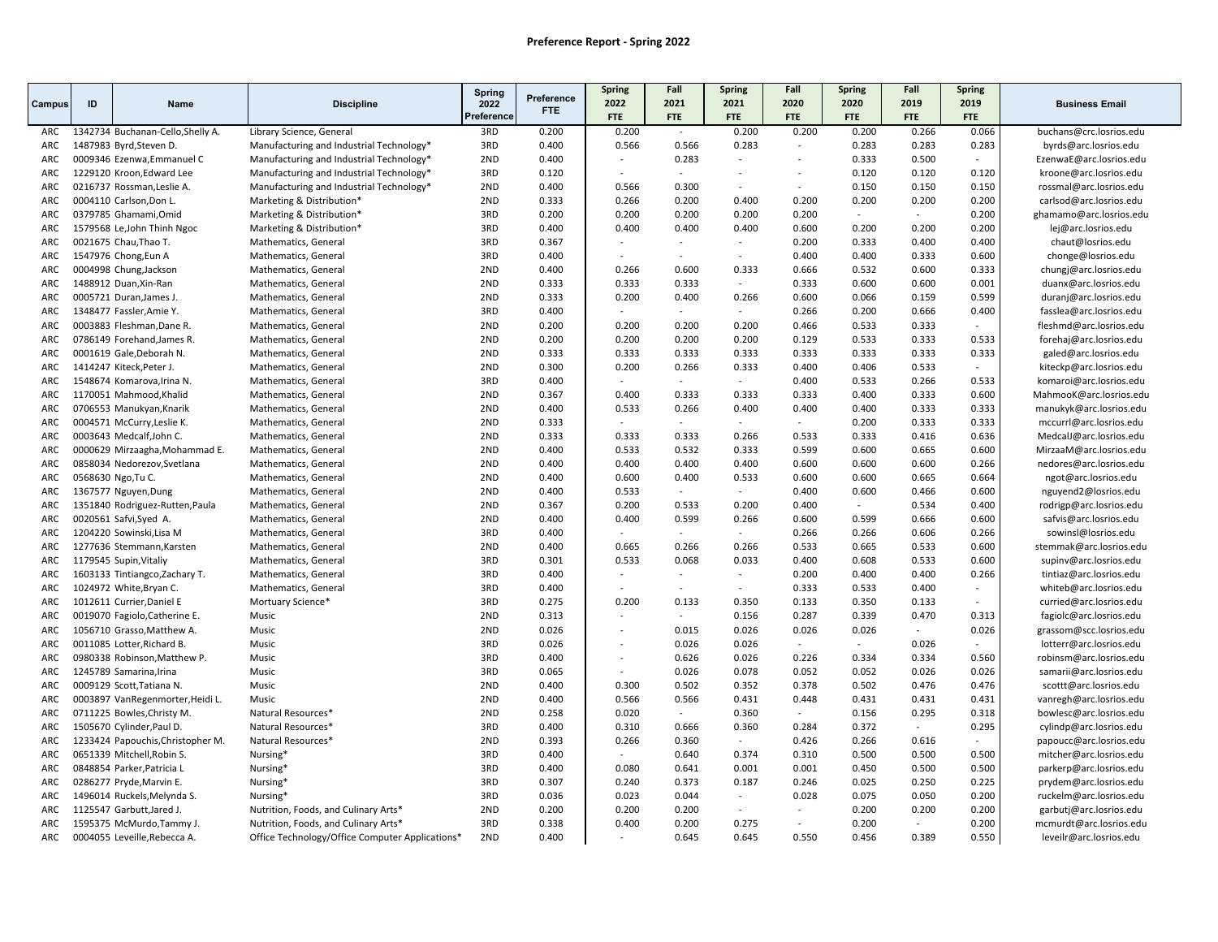# Preference Report - Spring 2022

| Campus | ID | Name | Discipline | Spring 2022 Preference | Preference FTE | Spring 2022 FTE | Fall 2021 FTE | Spring 2021 FTE | Fall 2020 FTE | Spring 2020 FTE | Fall 2019 FTE | Spring 2019 FTE | Business Email |
|---|---|---|---|---|---|---|---|---|---|---|---|---|---|
| ARC | 1342734 | Buchanan-Cello,Shelly A. | Library Science, General | 3RD | 0.200 | 0.200 | - | 0.200 | 0.200 | 0.200 | 0.266 | 0.066 | buchans@crc.losrios.edu |
| ARC | 1487983 | Byrd,Steven D. | Manufacturing and Industrial Technology* | 3RD | 0.400 | 0.566 | 0.566 | 0.283 | - | 0.283 | 0.283 | 0.283 | byrds@arc.losrios.edu |
| ARC | 0009346 | Ezenwa,Emmanuel C | Manufacturing and Industrial Technology* | 2ND | 0.400 | - | 0.283 | - | - | 0.333 | 0.500 | - | EzenwaE@arc.losrios.edu |
| ARC | 1229120 | Kroon,Edward Lee | Manufacturing and Industrial Technology* | 3RD | 0.120 | - | - | - | - | 0.120 | 0.120 | 0.120 | kroone@arc.losrios.edu |
| ARC | 0216737 | Rossman,Leslie A. | Manufacturing and Industrial Technology* | 2ND | 0.400 | 0.566 | 0.300 | - | - | 0.150 | 0.150 | 0.150 | rossmal@arc.losrios.edu |
| ARC | 0004110 | Carlson,Don L. | Marketing & Distribution* | 2ND | 0.333 | 0.266 | 0.200 | 0.400 | 0.200 | 0.200 | 0.200 | 0.200 | carlsod@arc.losrios.edu |
| ARC | 0379785 | Ghamami,Omid | Marketing & Distribution* | 3RD | 0.200 | 0.200 | 0.200 | 0.200 | 0.200 | - | - | 0.200 | ghamamo@arc.losrios.edu |
| ARC | 1579568 | Le,John Thinh Ngoc | Marketing & Distribution* | 3RD | 0.400 | 0.400 | 0.400 | 0.400 | 0.600 | 0.200 | 0.200 | 0.200 | lej@arc.losrios.edu |
| ARC | 0021675 | Chau,Thao T. | Mathematics, General | 3RD | 0.367 | - | - | - | 0.200 | 0.333 | 0.400 | 0.400 | chaut@losrios.edu |
| ARC | 1547976 | Chong,Eun A | Mathematics, General | 3RD | 0.400 | - | - | - | 0.400 | 0.400 | 0.333 | 0.600 | chonge@losrios.edu |
| ARC | 0004998 | Chung,Jackson | Mathematics, General | 2ND | 0.400 | 0.266 | 0.600 | 0.333 | 0.666 | 0.532 | 0.600 | 0.333 | chungj@arc.losrios.edu |
| ARC | 1488912 | Duan,Xin-Ran | Mathematics, General | 2ND | 0.333 | 0.333 | 0.333 | - | 0.333 | 0.600 | 0.600 | 0.001 | duanx@arc.losrios.edu |
| ARC | 0005721 | Duran,James J. | Mathematics, General | 2ND | 0.333 | 0.200 | 0.400 | 0.266 | 0.600 | 0.066 | 0.159 | 0.599 | duranj@arc.losrios.edu |
| ARC | 1348477 | Fassler,Amie Y. | Mathematics, General | 3RD | 0.400 | - | - | - | 0.266 | 0.200 | 0.666 | 0.400 | fasslea@arc.losrios.edu |
| ARC | 0003883 | Fleshman,Dane R. | Mathematics, General | 2ND | 0.200 | 0.200 | 0.200 | 0.200 | 0.466 | 0.533 | 0.333 | - | fleshmd@arc.losrios.edu |
| ARC | 0786149 | Forehand,James R. | Mathematics, General | 2ND | 0.200 | 0.200 | 0.200 | 0.200 | 0.129 | 0.533 | 0.333 | 0.533 | forehaj@arc.losrios.edu |
| ARC | 0001619 | Gale,Deborah N. | Mathematics, General | 2ND | 0.333 | 0.333 | 0.333 | 0.333 | 0.333 | 0.333 | 0.333 | 0.333 | galed@arc.losrios.edu |
| ARC | 1414247 | Kiteck,Peter J. | Mathematics, General | 2ND | 0.300 | 0.200 | 0.266 | 0.333 | 0.400 | 0.406 | 0.533 | - | kiteckp@arc.losrios.edu |
| ARC | 1548674 | Komarova,Irina N. | Mathematics, General | 3RD | 0.400 | - | - | - | 0.400 | 0.533 | 0.266 | 0.533 | komaroi@arc.losrios.edu |
| ARC | 1170051 | Mahmood,Khalid | Mathematics, General | 2ND | 0.367 | 0.400 | 0.333 | 0.333 | 0.333 | 0.400 | 0.333 | 0.600 | MahmooK@arc.losrios.edu |
| ARC | 0706553 | Manukyan,Knarik | Mathematics, General | 2ND | 0.400 | 0.533 | 0.266 | 0.400 | 0.400 | 0.400 | 0.333 | 0.333 | manukyk@arc.losrios.edu |
| ARC | 0004571 | McCurry,Leslie K. | Mathematics, General | 2ND | 0.333 | - | - | - | - | 0.200 | 0.333 | 0.333 | mccurrl@arc.losrios.edu |
| ARC | 0003643 | Medcalf,John C. | Mathematics, General | 2ND | 0.333 | 0.333 | 0.333 | 0.266 | 0.533 | 0.333 | 0.416 | 0.636 | MedcalJ@arc.losrios.edu |
| ARC | 0000629 | Mirzaagha,Mohammad E. | Mathematics, General | 2ND | 0.400 | 0.533 | 0.532 | 0.333 | 0.599 | 0.600 | 0.665 | 0.600 | MirzaaM@arc.losrios.edu |
| ARC | 0858034 | Nedorezov,Svetlana | Mathematics, General | 2ND | 0.400 | 0.400 | 0.400 | 0.400 | 0.600 | 0.600 | 0.600 | 0.266 | nedores@arc.losrios.edu |
| ARC | 0568630 | Ngo,Tu C. | Mathematics, General | 2ND | 0.400 | 0.600 | 0.400 | 0.533 | 0.600 | 0.600 | 0.665 | 0.664 | ngot@arc.losrios.edu |
| ARC | 1367577 | Nguyen,Dung | Mathematics, General | 2ND | 0.400 | 0.533 | - | - | 0.400 | 0.600 | 0.466 | 0.600 | nguyend2@losrios.edu |
| ARC | 1351840 | Rodriguez-Rutten,Paula | Mathematics, General | 2ND | 0.367 | 0.200 | 0.533 | 0.200 | 0.400 | - | 0.534 | 0.400 | rodrigp@arc.losrios.edu |
| ARC | 0020561 | Safvi,Syed A. | Mathematics, General | 2ND | 0.400 | 0.400 | 0.599 | 0.266 | 0.600 | 0.599 | 0.666 | 0.600 | safvis@arc.losrios.edu |
| ARC | 1204220 | Sowinski,Lisa M | Mathematics, General | 3RD | 0.400 | - | - | - | 0.266 | 0.266 | 0.606 | 0.266 | sowinsl@losrios.edu |
| ARC | 1277636 | Stemmann,Karsten | Mathematics, General | 2ND | 0.400 | 0.665 | 0.266 | 0.266 | 0.533 | 0.665 | 0.533 | 0.600 | stemmak@arc.losrios.edu |
| ARC | 1179545 | Supin,Vitaliy | Mathematics, General | 3RD | 0.301 | 0.533 | 0.068 | 0.033 | 0.400 | 0.608 | 0.533 | 0.600 | supinv@arc.losrios.edu |
| ARC | 1603133 | Tintiangco,Zachary T. | Mathematics, General | 3RD | 0.400 | - | - | - | 0.200 | 0.400 | 0.400 | 0.266 | tintiaz@arc.losrios.edu |
| ARC | 1024972 | White,Bryan C. | Mathematics, General | 3RD | 0.400 | - | - | - | 0.333 | 0.533 | 0.400 | - | whiteb@arc.losrios.edu |
| ARC | 1012611 | Currier,Daniel E | Mortuary Science* | 3RD | 0.275 | 0.200 | 0.133 | 0.350 | 0.133 | 0.350 | 0.133 | - | curried@arc.losrios.edu |
| ARC | 0019070 | Fagiolo,Catherine E. | Music | 2ND | 0.313 | - | - | 0.156 | 0.287 | 0.339 | 0.470 | 0.313 | fagiolc@arc.losrios.edu |
| ARC | 1056710 | Grasso,Matthew A. | Music | 2ND | 0.026 | - | 0.015 | 0.026 | 0.026 | 0.026 | - | 0.026 | grassom@scc.losrios.edu |
| ARC | 0011085 | Lotter,Richard B. | Music | 3RD | 0.026 | - | 0.026 | 0.026 | - | - | 0.026 | - | lotterr@arc.losrios.edu |
| ARC | 0980338 | Robinson,Matthew P. | Music | 3RD | 0.400 | - | 0.626 | 0.026 | 0.226 | 0.334 | 0.334 | 0.560 | robinsm@arc.losrios.edu |
| ARC | 1245789 | Samarina,Irina | Music | 3RD | 0.065 | - | 0.026 | 0.078 | 0.052 | 0.052 | 0.026 | 0.026 | samarii@arc.losrios.edu |
| ARC | 0009129 | Scott,Tatiana N. | Music | 2ND | 0.400 | 0.300 | 0.502 | 0.352 | 0.378 | 0.502 | 0.476 | 0.476 | scottt@arc.losrios.edu |
| ARC | 0003897 | VanRegenmorter,Heidi L. | Music | 2ND | 0.400 | 0.566 | 0.566 | 0.431 | 0.448 | 0.431 | 0.431 | 0.431 | vanregh@arc.losrios.edu |
| ARC | 0711225 | Bowles,Christy M. | Natural Resources* | 2ND | 0.258 | 0.020 | - | 0.360 | - | 0.156 | 0.295 | 0.318 | bowlesc@arc.losrios.edu |
| ARC | 1505670 | Cylinder,Paul D. | Natural Resources* | 3RD | 0.400 | 0.310 | 0.666 | 0.360 | 0.284 | 0.372 | - | 0.295 | cylindp@arc.losrios.edu |
| ARC | 1233424 | Papouchis,Christopher M. | Natural Resources* | 2ND | 0.393 | 0.266 | 0.360 | - | 0.426 | 0.266 | 0.616 | - | papoucc@arc.losrios.edu |
| ARC | 0651339 | Mitchell,Robin S. | Nursing* | 3RD | 0.400 | - | 0.640 | 0.374 | 0.310 | 0.500 | 0.500 | 0.500 | mitcher@arc.losrios.edu |
| ARC | 0848854 | Parker,Patricia L | Nursing* | 3RD | 0.400 | 0.080 | 0.641 | 0.001 | 0.001 | 0.450 | 0.500 | 0.500 | parkerp@arc.losrios.edu |
| ARC | 0286277 | Pryde,Marvin E. | Nursing* | 3RD | 0.307 | 0.240 | 0.373 | 0.187 | 0.246 | 0.025 | 0.250 | 0.225 | prydem@arc.losrios.edu |
| ARC | 1496014 | Ruckels,Melynda S. | Nursing* | 3RD | 0.036 | 0.023 | 0.044 | - | 0.028 | 0.075 | 0.050 | 0.200 | ruckelm@arc.losrios.edu |
| ARC | 1125547 | Garbutt,Jared J. | Nutrition, Foods, and Culinary Arts* | 2ND | 0.200 | 0.200 | 0.200 | - | - | 0.200 | 0.200 | 0.200 | garbutj@arc.losrios.edu |
| ARC | 1595375 | McMurdo,Tammy J. | Nutrition, Foods, and Culinary Arts* | 3RD | 0.338 | 0.400 | 0.200 | 0.275 | - | 0.200 | - | 0.200 | mcmurdt@arc.losrios.edu |
| ARC | 0004055 | Leveille,Rebecca A. | Office Technology/Office Computer Applications* | 2ND | 0.400 | - | 0.645 | 0.645 | 0.550 | 0.456 | 0.389 | 0.550 | leveilr@arc.losrios.edu |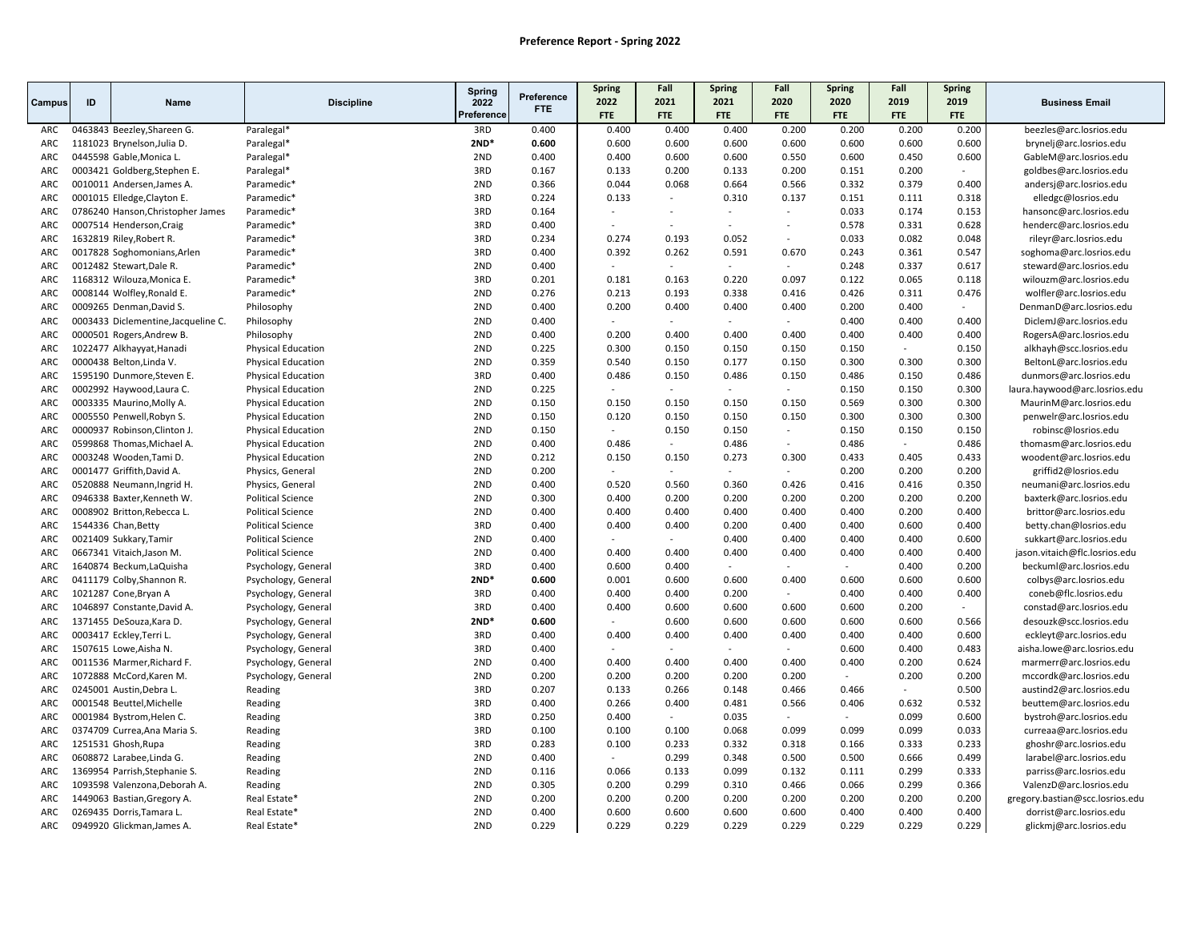## Preference Report - Spring 2022

| Campus | ID | Name | Discipline | Spring 2022 Preference | Preference FTE | Spring 2022 FTE | Fall 2021 FTE | Spring 2021 FTE | Fall 2020 FTE | Spring 2020 FTE | Fall 2019 FTE | Spring 2019 FTE | Business Email |
|---|---|---|---|---|---|---|---|---|---|---|---|---|---|
| ARC | 0463843 | Beezley,Shareen G. | Paralegal* | 3RD | 0.400 | 0.400 | 0.400 | 0.400 | 0.200 | 0.200 | 0.200 | 0.200 | beezles@arc.losrios.edu |
| ARC | 1181023 | Brynelson,Julia D. | Paralegal* | **2ND*** | **0.600** | 0.600 | 0.600 | 0.600 | 0.600 | 0.600 | 0.600 | 0.600 | brynelj@arc.losrios.edu |
| ARC | 0445598 | Gable,Monica L. | Paralegal* | 2ND | 0.400 | 0.400 | 0.600 | 0.600 | 0.550 | 0.600 | 0.450 | 0.600 | GableM@arc.losrios.edu |
| ARC | 0003421 | Goldberg,Stephen E. | Paralegal* | 3RD | 0.167 | 0.133 | 0.200 | 0.133 | 0.200 | 0.151 | 0.200 | - | goldbes@arc.losrios.edu |
| ARC | 0010011 | Andersen,James A. | Paramedic* | 2ND | 0.366 | 0.044 | 0.068 | 0.664 | 0.566 | 0.332 | 0.379 | 0.400 | andersj@arc.losrios.edu |
| ARC | 0001015 | Elledge,Clayton E. | Paramedic* | 3RD | 0.224 | 0.133 | - | 0.310 | 0.137 | 0.151 | 0.111 | 0.318 | elledgc@losrios.edu |
| ARC | 0786240 | Hanson,Christopher James | Paramedic* | 3RD | 0.164 | - | - | - | - | 0.033 | 0.174 | 0.153 | hansonc@arc.losrios.edu |
| ARC | 0007514 | Henderson,Craig | Paramedic* | 3RD | 0.400 | - | - | - | - | 0.578 | 0.331 | 0.628 | henderc@arc.losrios.edu |
| ARC | 1632819 | Riley,Robert R. | Paramedic* | 3RD | 0.234 | 0.274 | 0.193 | 0.052 | - | 0.033 | 0.082 | 0.048 | rileyr@arc.losrios.edu |
| ARC | 0017828 | Soghomonians,Arlen | Paramedic* | 3RD | 0.400 | 0.392 | 0.262 | 0.591 | 0.670 | 0.243 | 0.361 | 0.547 | soghoma@arc.losrios.edu |
| ARC | 0012482 | Stewart,Dale R. | Paramedic* | 2ND | 0.400 | - | - | - | - | 0.248 | 0.337 | 0.617 | steward@arc.losrios.edu |
| ARC | 1168312 | Wilouza,Monica E. | Paramedic* | 3RD | 0.201 | 0.181 | 0.163 | 0.220 | 0.097 | 0.122 | 0.065 | 0.118 | wilouzm@arc.losrios.edu |
| ARC | 0008144 | Wolfley,Ronald E. | Paramedic* | 2ND | 0.276 | 0.213 | 0.193 | 0.338 | 0.416 | 0.426 | 0.311 | 0.476 | wolfler@arc.losrios.edu |
| ARC | 0009265 | Denman,David S. | Philosophy | 2ND | 0.400 | 0.200 | 0.400 | 0.400 | 0.400 | 0.200 | 0.400 | - | DenmanD@arc.losrios.edu |
| ARC | 0003433 | Diclementine,Jacqueline C. | Philosophy | 2ND | 0.400 | - | - | - | - | 0.400 | 0.400 | 0.400 | DiclemJ@arc.losrios.edu |
| ARC | 0000501 | Rogers,Andrew B. | Philosophy | 2ND | 0.400 | 0.200 | 0.400 | 0.400 | 0.400 | 0.400 | 0.400 | 0.400 | RogersA@arc.losrios.edu |
| ARC | 1022477 | Alkhayyat,Hanadi | Physical Education | 2ND | 0.225 | 0.300 | 0.150 | 0.150 | 0.150 | 0.150 | - | 0.150 | alkhayh@scc.losrios.edu |
| ARC | 0000438 | Belton,Linda V. | Physical Education | 2ND | 0.359 | 0.540 | 0.150 | 0.177 | 0.150 | 0.300 | 0.300 | 0.300 | BeltonL@arc.losrios.edu |
| ARC | 1595190 | Dunmore,Steven E. | Physical Education | 3RD | 0.400 | 0.486 | 0.150 | 0.486 | 0.150 | 0.486 | 0.150 | 0.486 | dunmors@arc.losrios.edu |
| ARC | 0002992 | Haywood,Laura C. | Physical Education | 2ND | 0.225 | - | - | - | - | 0.150 | 0.150 | 0.300 | laura.haywood@arc.losrios.edu |
| ARC | 0003335 | Maurino,Molly A. | Physical Education | 2ND | 0.150 | 0.150 | 0.150 | 0.150 | 0.150 | 0.569 | 0.300 | 0.300 | MaurinM@arc.losrios.edu |
| ARC | 0005550 | Penwell,Robyn S. | Physical Education | 2ND | 0.150 | 0.120 | 0.150 | 0.150 | 0.150 | 0.300 | 0.300 | 0.300 | penwelr@arc.losrios.edu |
| ARC | 0000937 | Robinson,Clinton J. | Physical Education | 2ND | 0.150 | - | 0.150 | 0.150 | - | 0.150 | 0.150 | 0.150 | robinsc@losrios.edu |
| ARC | 0599868 | Thomas,Michael A. | Physical Education | 2ND | 0.400 | 0.486 | - | 0.486 | - | 0.486 | - | 0.486 | thomasm@arc.losrios.edu |
| ARC | 0003248 | Wooden,Tami D. | Physical Education | 2ND | 0.212 | 0.150 | 0.150 | 0.273 | 0.300 | 0.433 | 0.405 | 0.433 | woodent@arc.losrios.edu |
| ARC | 0001477 | Griffith,David A. | Physics, General | 2ND | 0.200 | - | - | - | - | 0.200 | 0.200 | 0.200 | griffid2@losrios.edu |
| ARC | 0520888 | Neumann,Ingrid H. | Physics, General | 2ND | 0.400 | 0.520 | 0.560 | 0.360 | 0.426 | 0.416 | 0.416 | 0.350 | neumani@arc.losrios.edu |
| ARC | 0946338 | Baxter,Kenneth W. | Political Science | 2ND | 0.300 | 0.400 | 0.200 | 0.200 | 0.200 | 0.200 | 0.200 | 0.200 | baxterk@arc.losrios.edu |
| ARC | 0008902 | Britton,Rebecca L. | Political Science | 2ND | 0.400 | 0.400 | 0.400 | 0.400 | 0.400 | 0.400 | 0.200 | 0.400 | brittor@arc.losrios.edu |
| ARC | 1544336 | Chan,Betty | Political Science | 3RD | 0.400 | 0.400 | 0.400 | 0.200 | 0.400 | 0.400 | 0.600 | 0.400 | betty.chan@losrios.edu |
| ARC | 0021409 | Sukkary,Tamir | Political Science | 2ND | 0.400 | - | - | 0.400 | 0.400 | 0.400 | 0.400 | 0.600 | sukkart@arc.losrios.edu |
| ARC | 0667341 | Vitaich,Jason M. | Political Science | 2ND | 0.400 | 0.400 | 0.400 | 0.400 | 0.400 | 0.400 | 0.400 | 0.400 | jason.vitaich@flc.losrios.edu |
| ARC | 1640874 | Beckum,LaQuisha | Psychology, General | 3RD | 0.400 | 0.600 | 0.400 | - | - | - | 0.400 | 0.200 | beckuml@arc.losrios.edu |
| ARC | 0411179 | Colby,Shannon R. | Psychology, General | **2ND*** | **0.600** | 0.001 | 0.600 | 0.600 | 0.400 | 0.600 | 0.600 | 0.600 | colbys@arc.losrios.edu |
| ARC | 1021287 | Cone,Bryan A | Psychology, General | 3RD | 0.400 | 0.400 | 0.400 | 0.200 | - | 0.400 | 0.400 | 0.400 | coneb@flc.losrios.edu |
| ARC | 1046897 | Constante,David A. | Psychology, General | 3RD | 0.400 | 0.400 | 0.600 | 0.600 | 0.600 | 0.600 | 0.200 | - | constad@arc.losrios.edu |
| ARC | 1371455 | DeSouza,Kara D. | Psychology, General | **2ND*** | **0.600** | - | 0.600 | 0.600 | 0.600 | 0.600 | 0.600 | 0.566 | desouzk@scc.losrios.edu |
| ARC | 0003417 | Eckley,Terri L. | Psychology, General | 3RD | 0.400 | 0.400 | 0.400 | 0.400 | 0.400 | 0.400 | 0.400 | 0.600 | eckleyt@arc.losrios.edu |
| ARC | 1507615 | Lowe,Aisha N. | Psychology, General | 3RD | 0.400 | - | - | - | - | 0.600 | 0.400 | 0.483 | aisha.lowe@arc.losrios.edu |
| ARC | 0011536 | Marmer,Richard F. | Psychology, General | 2ND | 0.400 | 0.400 | 0.400 | 0.400 | 0.400 | 0.400 | 0.200 | 0.624 | marmerr@arc.losrios.edu |
| ARC | 1072888 | McCord,Karen M. | Psychology, General | 2ND | 0.200 | 0.200 | 0.200 | 0.200 | 0.200 | - | 0.200 | 0.200 | mccordk@arc.losrios.edu |
| ARC | 0245001 | Austin,Debra L. | Reading | 3RD | 0.207 | 0.133 | 0.266 | 0.148 | 0.466 | 0.466 | - | 0.500 | austind2@arc.losrios.edu |
| ARC | 0001548 | Beuttel,Michelle | Reading | 3RD | 0.400 | 0.266 | 0.400 | 0.481 | 0.566 | 0.406 | 0.632 | 0.532 | beuttem@arc.losrios.edu |
| ARC | 0001984 | Bystrom,Helen C. | Reading | 3RD | 0.250 | 0.400 | - | 0.035 | - | - | 0.099 | 0.600 | bystroh@arc.losrios.edu |
| ARC | 0374709 | Currea,Ana Maria S. | Reading | 3RD | 0.100 | 0.100 | 0.100 | 0.068 | 0.099 | 0.099 | 0.099 | 0.033 | curreaa@arc.losrios.edu |
| ARC | 1251531 | Ghosh,Rupa | Reading | 3RD | 0.283 | 0.100 | 0.233 | 0.332 | 0.318 | 0.166 | 0.333 | 0.233 | ghoshr@arc.losrios.edu |
| ARC | 0608872 | Larabee,Linda G. | Reading | 2ND | 0.400 | - | 0.299 | 0.348 | 0.500 | 0.500 | 0.666 | 0.499 | larabel@arc.losrios.edu |
| ARC | 1369954 | Parrish,Stephanie S. | Reading | 2ND | 0.116 | 0.066 | 0.133 | 0.099 | 0.132 | 0.111 | 0.299 | 0.333 | parriss@arc.losrios.edu |
| ARC | 1093598 | Valenzona,Deborah A. | Reading | 2ND | 0.305 | 0.200 | 0.299 | 0.310 | 0.466 | 0.066 | 0.299 | 0.366 | ValenzD@arc.losrios.edu |
| ARC | 1449063 | Bastian,Gregory A. | Real Estate* | 2ND | 0.200 | 0.200 | 0.200 | 0.200 | 0.200 | 0.200 | 0.200 | 0.200 | gregory.bastian@scc.losrios.edu |
| ARC | 0269435 | Dorris,Tamara L. | Real Estate* | 2ND | 0.400 | 0.600 | 0.600 | 0.600 | 0.600 | 0.400 | 0.400 | 0.400 | dorrist@arc.losrios.edu |
| ARC | 0949920 | Glickman,James A. | Real Estate* | 2ND | 0.229 | 0.229 | 0.229 | 0.229 | 0.229 | 0.229 | 0.229 | 0.229 | glickmj@arc.losrios.edu |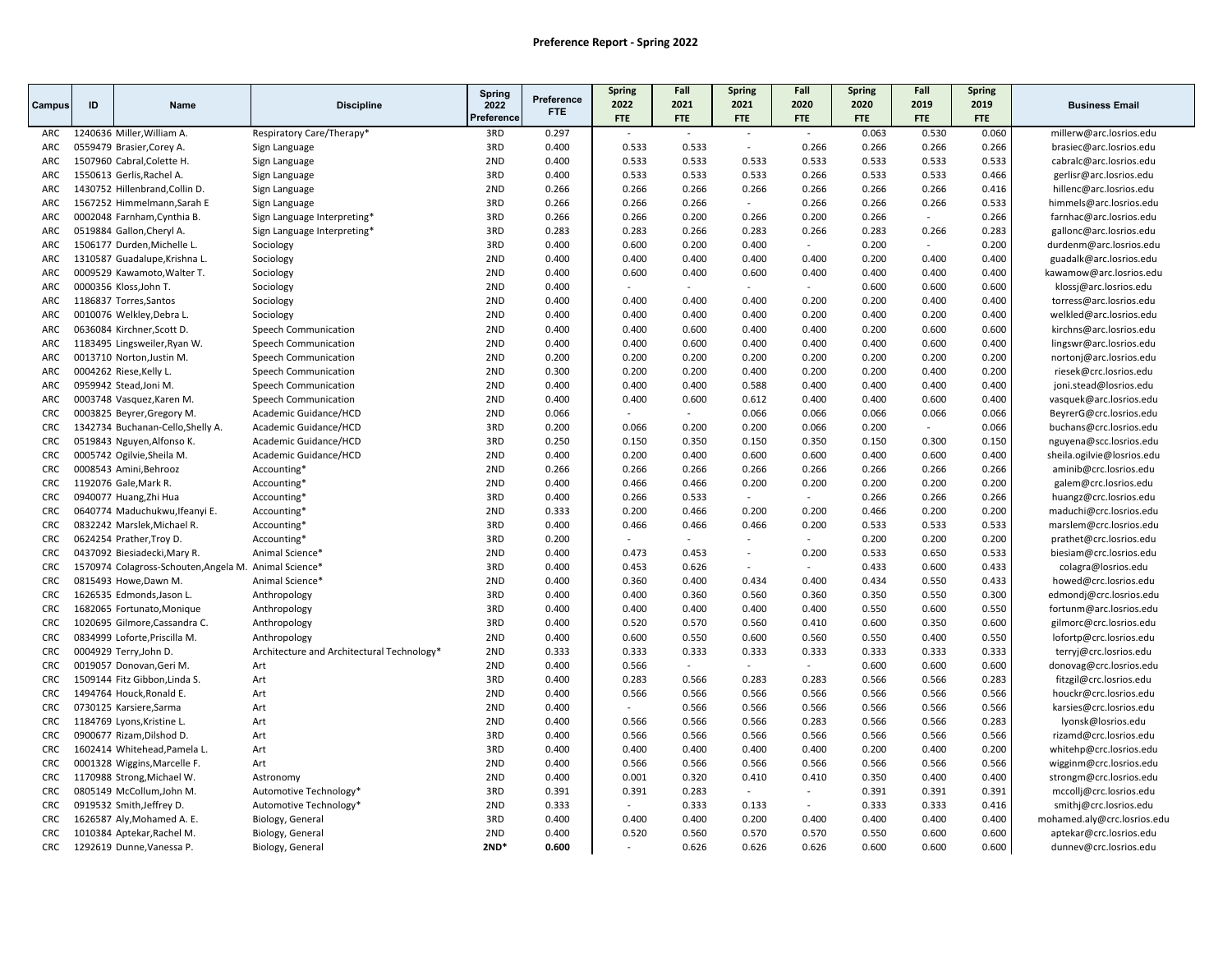**Preference Report - Spring 2022**

| Campus | ID | Name | Discipline | Spring 2022 Preference | Preference FTE | Spring 2022 FTE | Fall 2021 FTE | Spring 2021 FTE | Fall 2020 FTE | Spring 2020 FTE | Fall 2019 FTE | Spring 2019 FTE | Business Email |
|---|---|---|---|---|---|---|---|---|---|---|---|---|---|
| ARC | 1240636 | Miller,William A. | Respiratory Care/Therapy* | 3RD | 0.297 | - | - | - | - | 0.063 | 0.530 | 0.060 | millerw@arc.losrios.edu |
| ARC | 0559479 | Brasier,Corey A. | Sign Language | 3RD | 0.400 | 0.533 | 0.533 | - | 0.266 | 0.266 | 0.266 | 0.266 | brasiec@arc.losrios.edu |
| ARC | 1507960 | Cabral,Colette H. | Sign Language | 2ND | 0.400 | 0.533 | 0.533 | 0.533 | 0.533 | 0.533 | 0.533 | 0.533 | cabralc@arc.losrios.edu |
| ARC | 1550613 | Gerlis,Rachel A. | Sign Language | 3RD | 0.400 | 0.533 | 0.533 | 0.533 | 0.266 | 0.533 | 0.533 | 0.466 | gerlisr@arc.losrios.edu |
| ARC | 1430752 | Hillenbrand,Collin D. | Sign Language | 2ND | 0.266 | 0.266 | 0.266 | 0.266 | 0.266 | 0.266 | 0.266 | 0.416 | hillenc@arc.losrios.edu |
| ARC | 1567252 | Himmelmann,Sarah E | Sign Language | 3RD | 0.266 | 0.266 | 0.266 | - | 0.266 | 0.266 | 0.266 | 0.533 | himmels@arc.losrios.edu |
| ARC | 0002048 | Farnham,Cynthia B. | Sign Language Interpreting* | 3RD | 0.266 | 0.266 | 0.200 | 0.266 | 0.200 | 0.266 | - | 0.266 | farnhac@arc.losrios.edu |
| ARC | 0519884 | Gallon,Cheryl A. | Sign Language Interpreting* | 3RD | 0.283 | 0.283 | 0.266 | 0.283 | 0.266 | 0.283 | 0.266 | 0.283 | gallonc@arc.losrios.edu |
| ARC | 1506177 | Durden,Michelle L. | Sociology | 3RD | 0.400 | 0.600 | 0.200 | 0.400 | - | 0.200 | - | 0.200 | durdenm@arc.losrios.edu |
| ARC | 1310587 | Guadalupe,Krishna L. | Sociology | 2ND | 0.400 | 0.400 | 0.400 | 0.400 | 0.400 | 0.200 | 0.400 | 0.400 | guadalk@arc.losrios.edu |
| ARC | 0009529 | Kawamoto,Walter T. | Sociology | 2ND | 0.400 | 0.600 | 0.400 | 0.600 | 0.400 | 0.400 | 0.400 | 0.400 | kawamow@arc.losrios.edu |
| ARC | 0000356 | Kloss,John T. | Sociology | 2ND | 0.400 | - | - | - | - | 0.600 | 0.600 | 0.600 | klossj@arc.losrios.edu |
| ARC | 1186837 | Torres,Santos | Sociology | 2ND | 0.400 | 0.400 | 0.400 | 0.400 | 0.200 | 0.200 | 0.400 | 0.400 | torress@arc.losrios.edu |
| ARC | 0010076 | Welkley,Debra L. | Sociology | 2ND | 0.400 | 0.400 | 0.400 | 0.400 | 0.200 | 0.400 | 0.200 | 0.400 | welkled@arc.losrios.edu |
| ARC | 0636084 | Kirchner,Scott D. | Speech Communication | 2ND | 0.400 | 0.400 | 0.600 | 0.400 | 0.400 | 0.200 | 0.600 | 0.600 | kirchns@arc.losrios.edu |
| ARC | 1183495 | Lingsweiler,Ryan W. | Speech Communication | 2ND | 0.400 | 0.400 | 0.600 | 0.400 | 0.400 | 0.400 | 0.600 | 0.400 | lingswr@arc.losrios.edu |
| ARC | 0013710 | Norton,Justin M. | Speech Communication | 2ND | 0.200 | 0.200 | 0.200 | 0.200 | 0.200 | 0.200 | 0.200 | 0.200 | nortonj@arc.losrios.edu |
| ARC | 0004262 | Riese,Kelly L. | Speech Communication | 2ND | 0.300 | 0.200 | 0.200 | 0.400 | 0.200 | 0.200 | 0.400 | 0.200 | riesek@crc.losrios.edu |
| ARC | 0959942 | Stead,Joni M. | Speech Communication | 2ND | 0.400 | 0.400 | 0.400 | 0.588 | 0.400 | 0.400 | 0.400 | 0.400 | joni.stead@losrios.edu |
| ARC | 0003748 | Vasquez,Karen M. | Speech Communication | 2ND | 0.400 | 0.400 | 0.600 | 0.612 | 0.400 | 0.400 | 0.600 | 0.400 | vasquek@arc.losrios.edu |
| CRC | 0003825 | Beyrer,Gregory M. | Academic Guidance/HCD | 2ND | 0.066 | - | - | 0.066 | 0.066 | 0.066 | 0.066 | 0.066 | BeyrerG@crc.losrios.edu |
| CRC | 1342734 | Buchanan-Cello,Shelly A. | Academic Guidance/HCD | 3RD | 0.200 | 0.066 | 0.200 | 0.200 | 0.066 | 0.200 | - | 0.066 | buchans@crc.losrios.edu |
| CRC | 0519843 | Nguyen,Alfonso K. | Academic Guidance/HCD | 3RD | 0.250 | 0.150 | 0.350 | 0.150 | 0.350 | 0.150 | 0.300 | 0.150 | nguyena@scc.losrios.edu |
| CRC | 0005742 | Ogilvie,Sheila M. | Academic Guidance/HCD | 2ND | 0.400 | 0.200 | 0.400 | 0.600 | 0.600 | 0.400 | 0.600 | 0.400 | sheila.ogilvie@losrios.edu |
| CRC | 0008543 | Amini,Behrooz | Accounting* | 2ND | 0.266 | 0.266 | 0.266 | 0.266 | 0.266 | 0.266 | 0.266 | 0.266 | aminib@crc.losrios.edu |
| CRC | 1192076 | Gale,Mark R. | Accounting* | 2ND | 0.400 | 0.466 | 0.466 | 0.200 | 0.200 | 0.200 | 0.200 | 0.200 | galem@crc.losrios.edu |
| CRC | 0940077 | Huang,Zhi Hua | Accounting* | 3RD | 0.400 | 0.266 | 0.533 | - | - | 0.266 | 0.266 | 0.266 | huangz@crc.losrios.edu |
| CRC | 0640774 | Maduchukwu,Ifeanyi E. | Accounting* | 2ND | 0.333 | 0.200 | 0.466 | 0.200 | 0.200 | 0.466 | 0.200 | 0.200 | maduchi@crc.losrios.edu |
| CRC | 0832242 | Marslek,Michael R. | Accounting* | 3RD | 0.400 | 0.466 | 0.466 | 0.466 | 0.200 | 0.533 | 0.533 | 0.533 | marslem@crc.losrios.edu |
| CRC | 0624254 | Prather,Troy D. | Accounting* | 3RD | 0.200 | - | - | - | - | 0.200 | 0.200 | 0.200 | prathet@crc.losrios.edu |
| CRC | 0437092 | Biesiadecki,Mary R. | Animal Science* | 2ND | 0.400 | 0.473 | 0.453 | - | 0.200 | 0.533 | 0.650 | 0.533 | biesiam@crc.losrios.edu |
| CRC | 1570974 | Colagross-Schouten,Angela M. | Animal Science* | 3RD | 0.400 | 0.453 | 0.626 | - | - | 0.433 | 0.600 | 0.433 | colagra@losrios.edu |
| CRC | 0815493 | Howe,Dawn M. | Animal Science* | 2ND | 0.400 | 0.360 | 0.400 | 0.434 | 0.400 | 0.434 | 0.550 | 0.433 | howed@crc.losrios.edu |
| CRC | 1626535 | Edmonds,Jason L. | Anthropology | 3RD | 0.400 | 0.400 | 0.360 | 0.560 | 0.360 | 0.350 | 0.550 | 0.300 | edmondj@crc.losrios.edu |
| CRC | 1682065 | Fortunato,Monique | Anthropology | 3RD | 0.400 | 0.400 | 0.400 | 0.400 | 0.400 | 0.550 | 0.600 | 0.550 | fortunm@crc.losrios.edu |
| CRC | 1020695 | Gilmore,Cassandra C. | Anthropology | 3RD | 0.400 | 0.520 | 0.570 | 0.560 | 0.410 | 0.600 | 0.350 | 0.600 | gilmorc@crc.losrios.edu |
| CRC | 0834999 | Loforte,Priscilla M. | Anthropology | 2ND | 0.400 | 0.600 | 0.550 | 0.600 | 0.560 | 0.550 | 0.400 | 0.550 | lofortp@crc.losrios.edu |
| CRC | 0004929 | Terry,John D. | Architecture and Architectural Technology* | 2ND | 0.333 | 0.333 | 0.333 | 0.333 | 0.333 | 0.333 | 0.333 | 0.333 | terryj@crc.losrios.edu |
| CRC | 0019057 | Donovan,Geri M. | Art | 2ND | 0.400 | 0.566 | - | - | - | 0.600 | 0.600 | 0.600 | donovag@crc.losrios.edu |
| CRC | 1509144 | Fitz Gibbon,Linda S. | Art | 3RD | 0.400 | 0.283 | 0.566 | 0.283 | 0.283 | 0.566 | 0.566 | 0.283 | fitzgil@crc.losrios.edu |
| CRC | 1494764 | Houck,Ronald E. | Art | 2ND | 0.400 | 0.566 | 0.566 | 0.566 | 0.566 | 0.566 | 0.566 | 0.566 | houckr@crc.losrios.edu |
| CRC | 0730125 | Karsiere,Sarma | Art | 2ND | 0.400 | - | 0.566 | 0.566 | 0.566 | 0.566 | 0.566 | 0.566 | karsies@crc.losrios.edu |
| CRC | 1184769 | Lyons,Kristine L. | Art | 2ND | 0.400 | 0.566 | 0.566 | 0.566 | 0.283 | 0.566 | 0.566 | 0.283 | lyonsk@losrios.edu |
| CRC | 0900677 | Rizam,Dilshod D. | Art | 3RD | 0.400 | 0.566 | 0.566 | 0.566 | 0.566 | 0.566 | 0.566 | 0.566 | rizamd@crc.losrios.edu |
| CRC | 1602414 | Whitehead,Pamela L. | Art | 3RD | 0.400 | 0.400 | 0.400 | 0.400 | 0.400 | 0.200 | 0.400 | 0.200 | whitehp@crc.losrios.edu |
| CRC | 0001328 | Wiggins,Marcelle F. | Art | 2ND | 0.400 | 0.566 | 0.566 | 0.566 | 0.566 | 0.566 | 0.566 | 0.566 | wigginm@crc.losrios.edu |
| CRC | 1170988 | Strong,Michael W. | Astronomy | 2ND | 0.400 | 0.001 | 0.320 | 0.410 | 0.410 | 0.350 | 0.400 | 0.400 | strongm@crc.losrios.edu |
| CRC | 0805149 | McCollum,John M. | Automotive Technology* | 3RD | 0.391 | 0.391 | 0.283 | - | - | 0.391 | 0.391 | 0.391 | mccollj@crc.losrios.edu |
| CRC | 0919532 | Smith,Jeffrey D. | Automotive Technology* | 2ND | 0.333 | - | 0.333 | 0.133 | - | 0.333 | 0.333 | 0.416 | smithj@crc.losrios.edu |
| CRC | 1626587 | Aly,Mohamed A. E. | Biology, General | 3RD | 0.400 | 0.400 | 0.400 | 0.200 | 0.400 | 0.400 | 0.400 | 0.400 | mohamed.aly@crc.losrios.edu |
| CRC | 1010384 | Aptekar,Rachel M. | Biology, General | 2ND | 0.400 | 0.520 | 0.560 | 0.570 | 0.570 | 0.550 | 0.600 | 0.600 | aptekar@crc.losrios.edu |
| CRC | 1292619 | Dunne,Vanessa P. | Biology, General | **2ND*** | **0.600** | - | 0.626 | 0.626 | 0.626 | 0.600 | 0.600 | 0.600 | dunnev@crc.losrios.edu |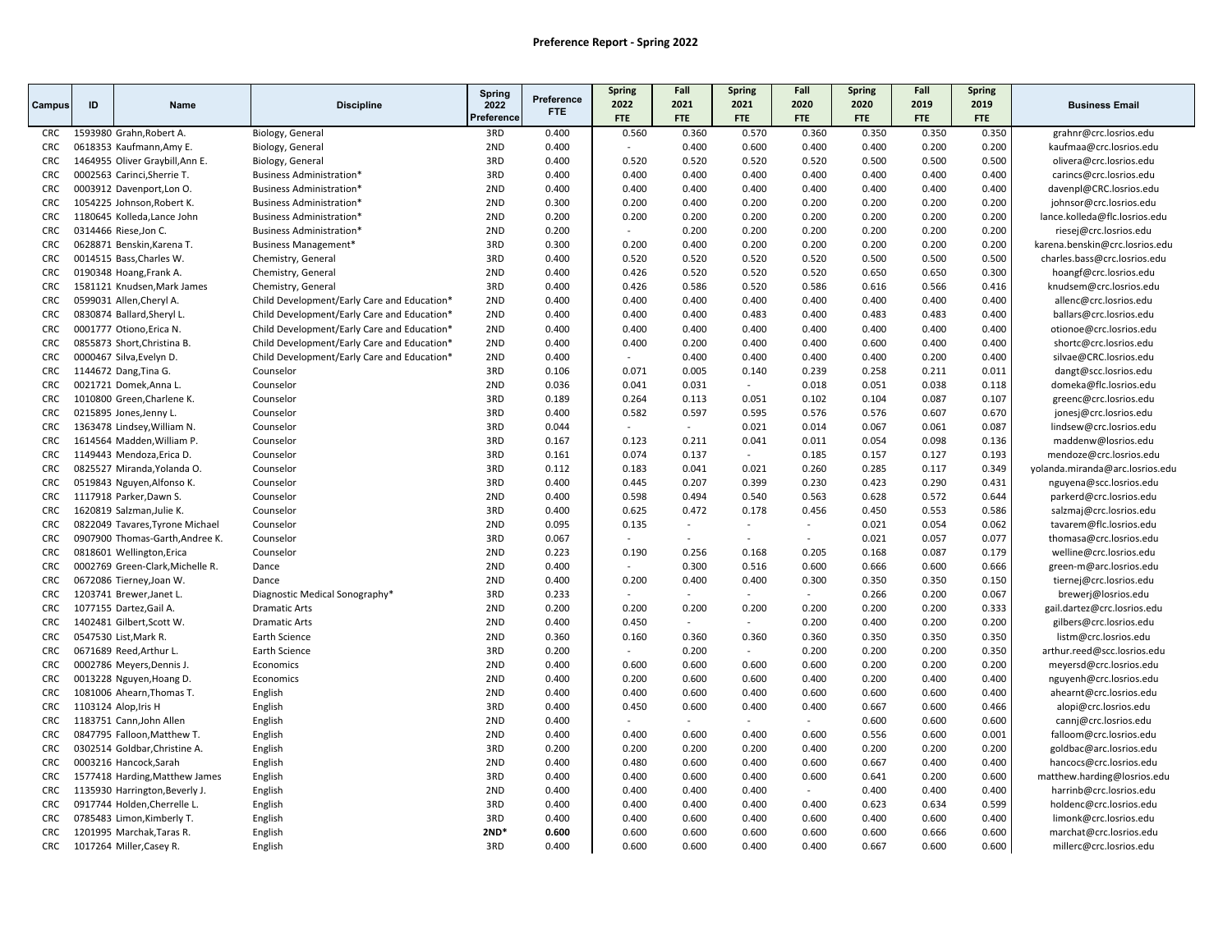## Preference Report - Spring 2022

| Campus | ID | Name | Discipline | Spring 2022 Preference | Preference FTE | Spring 2022 FTE | Fall 2021 FTE | Spring 2021 FTE | Fall 2020 FTE | Spring 2020 FTE | Fall 2019 FTE | Spring 2019 FTE | Business Email |
|---|---|---|---|---|---|---|---|---|---|---|---|---|---|
| CRC | 1593980 | Grahn,Robert A. | Biology, General | 3RD | 0.400 | 0.560 | 0.360 | 0.570 | 0.360 | 0.350 | 0.350 | 0.350 | grahnr@crc.losrios.edu |
| CRC | 0618353 | Kaufmann,Amy E. | Biology, General | 2ND | 0.400 | - | 0.400 | 0.600 | 0.400 | 0.400 | 0.200 | 0.200 | kaufmaa@crc.losrios.edu |
| CRC | 1464955 | Oliver Graybill,Ann E. | Biology, General | 3RD | 0.400 | 0.520 | 0.520 | 0.520 | 0.520 | 0.500 | 0.500 | 0.500 | olivera@crc.losrios.edu |
| CRC | 0002563 | Carinci,Sherrie T. | Business Administration* | 3RD | 0.400 | 0.400 | 0.400 | 0.400 | 0.400 | 0.400 | 0.400 | 0.400 | carincs@crc.losrios.edu |
| CRC | 0003912 | Davenport,Lon O. | Business Administration* | 2ND | 0.400 | 0.400 | 0.400 | 0.400 | 0.400 | 0.400 | 0.400 | 0.400 | davenpl@CRC.losrios.edu |
| CRC | 1054225 | Johnson,Robert K. | Business Administration* | 2ND | 0.300 | 0.200 | 0.400 | 0.200 | 0.200 | 0.200 | 0.200 | 0.200 | johnsor@crc.losrios.edu |
| CRC | 1180645 | Kolleda,Lance John | Business Administration* | 2ND | 0.200 | 0.200 | 0.200 | 0.200 | 0.200 | 0.200 | 0.200 | 0.200 | lance.kolleda@flc.losrios.edu |
| CRC | 0314466 | Riese,Jon C. | Business Administration* | 2ND | 0.200 | - | 0.200 | 0.200 | 0.200 | 0.200 | 0.200 | 0.200 | riesej@crc.losrios.edu |
| CRC | 0628871 | Benskin,Karena T. | Business Management* | 3RD | 0.300 | 0.200 | 0.400 | 0.200 | 0.200 | 0.200 | 0.200 | 0.200 | karena.benskin@crc.losrios.edu |
| CRC | 0014515 | Bass,Charles W. | Chemistry, General | 3RD | 0.400 | 0.520 | 0.520 | 0.520 | 0.520 | 0.500 | 0.500 | 0.500 | charles.bass@crc.losrios.edu |
| CRC | 0190348 | Hoang,Frank A. | Chemistry, General | 2ND | 0.400 | 0.426 | 0.520 | 0.520 | 0.520 | 0.650 | 0.650 | 0.300 | hoangf@crc.losrios.edu |
| CRC | 1581121 | Knudsen,Mark James | Chemistry, General | 3RD | 0.400 | 0.426 | 0.586 | 0.520 | 0.586 | 0.616 | 0.566 | 0.416 | knudsem@crc.losrios.edu |
| CRC | 0599031 | Allen,Cheryl A. | Child Development/Early Care and Education* | 2ND | 0.400 | 0.400 | 0.400 | 0.400 | 0.400 | 0.400 | 0.400 | 0.400 | allenc@crc.losrios.edu |
| CRC | 0830874 | Ballard,Sheryl L. | Child Development/Early Care and Education* | 2ND | 0.400 | 0.400 | 0.400 | 0.483 | 0.400 | 0.483 | 0.483 | 0.400 | ballars@crc.losrios.edu |
| CRC | 0001777 | Otiono,Erica N. | Child Development/Early Care and Education* | 2ND | 0.400 | 0.400 | 0.400 | 0.400 | 0.400 | 0.400 | 0.400 | 0.400 | otionoe@crc.losrios.edu |
| CRC | 0855873 | Short,Christina B. | Child Development/Early Care and Education* | 2ND | 0.400 | 0.400 | 0.200 | 0.400 | 0.400 | 0.600 | 0.400 | 0.400 | shortc@crc.losrios.edu |
| CRC | 0000467 | Silva,Evelyn D. | Child Development/Early Care and Education* | 2ND | 0.400 | - | 0.400 | 0.400 | 0.400 | 0.400 | 0.200 | 0.400 | silvae@CRC.losrios.edu |
| CRC | 1144672 | Dang,Tina G. | Counselor | 3RD | 0.106 | 0.071 | 0.005 | 0.140 | 0.239 | 0.258 | 0.211 | 0.011 | dangt@scc.losrios.edu |
| CRC | 0021721 | Domek,Anna L. | Counselor | 2ND | 0.036 | 0.041 | 0.031 | - | 0.018 | 0.051 | 0.038 | 0.118 | domeka@flc.losrios.edu |
| CRC | 1010800 | Green,Charlene K. | Counselor | 3RD | 0.189 | 0.264 | 0.113 | 0.051 | 0.102 | 0.104 | 0.087 | 0.107 | greenc@crc.losrios.edu |
| CRC | 0215895 | Jones,Jenny L. | Counselor | 3RD | 0.400 | 0.582 | 0.597 | 0.595 | 0.576 | 0.576 | 0.607 | 0.670 | jonesj@crc.losrios.edu |
| CRC | 1363478 | Lindsey,William N. | Counselor | 3RD | 0.044 | - | - | 0.021 | 0.014 | 0.067 | 0.061 | 0.087 | lindsew@crc.losrios.edu |
| CRC | 1614564 | Madden,William P. | Counselor | 3RD | 0.167 | 0.123 | 0.211 | 0.041 | 0.011 | 0.054 | 0.098 | 0.136 | maddenw@losrios.edu |
| CRC | 1149443 | Mendoza,Erica D. | Counselor | 3RD | 0.161 | 0.074 | 0.137 | - | 0.185 | 0.157 | 0.127 | 0.193 | mendoze@crc.losrios.edu |
| CRC | 0825527 | Miranda,Yolanda O. | Counselor | 3RD | 0.112 | 0.183 | 0.041 | 0.021 | 0.260 | 0.285 | 0.117 | 0.349 | yolanda.miranda@arc.losrios.edu |
| CRC | 0519843 | Nguyen,Alfonso K. | Counselor | 3RD | 0.400 | 0.445 | 0.207 | 0.399 | 0.230 | 0.423 | 0.290 | 0.431 | nguyena@scc.losrios.edu |
| CRC | 1117918 | Parker,Dawn S. | Counselor | 2ND | 0.400 | 0.598 | 0.494 | 0.540 | 0.563 | 0.628 | 0.572 | 0.644 | parkerd@crc.losrios.edu |
| CRC | 1620819 | Salzman,Julie K. | Counselor | 3RD | 0.400 | 0.625 | 0.472 | 0.178 | 0.456 | 0.450 | 0.553 | 0.586 | salzmaj@crc.losrios.edu |
| CRC | 0822049 | Tavares,Tyrone Michael | Counselor | 2ND | 0.095 | 0.135 | - | - | - | 0.021 | 0.054 | 0.062 | tavarem@flc.losrios.edu |
| CRC | 0907900 | Thomas-Garth,Andreee K. | Counselor | 3RD | 0.067 | - | - | - | - | 0.021 | 0.057 | 0.077 | thomasa@crc.losrios.edu |
| CRC | 0818601 | Wellington,Erica | Counselor | 2ND | 0.223 | 0.190 | 0.256 | 0.168 | 0.205 | 0.168 | 0.087 | 0.179 | welline@crc.losrios.edu |
| CRC | 0002769 | Green-Clark,Michelle R. | Dance | 2ND | 0.400 | - | 0.300 | 0.516 | 0.600 | 0.666 | 0.600 | 0.666 | green-m@arc.losrios.edu |
| CRC | 0672086 | Tierney,Joan W. | Dance | 2ND | 0.400 | 0.200 | 0.400 | 0.400 | 0.300 | 0.350 | 0.350 | 0.150 | tiernej@crc.losrios.edu |
| CRC | 1203741 | Brewer,Janet L. | Diagnostic Medical Sonography* | 3RD | 0.233 | - | - | - | - | 0.266 | 0.200 | 0.067 | brewerj@losrios.edu |
| CRC | 1077155 | Dartez,Gail A. | Dramatic Arts | 2ND | 0.200 | 0.200 | 0.200 | 0.200 | 0.200 | 0.200 | 0.200 | 0.333 | gail.dartez@crc.losrios.edu |
| CRC | 1402481 | Gilbert,Scott W. | Dramatic Arts | 2ND | 0.400 | 0.450 | - | - | 0.200 | 0.400 | 0.200 | 0.200 | gilbers@crc.losrios.edu |
| CRC | 0547530 | List,Mark R. | Earth Science | 2ND | 0.360 | 0.160 | 0.360 | 0.360 | 0.360 | 0.350 | 0.350 | 0.350 | listm@crc.losrios.edu |
| CRC | 0671689 | Reed,Arthur L. | Earth Science | 3RD | 0.200 | - | 0.200 | - | 0.200 | 0.200 | 0.200 | 0.350 | arthur.reed@scc.losrios.edu |
| CRC | 0002786 | Meyers,Dennis J. | Economics | 2ND | 0.400 | 0.600 | 0.600 | 0.600 | 0.600 | 0.200 | 0.200 | 0.200 | meyersd@crc.losrios.edu |
| CRC | 0013228 | Nguyen,Hoang D. | Economics | 2ND | 0.400 | 0.200 | 0.600 | 0.600 | 0.400 | 0.200 | 0.400 | 0.400 | nguyenh@crc.losrios.edu |
| CRC | 1081006 | Ahearn,Thomas T. | English | 2ND | 0.400 | 0.400 | 0.600 | 0.400 | 0.600 | 0.600 | 0.600 | 0.400 | ahearnt@crc.losrios.edu |
| CRC | 1103124 | Alop,Iris H | English | 3RD | 0.400 | 0.450 | 0.600 | 0.400 | 0.400 | 0.667 | 0.600 | 0.466 | alopi@crc.losrios.edu |
| CRC | 1183751 | Cann,John Allen | English | 2ND | 0.400 | - | - | - | - | 0.600 | 0.600 | 0.600 | cannj@crc.losrios.edu |
| CRC | 0847795 | Falloon,Matthew T. | English | 2ND | 0.400 | 0.400 | 0.600 | 0.400 | 0.600 | 0.556 | 0.600 | 0.001 | falloom@crc.losrios.edu |
| CRC | 0302514 | Goldbar,Christine A. | English | 3RD | 0.200 | 0.200 | 0.200 | 0.200 | 0.400 | 0.200 | 0.200 | 0.200 | goldbac@arc.losrios.edu |
| CRC | 0003216 | Hancock,Sarah | English | 2ND | 0.400 | 0.480 | 0.600 | 0.400 | 0.600 | 0.667 | 0.400 | 0.400 | hancocs@crc.losrios.edu |
| CRC | 1577418 | Harding,Matthew James | English | 3RD | 0.400 | 0.400 | 0.600 | 0.400 | 0.600 | 0.641 | 0.200 | 0.600 | matthew.harding@losrios.edu |
| CRC | 1135930 | Harrington,Beverly J. | English | 2ND | 0.400 | 0.400 | 0.400 | 0.400 | - | 0.400 | 0.400 | 0.400 | harrinb@crc.losrios.edu |
| CRC | 0917744 | Holden,Cherrelle L. | English | 3RD | 0.400 | 0.400 | 0.400 | 0.400 | 0.400 | 0.623 | 0.634 | 0.599 | holdenc@crc.losrios.edu |
| CRC | 0785483 | Limon,Kimberly T. | English | 3RD | 0.400 | 0.400 | 0.600 | 0.400 | 0.600 | 0.400 | 0.600 | 0.400 | limonk@crc.losrios.edu |
| CRC | 1201995 | Marchak,Taras R. | English | **2ND*** | **0.600** | 0.600 | 0.600 | 0.600 | 0.600 | 0.600 | 0.666 | 0.600 | marchat@crc.losrios.edu |
| CRC | 1017264 | Miller,Casey R. | English | 3RD | 0.400 | 0.600 | 0.600 | 0.400 | 0.400 | 0.667 | 0.600 | 0.600 | millerc@crc.losrios.edu |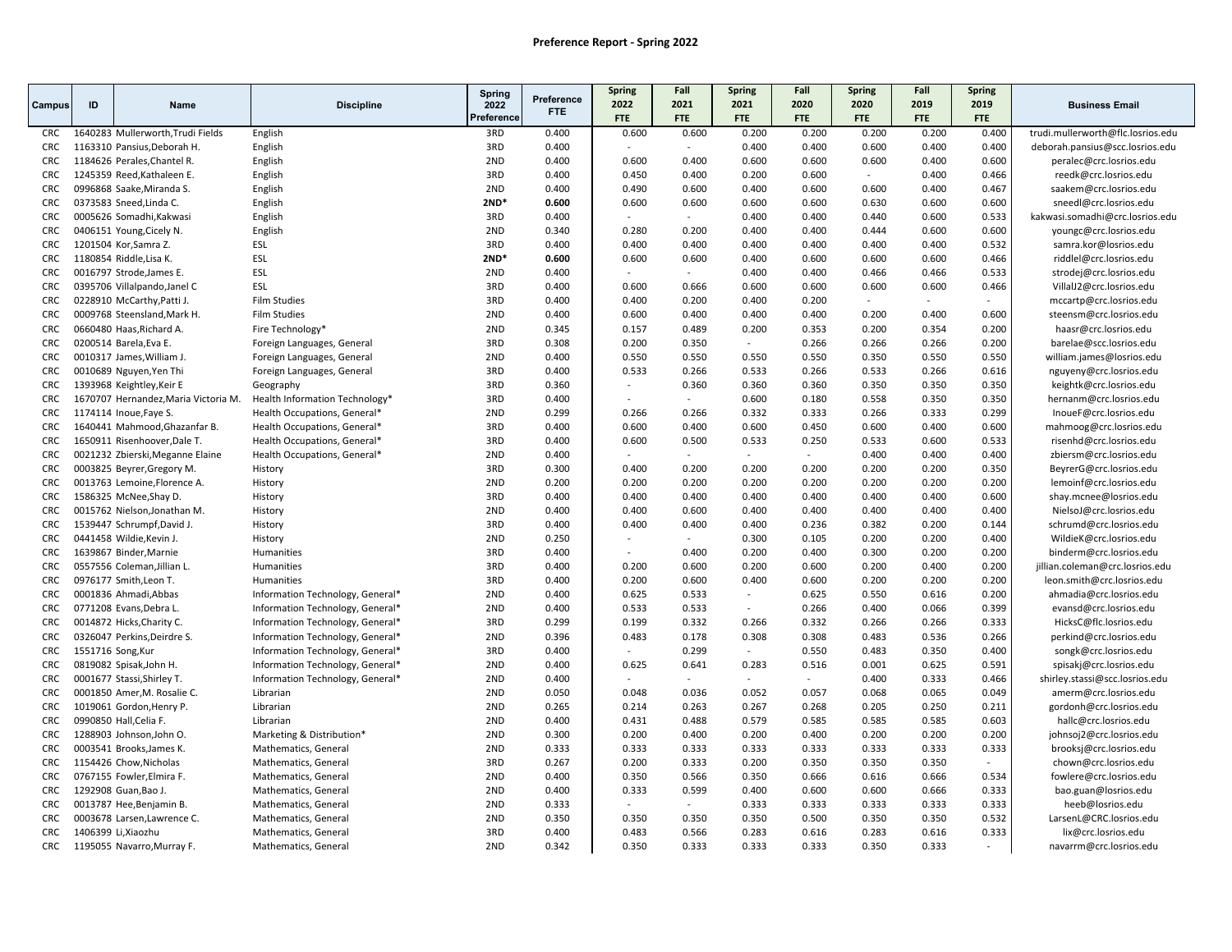# Preference Report - Spring 2022

| Campus | ID | Name | Discipline | Spring 2022 Preference | Preference FTE | Spring 2022 FTE | Fall 2021 FTE | Spring 2021 FTE | Fall 2020 FTE | Spring 2020 FTE | Fall 2019 FTE | Spring 2019 FTE | Business Email |
|---|---|---|---|---|---|---|---|---|---|---|---|---|---|
| CRC | 1640283 | Mullerworth,Trudi Fields | English | 3RD | 0.400 | 0.600 | 0.600 | 0.200 | 0.200 | 0.200 | 0.200 | 0.400 | trudi.mullerworth@flc.losrios.edu |
| CRC | 1163310 | Pansius,Deborah H. | English | 3RD | 0.400 | - | - | 0.400 | 0.400 | 0.600 | 0.400 | 0.400 | deborah.pansius@scc.losrios.edu |
| CRC | 1184626 | Perales,Chantel R. | English | 2ND | 0.400 | 0.600 | 0.400 | 0.600 | 0.600 | 0.600 | 0.400 | 0.600 | peralec@crc.losrios.edu |
| CRC | 1245359 | Reed,Kathaleen E. | English | 3RD | 0.400 | 0.450 | 0.400 | 0.200 | 0.600 | - | 0.400 | 0.466 | reedk@crc.losrios.edu |
| CRC | 0996868 | Saake,Miranda S. | English | 2ND | 0.400 | 0.490 | 0.600 | 0.400 | 0.600 | 0.600 | 0.400 | 0.467 | saakem@crc.losrios.edu |
| CRC | 0373583 | Sneed,Linda C. | English | **2ND*** | **0.600** | 0.600 | 0.600 | 0.600 | 0.600 | 0.630 | 0.600 | 0.600 | sneedl@crc.losrios.edu |
| CRC | 0005626 | Somadhi,Kakwasi | English | 3RD | 0.400 | - | - | 0.400 | 0.400 | 0.440 | 0.600 | 0.533 | kakwasi.somadhi@crc.losrios.edu |
| CRC | 0406151 | Young,Cicely N. | English | 2ND | 0.340 | 0.280 | 0.200 | 0.400 | 0.400 | 0.444 | 0.600 | 0.600 | youngc@crc.losrios.edu |
| CRC | 1201504 | Kor,Samra Z. | ESL | 3RD | 0.400 | 0.400 | 0.400 | 0.400 | 0.400 | 0.400 | 0.400 | 0.532 | samra.kor@losrios.edu |
| CRC | 1180854 | Riddle,Lisa K. | ESL | **2ND*** | **0.600** | 0.600 | 0.600 | 0.400 | 0.600 | 0.600 | 0.600 | 0.466 | riddlel@crc.losrios.edu |
| CRC | 0016797 | Strode,James E. | ESL | 2ND | 0.400 | - | - | 0.400 | 0.400 | 0.466 | 0.466 | 0.533 | strodej@crc.losrios.edu |
| CRC | 0395706 | Villalpando,Janel C | ESL | 3RD | 0.400 | 0.600 | 0.666 | 0.600 | 0.600 | 0.600 | 0.600 | 0.466 | VillalJ2@crc.losrios.edu |
| CRC | 0228910 | McCarthy,Patti J. | Film Studies | 3RD | 0.400 | 0.400 | 0.200 | 0.400 | 0.200 | - | - | - | mccartp@crc.losrios.edu |
| CRC | 0009768 | Steensland,Mark H. | Film Studies | 2ND | 0.400 | 0.600 | 0.400 | 0.400 | 0.400 | 0.200 | 0.400 | 0.600 | steensm@crc.losrios.edu |
| CRC | 0660480 | Haas,Richard A. | Fire Technology* | 2ND | 0.345 | 0.157 | 0.489 | 0.200 | 0.353 | 0.200 | 0.354 | 0.200 | haasr@crc.losrios.edu |
| CRC | 0200514 | Barela,Eva E. | Foreign Languages, General | 3RD | 0.308 | 0.200 | 0.350 | - | 0.266 | 0.266 | 0.266 | 0.200 | barelae@scc.losrios.edu |
| CRC | 0010317 | James,William J. | Foreign Languages, General | 2ND | 0.400 | 0.550 | 0.550 | 0.550 | 0.550 | 0.350 | 0.550 | 0.550 | william.james@losrios.edu |
| CRC | 0010689 | Nguyen,Yen Thi | Foreign Languages, General | 3RD | 0.400 | 0.533 | 0.266 | 0.533 | 0.266 | 0.533 | 0.266 | 0.616 | nguyeny@crc.losrios.edu |
| CRC | 1393968 | Keightley,Keir E | Geography | 3RD | 0.360 | - | 0.360 | 0.360 | 0.360 | 0.350 | 0.350 | 0.350 | keightk@crc.losrios.edu |
| CRC | 1670707 | Hernandez,Maria Victoria M. | Health Information Technology* | 3RD | 0.400 | - | - | 0.600 | 0.180 | 0.558 | 0.350 | 0.350 | hernanm@crc.losrios.edu |
| CRC | 1174114 | Inoue,Faye S. | Health Occupations, General* | 2ND | 0.299 | 0.266 | 0.266 | 0.332 | 0.333 | 0.266 | 0.333 | 0.299 | InoueF@crc.losrios.edu |
| CRC | 1640441 | Mahmood,Ghazanfar B. | Health Occupations, General* | 3RD | 0.400 | 0.600 | 0.400 | 0.600 | 0.450 | 0.600 | 0.400 | 0.600 | mahmoog@crc.losrios.edu |
| CRC | 1650911 | Risenhoover,Dale T. | Health Occupations, General* | 3RD | 0.400 | 0.600 | 0.500 | 0.533 | 0.250 | 0.533 | 0.600 | 0.533 | risenhd@crc.losrios.edu |
| CRC | 0021232 | Zbierski,Meganne Elaine | Health Occupations, General* | 2ND | 0.400 | - | - | - | - | 0.400 | 0.400 | 0.400 | zbiersm@crc.losrios.edu |
| CRC | 0003825 | Beyrer,Gregory M. | History | 3RD | 0.300 | 0.400 | 0.200 | 0.200 | 0.200 | 0.200 | 0.200 | 0.350 | BeyrerG@crc.losrios.edu |
| CRC | 0013763 | Lemoine,Florence A. | History | 2ND | 0.200 | 0.200 | 0.200 | 0.200 | 0.200 | 0.200 | 0.200 | 0.200 | lemoinf@crc.losrios.edu |
| CRC | 1586325 | McNee,Shay D. | History | 3RD | 0.400 | 0.400 | 0.400 | 0.400 | 0.400 | 0.400 | 0.400 | 0.600 | shay.mcnee@losrios.edu |
| CRC | 0015762 | Nielson,Jonathan M. | History | 2ND | 0.400 | 0.400 | 0.600 | 0.400 | 0.400 | 0.400 | 0.400 | 0.400 | NielsoJ@crc.losrios.edu |
| CRC | 1539447 | Schrumpf,David J. | History | 3RD | 0.400 | 0.400 | 0.400 | 0.400 | 0.236 | 0.382 | 0.200 | 0.144 | schrumd@crc.losrios.edu |
| CRC | 0441458 | Wildie,Kevin J. | History | 2ND | 0.250 | - | - | 0.300 | 0.105 | 0.200 | 0.200 | 0.400 | WildieK@crc.losrios.edu |
| CRC | 1639867 | Binder,Marnie | Humanities | 3RD | 0.400 | - | 0.400 | 0.200 | 0.400 | 0.300 | 0.200 | 0.200 | binderm@crc.losrios.edu |
| CRC | 0557556 | Coleman,Jillian L. | Humanities | 3RD | 0.400 | 0.200 | 0.600 | 0.200 | 0.600 | 0.200 | 0.400 | 0.200 | jillian.coleman@crc.losrios.edu |
| CRC | 0976177 | Smith,Leon T. | Humanities | 3RD | 0.400 | 0.200 | 0.600 | 0.400 | 0.600 | 0.200 | 0.200 | 0.200 | leon.smith@crc.losrios.edu |
| CRC | 0001836 | Ahmadi,Abbas | Information Technology, General* | 2ND | 0.400 | 0.625 | 0.533 | - | 0.625 | 0.550 | 0.616 | 0.200 | ahmadia@crc.losrios.edu |
| CRC | 0771208 | Evans,Debra L. | Information Technology, General* | 2ND | 0.400 | 0.533 | 0.533 | - | 0.266 | 0.400 | 0.066 | 0.399 | evansd@crc.losrios.edu |
| CRC | 0014872 | Hicks,Charity C. | Information Technology, General* | 3RD | 0.299 | 0.199 | 0.332 | 0.266 | 0.332 | 0.266 | 0.266 | 0.333 | HicksC@flc.losrios.edu |
| CRC | 0326047 | Perkins,Deirdre S. | Information Technology, General* | 2ND | 0.396 | 0.483 | 0.178 | 0.308 | 0.308 | 0.483 | 0.536 | 0.266 | perkind@crc.losrios.edu |
| CRC | 1551716 | Song,Kur | Information Technology, General* | 3RD | 0.400 | - | 0.299 | - | 0.550 | 0.483 | 0.350 | 0.400 | songk@crc.losrios.edu |
| CRC | 0819082 | Spisak,John H. | Information Technology, General* | 2ND | 0.400 | 0.625 | 0.641 | 0.283 | 0.516 | 0.001 | 0.625 | 0.591 | spisakj@crc.losrios.edu |
| CRC | 0001677 | Stassi,Shirley T. | Information Technology, General* | 2ND | 0.400 | - | - | - | - | 0.400 | 0.333 | 0.466 | shirley.stassi@scc.losrios.edu |
| CRC | 0001850 | Amer,M. Rosalie C. | Librarian | 2ND | 0.050 | 0.048 | 0.036 | 0.052 | 0.057 | 0.068 | 0.065 | 0.049 | amerm@crc.losrios.edu |
| CRC | 1019061 | Gordon,Henry P. | Librarian | 2ND | 0.265 | 0.214 | 0.263 | 0.267 | 0.268 | 0.205 | 0.250 | 0.211 | gordonh@crc.losrios.edu |
| CRC | 0990850 | Hall,Celia F. | Librarian | 2ND | 0.400 | 0.431 | 0.488 | 0.579 | 0.585 | 0.585 | 0.585 | 0.603 | hallc@crc.losrios.edu |
| CRC | 1288903 | Johnson,John O. | Marketing & Distribution* | 2ND | 0.300 | 0.200 | 0.400 | 0.200 | 0.400 | 0.200 | 0.200 | 0.200 | johnsoj2@crc.losrios.edu |
| CRC | 0003541 | Brooks,James K. | Mathematics, General | 2ND | 0.333 | 0.333 | 0.333 | 0.333 | 0.333 | 0.333 | 0.333 | 0.333 | brooksj@crc.losrios.edu |
| CRC | 1154426 | Chow,Nicholas | Mathematics, General | 3RD | 0.267 | 0.200 | 0.333 | 0.200 | 0.350 | 0.350 | 0.350 | - | chown@crc.losrios.edu |
| CRC | 0767155 | Fowler,Elmira F. | Mathematics, General | 2ND | 0.400 | 0.350 | 0.566 | 0.350 | 0.666 | 0.616 | 0.666 | 0.534 | fowlere@crc.losrios.edu |
| CRC | 1292908 | Guan,Bao J. | Mathematics, General | 2ND | 0.400 | 0.333 | 0.599 | 0.400 | 0.600 | 0.600 | 0.666 | 0.333 | bao.guan@losrios.edu |
| CRC | 0013787 | Hee,Benjamin B. | Mathematics, General | 2ND | 0.333 | - | - | 0.333 | 0.333 | 0.333 | 0.333 | 0.333 | heeb@losrios.edu |
| CRC | 0003678 | Larsen,Lawrence C. | Mathematics, General | 2ND | 0.350 | 0.350 | 0.350 | 0.350 | 0.500 | 0.350 | 0.350 | 0.532 | LarsenL@CRC.losrios.edu |
| CRC | 1406399 | Li,Xiaozhu | Mathematics, General | 3RD | 0.400 | 0.483 | 0.566 | 0.283 | 0.616 | 0.283 | 0.616 | 0.333 | lix@crc.losrios.edu |
| CRC | 1195055 | Navarro,Murray F. | Mathematics, General | 2ND | 0.342 | 0.350 | 0.333 | 0.333 | 0.333 | 0.350 | 0.333 | - | navarrm@crc.losrios.edu |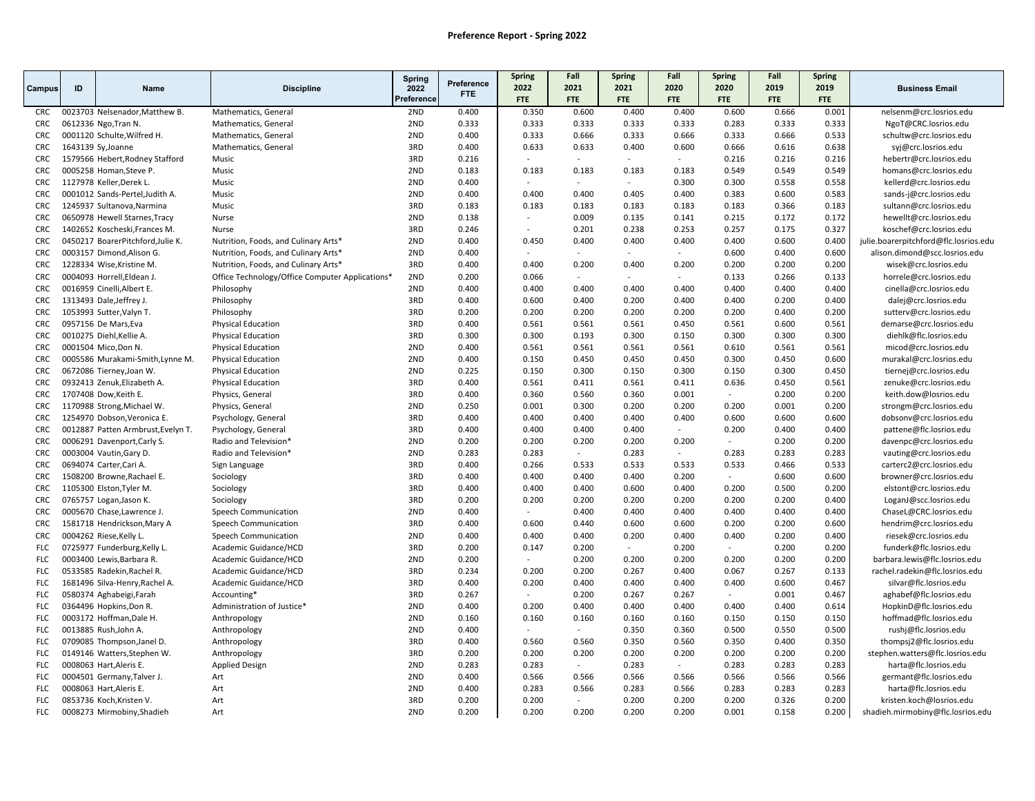# Preference Report - Spring 2022

| Campus | ID | Name | Discipline | Spring 2022 Preference | Preference FTE | Spring 2022 FTE | Fall 2021 FTE | Spring 2021 FTE | Fall 2020 FTE | Spring 2020 FTE | Fall 2019 FTE | Spring 2019 FTE | Business Email |
|---|---|---|---|---|---|---|---|---|---|---|---|---|---|
| CRC | 0023703 | Nelsenador,Matthew B. | Mathematics, General | 2ND | 0.400 | 0.350 | 0.600 | 0.400 | 0.400 | 0.600 | 0.666 | 0.001 | nelsenm@crc.losrios.edu |
| CRC | 0612336 | Ngo,Tran N. | Mathematics, General | 2ND | 0.333 | 0.333 | 0.333 | 0.333 | 0.333 | 0.283 | 0.333 | 0.333 | NgoT@CRC.losrios.edu |
| CRC | 0001120 | Schulte,Wilfred H. | Mathematics, General | 2ND | 0.400 | 0.333 | 0.666 | 0.333 | 0.666 | 0.333 | 0.666 | 0.533 | schultw@crc.losrios.edu |
| CRC | 1643139 | Sy,Joanne | Mathematics, General | 3RD | 0.400 | 0.633 | 0.633 | 0.400 | 0.600 | 0.666 | 0.616 | 0.638 | syj@crc.losrios.edu |
| CRC | 1579566 | Hebert,Rodney Stafford | Music | 3RD | 0.216 | - | - | - | - | 0.216 | 0.216 | 0.216 | hebertr@crc.losrios.edu |
| CRC | 0005258 | Homan,Steve P. | Music | 2ND | 0.183 | 0.183 | 0.183 | 0.183 | 0.183 | 0.549 | 0.549 | 0.549 | homans@crc.losrios.edu |
| CRC | 1127978 | Keller,Derek L. | Music | 2ND | 0.400 | - | - | - | 0.300 | 0.300 | 0.558 | 0.558 | kellerd@crc.losrios.edu |
| CRC | 0001012 | Sands-Pertel,Judith A. | Music | 2ND | 0.400 | 0.400 | 0.400 | 0.405 | 0.400 | 0.383 | 0.600 | 0.583 | sands-j@crc.losrios.edu |
| CRC | 1245937 | Sultanova,Narmina | Music | 3RD | 0.183 | 0.183 | 0.183 | 0.183 | 0.183 | 0.183 | 0.366 | 0.183 | sultann@crc.losrios.edu |
| CRC | 0650978 | Hewell Starnes,Tracy | Nurse | 2ND | 0.138 | - | 0.009 | 0.135 | 0.141 | 0.215 | 0.172 | 0.172 | hewellt@crc.losrios.edu |
| CRC | 1402652 | Koscheski,Frances M. | Nurse | 3RD | 0.246 | - | 0.201 | 0.238 | 0.253 | 0.257 | 0.175 | 0.327 | koschef@crc.losrios.edu |
| CRC | 0450217 | BoarerPitchford,Julie K. | Nutrition, Foods, and Culinary Arts* | 2ND | 0.400 | 0.450 | 0.400 | 0.400 | 0.400 | 0.400 | 0.600 | 0.400 | julie.boarerpitchford@flc.losrios.edu |
| CRC | 0003157 | Dimond,Alison G. | Nutrition, Foods, and Culinary Arts* | 2ND | 0.400 | - | - | - | - | 0.600 | 0.400 | 0.600 | alison.dimond@scc.losrios.edu |
| CRC | 1228334 | Wise,Kristine M. | Nutrition, Foods, and Culinary Arts* | 3RD | 0.400 | 0.400 | 0.200 | 0.400 | 0.200 | 0.200 | 0.200 | 0.200 | wisek@crc.losrios.edu |
| CRC | 0004093 | Horrell,Eldean J. | Office Technology/Office Computer Applications* | 2ND | 0.200 | 0.066 | - | - | - | 0.133 | 0.266 | 0.133 | horrele@crc.losrios.edu |
| CRC | 0016959 | Cinelli,Albert E. | Philosophy | 2ND | 0.400 | 0.400 | 0.400 | 0.400 | 0.400 | 0.400 | 0.400 | 0.400 | cinella@crc.losrios.edu |
| CRC | 1313493 | Dale,Jeffrey J. | Philosophy | 3RD | 0.400 | 0.600 | 0.400 | 0.200 | 0.400 | 0.400 | 0.200 | 0.400 | dalej@crc.losrios.edu |
| CRC | 1053993 | Sutter,Valyn T. | Philosophy | 3RD | 0.200 | 0.200 | 0.200 | 0.200 | 0.200 | 0.200 | 0.400 | 0.200 | sutterv@crc.losrios.edu |
| CRC | 0957156 | De Mars,Eva | Physical Education | 3RD | 0.400 | 0.561 | 0.561 | 0.561 | 0.450 | 0.561 | 0.600 | 0.561 | demarse@crc.losrios.edu |
| CRC | 0010275 | Diehl,Kellie A. | Physical Education | 3RD | 0.300 | 0.300 | 0.193 | 0.300 | 0.150 | 0.300 | 0.300 | 0.300 | diehlk@flc.losrios.edu |
| CRC | 0001504 | Mico,Don N. | Physical Education | 2ND | 0.400 | 0.561 | 0.561 | 0.561 | 0.561 | 0.610 | 0.561 | 0.561 | micod@crc.losrios.edu |
| CRC | 0005586 | Murakami-Smith,Lynne M. | Physical Education | 2ND | 0.400 | 0.150 | 0.450 | 0.450 | 0.450 | 0.300 | 0.450 | 0.600 | murakal@crc.losrios.edu |
| CRC | 0672086 | Tierney,Joan W. | Physical Education | 2ND | 0.225 | 0.150 | 0.300 | 0.150 | 0.300 | 0.150 | 0.300 | 0.450 | tiernej@crc.losrios.edu |
| CRC | 0932413 | Zenuk,Elizabeth A. | Physical Education | 3RD | 0.400 | 0.561 | 0.411 | 0.561 | 0.411 | 0.636 | 0.450 | 0.561 | zenukе@crc.losrios.edu |
| CRC | 1707408 | Dow,Keith E. | Physics, General | 3RD | 0.400 | 0.360 | 0.560 | 0.360 | 0.001 | - | 0.200 | 0.200 | keith.dow@losrios.edu |
| CRC | 1170988 | Strong,Michael W. | Physics, General | 2ND | 0.250 | 0.001 | 0.300 | 0.200 | 0.200 | 0.200 | 0.001 | 0.200 | strongm@crc.losrios.edu |
| CRC | 1254970 | Dobson,Veronica E. | Psychology, General | 3RD | 0.400 | 0.400 | 0.400 | 0.400 | 0.400 | 0.600 | 0.600 | 0.600 | dobsonv@crc.losrios.edu |
| CRC | 0012887 | Patten Armbrust,Evelyn T. | Psychology, General | 3RD | 0.400 | 0.400 | 0.400 | 0.400 | - | 0.200 | 0.400 | 0.400 | pattene@crc.losrios.edu |
| CRC | 0006291 | Davenport,Carly S. | Radio and Television* | 2ND | 0.200 | 0.200 | 0.200 | 0.200 | 0.200 | - | 0.200 | 0.200 | davenpc@crc.losrios.edu |
| CRC | 0003004 | Vautin,Gary D. | Radio and Television* | 2ND | 0.283 | 0.283 | - | 0.283 | - | 0.283 | 0.283 | 0.283 | vauting@crc.losrios.edu |
| CRC | 0694074 | Carter,Cari A. | Sign Language | 3RD | 0.400 | 0.266 | 0.533 | 0.533 | 0.533 | 0.533 | 0.466 | 0.533 | carterc2@crc.losrios.edu |
| CRC | 1508200 | Browne,Rachael E. | Sociology | 3RD | 0.400 | 0.400 | 0.400 | 0.400 | 0.200 | - | 0.600 | 0.600 | browner@crc.losrios.edu |
| CRC | 1105300 | Elston,Tyler M. | Sociology | 3RD | 0.400 | 0.400 | 0.400 | 0.600 | 0.400 | 0.200 | 0.500 | 0.200 | elstont@crc.losrios.edu |
| CRC | 0765757 | Logan,Jason K. | Sociology | 3RD | 0.200 | 0.200 | 0.200 | 0.200 | 0.200 | 0.200 | 0.200 | 0.400 | LoganJ@scc.losrios.edu |
| CRC | 0005670 | Chase,Lawrence J. | Speech Communication | 2ND | 0.400 | - | 0.400 | 0.400 | 0.400 | 0.400 | 0.400 | 0.400 | ChaseL@CRC.losrios.edu |
| CRC | 1581718 | Hendrickson,Mary A | Speech Communication | 3RD | 0.400 | 0.600 | 0.440 | 0.600 | 0.600 | 0.200 | 0.200 | 0.600 | hendrim@crc.losrios.edu |
| CRC | 0004262 | Riese,Kelly L. | Speech Communication | 2ND | 0.400 | 0.400 | 0.400 | 0.200 | 0.400 | 0.400 | 0.200 | 0.400 | riesek@crc.losrios.edu |
| FLC | 0725977 | Funderburg,Kelly L. | Academic Guidance/HCD | 3RD | 0.200 | 0.147 | 0.200 | - | 0.200 | - | 0.200 | 0.200 | funderk@flc.losrios.edu |
| FLC | 0003400 | Lewis,Barbara R. | Academic Guidance/HCD | 2ND | 0.200 | - | 0.200 | 0.200 | 0.200 | 0.200 | 0.200 | 0.200 | barbara.lewis@flc.losrios.edu |
| FLC | 0533585 | Radekin,Rachel R. | Academic Guidance/HCD | 3RD | 0.234 | 0.200 | 0.200 | 0.267 | 0.400 | 0.067 | 0.267 | 0.133 | rachel.radekin@flc.losrios.edu |
| FLC | 1681496 | Silva-Henry,Rachel A. | Academic Guidance/HCD | 3RD | 0.400 | 0.200 | 0.400 | 0.400 | 0.400 | 0.400 | 0.600 | 0.467 | silvar@flc.losrios.edu |
| FLC | 0580374 | Aghabeigi,Farah | Accounting* | 3RD | 0.267 | - | 0.200 | 0.267 | 0.267 | - | 0.001 | 0.467 | aghabef@flc.losrios.edu |
| FLC | 0364496 | Hopkins,Don R. | Administration of Justice* | 2ND | 0.400 | 0.200 | 0.400 | 0.400 | 0.400 | 0.400 | 0.400 | 0.614 | HopkinD@flc.losrios.edu |
| FLC | 0003172 | Hoffman,Dale H. | Anthropology | 2ND | 0.160 | 0.160 | 0.160 | 0.160 | 0.160 | 0.150 | 0.150 | 0.150 | hoffmad@flc.losrios.edu |
| FLC | 0013885 | Rush,John A. | Anthropology | 2ND | 0.400 | - | - | 0.350 | 0.360 | 0.500 | 0.550 | 0.500 | rushj@flc.losrios.edu |
| FLC | 0709085 | Thompson,Janel D. | Anthropology | 3RD | 0.400 | 0.560 | 0.560 | 0.350 | 0.560 | 0.350 | 0.400 | 0.350 | thompsj2@flc.losrios.edu |
| FLC | 0149146 | Watters,Stephen W. | Anthropology | 3RD | 0.200 | 0.200 | 0.200 | 0.200 | 0.200 | 0.200 | 0.200 | 0.200 | stephen.watters@flc.losrios.edu |
| FLC | 0008063 | Hart,Aleris E. | Applied Design | 2ND | 0.283 | 0.283 | - | 0.283 | - | 0.283 | 0.283 | 0.283 | harta@flc.losrios.edu |
| FLC | 0004501 | Germany,Talver J. | Art | 2ND | 0.400 | 0.566 | 0.566 | 0.566 | 0.566 | 0.566 | 0.566 | 0.566 | germant@flc.losrios.edu |
| FLC | 0008063 | Hart,Aleris E. | Art | 2ND | 0.400 | 0.283 | 0.566 | 0.283 | 0.566 | 0.283 | 0.283 | 0.283 | harta@flc.losrios.edu |
| FLC | 0853736 | Koch,Kristen V. | Art | 3RD | 0.200 | 0.200 | - | 0.200 | 0.200 | 0.200 | 0.326 | 0.200 | kristen.koch@losrios.edu |
| FLC | 0008273 | Mirmobiny,Shadieh | Art | 2ND | 0.200 | 0.200 | 0.200 | 0.200 | 0.200 | 0.001 | 0.158 | 0.200 | shadieh.mirmobiny@flc.losrios.edu |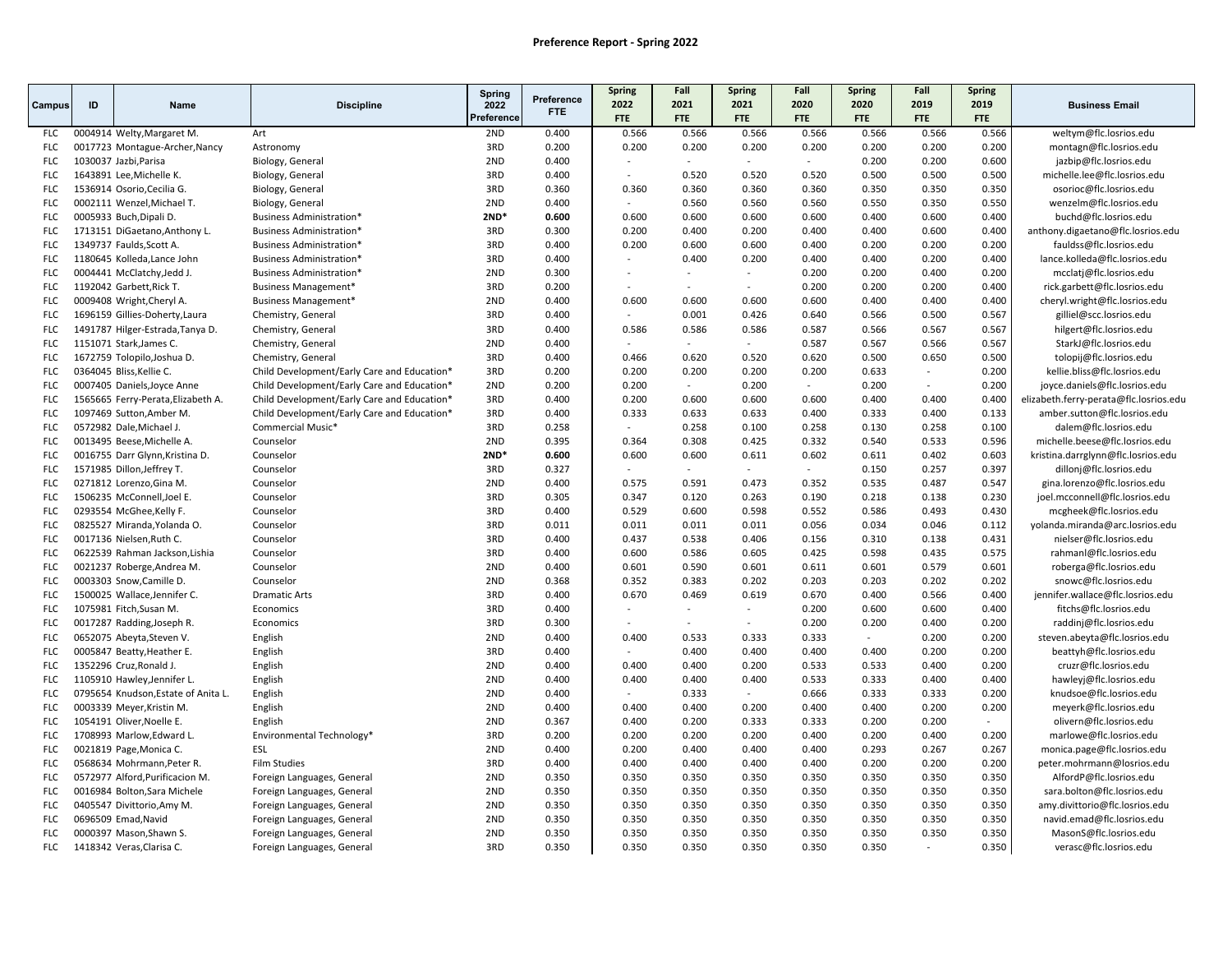# Preference Report - Spring 2022

| Campus | ID | Name | Discipline | Spring 2022 Preference | Preference FTE | Spring 2022 FTE | Fall 2021 FTE | Spring 2021 FTE | Fall 2020 FTE | Spring 2020 FTE | Fall 2019 FTE | Spring 2019 FTE | Business Email |
|---|---|---|---|---|---|---|---|---|---|---|---|---|---|
| FLC | 0004914 | Welty,Margaret M. | Art | 2ND | 0.400 | 0.566 | 0.566 | 0.566 | 0.566 | 0.566 | 0.566 | 0.566 | weltym@flc.losrios.edu |
| FLC | 0017723 | Montague-Archer,Nancy | Astronomy | 3RD | 0.200 | 0.200 | 0.200 | 0.200 | 0.200 | 0.200 | 0.200 | 0.200 | montagn@flc.losrios.edu |
| FLC | 1030037 | Jazbi,Parisa | Biology, General | 2ND | 0.400 | - | - | - | - | 0.200 | 0.200 | 0.600 | jazbip@flc.losrios.edu |
| FLC | 1643891 | Lee,Michelle K. | Biology, General | 3RD | 0.400 | - | 0.520 | 0.520 | 0.520 | 0.500 | 0.500 | 0.500 | michelle.lee@flc.losrios.edu |
| FLC | 1536914 | Osorio,Cecilia G. | Biology, General | 3RD | 0.360 | 0.360 | 0.360 | 0.360 | 0.360 | 0.350 | 0.350 | 0.350 | osorioc@flc.losrios.edu |
| FLC | 0002111 | Wenzel,Michael T. | Biology, General | 2ND | 0.400 | - | 0.560 | 0.560 | 0.560 | 0.550 | 0.350 | 0.550 | wenzelm@flc.losrios.edu |
| FLC | 0005933 | Buch,Dipali D. | Business Administration* | **2ND*** | **0.600** | 0.600 | 0.600 | 0.600 | 0.600 | 0.400 | 0.600 | 0.400 | buchd@flc.losrios.edu |
| FLC | 1713151 | DiGaetano,Anthony L. | Business Administration* | 3RD | 0.300 | 0.200 | 0.400 | 0.200 | 0.400 | 0.400 | 0.600 | 0.400 | anthony.digaetano@flc.losrios.edu |
| FLC | 1349737 | Faulds,Scott A. | Business Administration* | 3RD | 0.400 | 0.200 | 0.600 | 0.600 | 0.400 | 0.200 | 0.200 | 0.200 | fauldss@flc.losrios.edu |
| FLC | 1180645 | Kolleda,Lance John | Business Administration* | 3RD | 0.400 | - | 0.400 | 0.200 | 0.400 | 0.400 | 0.200 | 0.400 | lance.kolleda@flc.losrios.edu |
| FLC | 0004441 | McClatchy,Jedd J. | Business Administration* | 2ND | 0.300 | - | - | - | 0.200 | 0.200 | 0.400 | 0.200 | mcclatj@flc.losrios.edu |
| FLC | 1192042 | Garbett,Rick T. | Business Management* | 3RD | 0.200 | - | - | - | 0.200 | 0.200 | 0.200 | 0.400 | rick.garbett@flc.losrios.edu |
| FLC | 0009408 | Wright,Cheryl A. | Business Management* | 2ND | 0.400 | 0.600 | 0.600 | 0.600 | 0.600 | 0.400 | 0.400 | 0.400 | cheryl.wright@flc.losrios.edu |
| FLC | 1696159 | Gillies-Doherty,Laura | Chemistry, General | 3RD | 0.400 | - | 0.001 | 0.426 | 0.640 | 0.566 | 0.500 | 0.567 | gilliel@scc.losrios.edu |
| FLC | 1491787 | Hilger-Estrada,Tanya D. | Chemistry, General | 3RD | 0.400 | 0.586 | 0.586 | 0.586 | 0.587 | 0.566 | 0.567 | 0.567 | hilgert@flc.losrios.edu |
| FLC | 1151071 | Stark,James C. | Chemistry, General | 2ND | 0.400 | - | - | - | 0.587 | 0.567 | 0.566 | 0.567 | StarkJ@flc.losrios.edu |
| FLC | 1672759 | Tolopilo,Joshua D. | Chemistry, General | 3RD | 0.400 | 0.466 | 0.620 | 0.520 | 0.620 | 0.500 | 0.650 | 0.500 | tolopij@flc.losrios.edu |
| FLC | 0364045 | Bliss,Kellie C. | Child Development/Early Care and Education* | 3RD | 0.200 | 0.200 | 0.200 | 0.200 | 0.200 | 0.633 | - | 0.200 | kellie.bliss@flc.losrios.edu |
| FLC | 0007405 | Daniels,Joyce Anne | Child Development/Early Care and Education* | 2ND | 0.200 | 0.200 | - | 0.200 | - | 0.200 | - | 0.200 | joyce.daniels@flc.losrios.edu |
| FLC | 1565665 | Ferry-Perata,Elizabeth A. | Child Development/Early Care and Education* | 3RD | 0.400 | 0.200 | 0.600 | 0.600 | 0.600 | 0.400 | 0.400 | 0.400 | elizabeth.ferry-perata@flc.losrios.edu |
| FLC | 1097469 | Sutton,Amber M. | Child Development/Early Care and Education* | 3RD | 0.400 | 0.333 | 0.633 | 0.633 | 0.400 | 0.333 | 0.400 | 0.133 | amber.sutton@flc.losrios.edu |
| FLC | 0572982 | Dale,Michael J. | Commercial Music* | 3RD | 0.258 | - | 0.258 | 0.100 | 0.258 | 0.130 | 0.258 | 0.100 | dalem@flc.losrios.edu |
| FLC | 0013495 | Beese,Michelle A. | Counselor | 2ND | 0.395 | 0.364 | 0.308 | 0.425 | 0.332 | 0.540 | 0.533 | 0.596 | michelle.beese@flc.losrios.edu |
| FLC | 0016755 | Darr Glynn,Kristina D. | Counselor | **2ND*** | **0.600** | 0.600 | 0.600 | 0.611 | 0.602 | 0.611 | 0.402 | 0.603 | kristina.darrglynn@flc.losrios.edu |
| FLC | 1571985 | Dillon,Jeffrey T. | Counselor | 3RD | 0.327 | - | - | - | - | 0.150 | 0.257 | 0.397 | dillonj@flc.losrios.edu |
| FLC | 0271812 | Lorenzo,Gina M. | Counselor | 2ND | 0.400 | 0.575 | 0.591 | 0.473 | 0.352 | 0.535 | 0.487 | 0.547 | gina.lorenzo@flc.losrios.edu |
| FLC | 1506235 | McConnell,Joel E. | Counselor | 3RD | 0.305 | 0.347 | 0.120 | 0.263 | 0.190 | 0.218 | 0.138 | 0.230 | joel.mcconnell@flc.losrios.edu |
| FLC | 0293554 | McGhee,Kelly F. | Counselor | 3RD | 0.400 | 0.529 | 0.600 | 0.598 | 0.552 | 0.586 | 0.493 | 0.430 | mcgheek@flc.losrios.edu |
| FLC | 0825527 | Miranda,Yolanda O. | Counselor | 3RD | 0.011 | 0.011 | 0.011 | 0.011 | 0.056 | 0.034 | 0.046 | 0.112 | yolanda.miranda@arc.losrios.edu |
| FLC | 0017136 | Nielsen,Ruth C. | Counselor | 3RD | 0.400 | 0.437 | 0.538 | 0.406 | 0.156 | 0.310 | 0.138 | 0.431 | nielser@flc.losrios.edu |
| FLC | 0622539 | Rahman Jackson,Lishia | Counselor | 3RD | 0.400 | 0.600 | 0.586 | 0.605 | 0.425 | 0.598 | 0.435 | 0.575 | rahmanl@flc.losrios.edu |
| FLC | 0021237 | Roberge,Andrea M. | Counselor | 2ND | 0.400 | 0.601 | 0.590 | 0.601 | 0.611 | 0.601 | 0.579 | 0.601 | roberga@flc.losrios.edu |
| FLC | 0003303 | Snow,Camille D. | Counselor | 2ND | 0.368 | 0.352 | 0.383 | 0.202 | 0.203 | 0.203 | 0.202 | 0.202 | snowc@flc.losrios.edu |
| FLC | 1500025 | Wallace,Jennifer C. | Dramatic Arts | 3RD | 0.400 | 0.670 | 0.469 | 0.619 | 0.670 | 0.400 | 0.566 | 0.400 | jennifer.wallace@flc.losrios.edu |
| FLC | 1075981 | Fitch,Susan M. | Economics | 3RD | 0.400 | - | - | - | 0.200 | 0.600 | 0.600 | 0.400 | fitchs@flc.losrios.edu |
| FLC | 0017287 | Radding,Joseph R. | Economics | 3RD | 0.300 | - | - | - | 0.200 | 0.200 | 0.400 | 0.200 | raddinj@flc.losrios.edu |
| FLC | 0652075 | Abeyta,Steven V. | English | 2ND | 0.400 | 0.400 | 0.533 | 0.333 | 0.333 | - | 0.200 | 0.200 | steven.abeyta@flc.losrios.edu |
| FLC | 0005847 | Beatty,Heather E. | English | 3RD | 0.400 | - | 0.400 | 0.400 | 0.400 | 0.400 | 0.200 | 0.200 | beattyh@flc.losrios.edu |
| FLC | 1352296 | Cruz,Ronald J. | English | 2ND | 0.400 | 0.400 | 0.400 | 0.200 | 0.533 | 0.533 | 0.400 | 0.200 | cruzr@flc.losrios.edu |
| FLC | 1105910 | Hawley,Jennifer L. | English | 2ND | 0.400 | 0.400 | 0.400 | 0.400 | 0.533 | 0.333 | 0.400 | 0.400 | hawleyj@flc.losrios.edu |
| FLC | 0795654 | Knudson,Estate of Anita L. | English | 2ND | 0.400 | - | 0.333 | - | 0.666 | 0.333 | 0.333 | 0.200 | knudsoe@flc.losrios.edu |
| FLC | 0003339 | Meyer,Kristin M. | English | 2ND | 0.400 | 0.400 | 0.400 | 0.200 | 0.400 | 0.400 | 0.200 | 0.200 | meyerk@flc.losrios.edu |
| FLC | 1054191 | Oliver,Noelle E. | English | 2ND | 0.367 | 0.400 | 0.200 | 0.333 | 0.333 | 0.200 | 0.200 | - | olivern@flc.losrios.edu |
| FLC | 1708993 | Marlow,Edward L. | Environmental Technology* | 3RD | 0.200 | 0.200 | 0.200 | 0.200 | 0.400 | 0.200 | 0.400 | 0.200 | marlowe@flc.losrios.edu |
| FLC | 0021819 | Page,Monica C. | ESL | 2ND | 0.400 | 0.200 | 0.400 | 0.400 | 0.400 | 0.293 | 0.267 | 0.267 | monica.page@flc.losrios.edu |
| FLC | 0568634 | Mohrmann,Peter R. | Film Studies | 3RD | 0.400 | 0.400 | 0.400 | 0.400 | 0.400 | 0.200 | 0.200 | 0.200 | peter.mohrmann@losrios.edu |
| FLC | 0572977 | Alford,Purificacion M. | Foreign Languages, General | 2ND | 0.350 | 0.350 | 0.350 | 0.350 | 0.350 | 0.350 | 0.350 | 0.350 | AlfordP@flc.losrios.edu |
| FLC | 0016984 | Bolton,Sara Michele | Foreign Languages, General | 2ND | 0.350 | 0.350 | 0.350 | 0.350 | 0.350 | 0.350 | 0.350 | 0.350 | sara.bolton@flc.losrios.edu |
| FLC | 0405547 | Divittorio,Amy M. | Foreign Languages, General | 2ND | 0.350 | 0.350 | 0.350 | 0.350 | 0.350 | 0.350 | 0.350 | 0.350 | amy.divittorio@flc.losrios.edu |
| FLC | 0696509 | Emad,Navid | Foreign Languages, General | 2ND | 0.350 | 0.350 | 0.350 | 0.350 | 0.350 | 0.350 | 0.350 | 0.350 | navid.emad@flc.losrios.edu |
| FLC | 0000397 | Mason,Shawn S. | Foreign Languages, General | 2ND | 0.350 | 0.350 | 0.350 | 0.350 | 0.350 | 0.350 | 0.350 | 0.350 | MasonS@flc.losrios.edu |
| FLC | 1418342 | Veras,Clarisa C. | Foreign Languages, General | 3RD | 0.350 | 0.350 | 0.350 | 0.350 | 0.350 | 0.350 | - | 0.350 | verasc@flc.losrios.edu |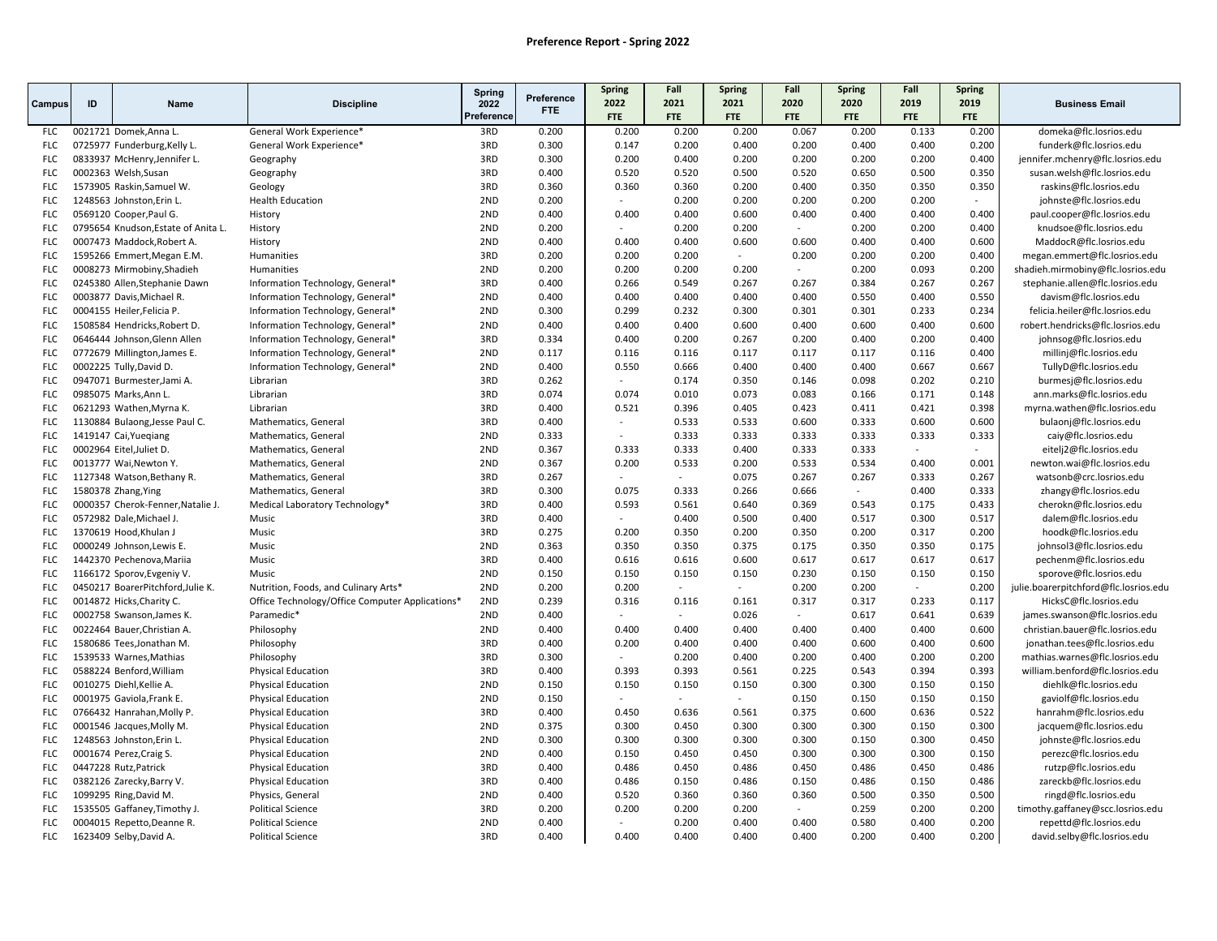# Preference Report - Spring 2022

| Campus | ID | Name | Discipline | Spring 2022 Preference | Preference FTE | Spring 2022 FTE | Fall 2021 FTE | Spring 2021 FTE | Fall 2020 FTE | Spring 2020 FTE | Fall 2019 FTE | Spring 2019 FTE | Business Email |
|---|---|---|---|---|---|---|---|---|---|---|---|---|---|
| FLC | 0021721 | Domek,Anna L. | General Work Experience* | 3RD | 0.200 | 0.200 | 0.200 | 0.200 | 0.067 | 0.200 | 0.133 | 0.200 | domeka@flc.losrios.edu |
| FLC | 0725977 | Funderburg,Kelly L. | General Work Experience* | 3RD | 0.300 | 0.147 | 0.200 | 0.400 | 0.200 | 0.400 | 0.400 | 0.200 | funderk@flc.losrios.edu |
| FLC | 0833937 | McHenry,Jennifer L. | Geography | 3RD | 0.300 | 0.200 | 0.400 | 0.200 | 0.200 | 0.200 | 0.200 | 0.400 | jennifer.mchenry@flc.losrios.edu |
| FLC | 0002363 | Welsh,Susan | Geography | 3RD | 0.400 | 0.520 | 0.520 | 0.500 | 0.520 | 0.650 | 0.500 | 0.350 | susan.welsh@flc.losrios.edu |
| FLC | 1573905 | Raskin,Samuel W. | Geology | 3RD | 0.360 | 0.360 | 0.360 | 0.200 | 0.400 | 0.350 | 0.350 | 0.350 | raskins@flc.losrios.edu |
| FLC | 1248563 | Johnston,Erin L. | Health Education | 2ND | 0.200 | - | 0.200 | 0.200 | 0.200 | 0.200 | 0.200 | - | johnste@flc.losrios.edu |
| FLC | 0569120 | Cooper,Paul G. | History | 2ND | 0.400 | 0.400 | 0.400 | 0.600 | 0.400 | 0.400 | 0.400 | 0.400 | paul.cooper@flc.losrios.edu |
| FLC | 0795654 | Knudson,Estate of Anita L. | History | 2ND | 0.200 | - | 0.200 | 0.200 | - | 0.200 | 0.200 | 0.400 | knudsoe@flc.losrios.edu |
| FLC | 0007473 | Maddock,Robert A. | History | 2ND | 0.400 | 0.400 | 0.400 | 0.600 | 0.600 | 0.400 | 0.400 | 0.600 | MaddocR@flc.losrios.edu |
| FLC | 1595266 | Emmert,Megan E.M. | Humanities | 3RD | 0.200 | 0.200 | 0.200 | - | 0.200 | 0.200 | 0.200 | 0.400 | megan.emmert@flc.losrios.edu |
| FLC | 0008273 | Mirmobiny,Shadieh | Humanities | 2ND | 0.200 | 0.200 | 0.200 | 0.200 | - | 0.200 | 0.093 | 0.200 | shadieh.mirmobiny@flc.losrios.edu |
| FLC | 0245380 | Allen,Stephanie Dawn | Information Technology, General* | 3RD | 0.400 | 0.266 | 0.549 | 0.267 | 0.267 | 0.384 | 0.267 | 0.267 | stephanie.allen@flc.losrios.edu |
| FLC | 0003877 | Davis,Michael R. | Information Technology, General* | 2ND | 0.400 | 0.400 | 0.400 | 0.400 | 0.400 | 0.550 | 0.400 | 0.550 | davism@flc.losrios.edu |
| FLC | 0004155 | Heiler,Felicia P. | Information Technology, General* | 2ND | 0.300 | 0.299 | 0.232 | 0.300 | 0.301 | 0.301 | 0.233 | 0.234 | felicia.heiler@flc.losrios.edu |
| FLC | 1508584 | Hendricks,Robert D. | Information Technology, General* | 2ND | 0.400 | 0.400 | 0.400 | 0.600 | 0.400 | 0.600 | 0.400 | 0.600 | robert.hendricks@flc.losrios.edu |
| FLC | 0646444 | Johnson,Glenn Allen | Information Technology, General* | 3RD | 0.334 | 0.400 | 0.200 | 0.267 | 0.200 | 0.400 | 0.200 | 0.400 | johnsog@flc.losrios.edu |
| FLC | 0772679 | Millington,James E. | Information Technology, General* | 2ND | 0.117 | 0.116 | 0.116 | 0.117 | 0.117 | 0.117 | 0.116 | 0.400 | millinj@flc.losrios.edu |
| FLC | 0002225 | Tully,David D. | Information Technology, General* | 2ND | 0.400 | 0.550 | 0.666 | 0.400 | 0.400 | 0.400 | 0.667 | 0.667 | TullyD@flc.losrios.edu |
| FLC | 0947071 | Burmester,Jami A. | Librarian | 3RD | 0.262 | - | 0.174 | 0.350 | 0.146 | 0.098 | 0.202 | 0.210 | burmesj@flc.losrios.edu |
| FLC | 0985075 | Marks,Ann L. | Librarian | 3RD | 0.074 | 0.074 | 0.010 | 0.073 | 0.083 | 0.166 | 0.171 | 0.148 | ann.marks@flc.losrios.edu |
| FLC | 0621293 | Wathen,Myrna K. | Librarian | 3RD | 0.400 | 0.521 | 0.396 | 0.405 | 0.423 | 0.411 | 0.421 | 0.398 | myrna.wathen@flc.losrios.edu |
| FLC | 1130884 | Bulaong,Jesse Paul C. | Mathematics, General | 3RD | 0.400 | - | 0.533 | 0.533 | 0.600 | 0.333 | 0.600 | 0.600 | bulaonj@flc.losrios.edu |
| FLC | 1419147 | Cai,Yueqiang | Mathematics, General | 2ND | 0.333 | - | 0.333 | 0.333 | 0.333 | 0.333 | 0.333 | 0.333 | caiy@flc.losrios.edu |
| FLC | 0002964 | Eitel,Juliet D. | Mathematics, General | 2ND | 0.367 | 0.333 | 0.333 | 0.400 | 0.333 | 0.333 | - | - | eitelj2@flc.losrios.edu |
| FLC | 0013777 | Wai,Newton Y. | Mathematics, General | 2ND | 0.367 | 0.200 | 0.533 | 0.200 | 0.533 | 0.534 | 0.400 | 0.001 | newton.wai@flc.losrios.edu |
| FLC | 1127348 | Watson,Bethany R. | Mathematics, General | 3RD | 0.267 | - | - | 0.075 | 0.267 | 0.267 | 0.333 | 0.267 | watsonb@crc.losrios.edu |
| FLC | 1580378 | Zhang,Ying | Mathematics, General | 3RD | 0.300 | 0.075 | 0.333 | 0.266 | 0.666 | - | 0.400 | 0.333 | zhangy@flc.losrios.edu |
| FLC | 0000357 | Cherok-Fenner,Natalie J. | Medical Laboratory Technology* | 3RD | 0.400 | 0.593 | 0.561 | 0.640 | 0.369 | 0.543 | 0.175 | 0.433 | cherokn@flc.losrios.edu |
| FLC | 0572982 | Dale,Michael J. | Music | 3RD | 0.400 | - | 0.400 | 0.500 | 0.400 | 0.517 | 0.300 | 0.517 | dalem@flc.losrios.edu |
| FLC | 1370619 | Hood,Khulan J | Music | 3RD | 0.275 | 0.200 | 0.350 | 0.200 | 0.350 | 0.200 | 0.317 | 0.200 | hoodk@flc.losrios.edu |
| FLC | 0000249 | Johnson,Lewis E. | Music | 2ND | 0.363 | 0.350 | 0.350 | 0.375 | 0.175 | 0.350 | 0.350 | 0.175 | johnsol3@flc.losrios.edu |
| FLC | 1442370 | Pechenova,Mariia | Music | 3RD | 0.400 | 0.616 | 0.616 | 0.600 | 0.617 | 0.617 | 0.617 | 0.617 | pechenm@flc.losrios.edu |
| FLC | 1166172 | Sporov,Evgeniy V. | Music | 2ND | 0.150 | 0.150 | 0.150 | 0.150 | 0.230 | 0.150 | 0.150 | 0.150 | sporove@flc.losrios.edu |
| FLC | 0450217 | BoarerPitchford,Julie K. | Nutrition, Foods, and Culinary Arts* | 2ND | 0.200 | 0.200 | - | - | 0.200 | 0.200 | - | 0.200 | julie.boarerpitchford@flc.losrios.edu |
| FLC | 0014872 | Hicks,Charity C. | Office Technology/Office Computer Applications* | 2ND | 0.239 | 0.316 | 0.116 | 0.161 | 0.317 | 0.317 | 0.233 | 0.117 | HicksC@flc.losrios.edu |
| FLC | 0002758 | Swanson,James K. | Paramedic* | 2ND | 0.400 | - | - | 0.026 | - | 0.617 | 0.641 | 0.639 | james.swanson@flc.losrios.edu |
| FLC | 0022464 | Bauer,Christian A. | Philosophy | 2ND | 0.400 | 0.400 | 0.400 | 0.400 | 0.400 | 0.400 | 0.400 | 0.600 | christian.bauer@flc.losrios.edu |
| FLC | 1580686 | Tees,Jonathan M. | Philosophy | 3RD | 0.400 | 0.200 | 0.400 | 0.400 | 0.400 | 0.600 | 0.400 | 0.600 | jonathan.tees@flc.losrios.edu |
| FLC | 1539533 | Warnes,Mathias | Philosophy | 3RD | 0.300 | - | 0.200 | 0.400 | 0.200 | 0.400 | 0.200 | 0.200 | mathias.warnes@flc.losrios.edu |
| FLC | 0588224 | Benford,William | Physical Education | 3RD | 0.400 | 0.393 | 0.393 | 0.561 | 0.225 | 0.543 | 0.394 | 0.393 | william.benford@flc.losrios.edu |
| FLC | 0010275 | Diehl,Kellie A. | Physical Education | 2ND | 0.150 | 0.150 | 0.150 | 0.150 | 0.300 | 0.300 | 0.150 | 0.150 | diehlk@flc.losrios.edu |
| FLC | 0001975 | Gaviola,Frank E. | Physical Education | 2ND | 0.150 | - | - | - | 0.150 | 0.150 | 0.150 | 0.150 | gaviolf@flc.losrios.edu |
| FLC | 0766432 | Hanrahan,Molly P. | Physical Education | 3RD | 0.400 | 0.450 | 0.636 | 0.561 | 0.375 | 0.600 | 0.636 | 0.522 | hanrahm@flc.losrios.edu |
| FLC | 0001546 | Jacques,Molly M. | Physical Education | 2ND | 0.375 | 0.300 | 0.450 | 0.300 | 0.300 | 0.300 | 0.150 | 0.300 | jacquem@flc.losrios.edu |
| FLC | 1248563 | Johnston,Erin L. | Physical Education | 2ND | 0.300 | 0.300 | 0.300 | 0.300 | 0.300 | 0.150 | 0.300 | 0.450 | johnste@flc.losrios.edu |
| FLC | 0001674 | Perez,Craig S. | Physical Education | 2ND | 0.400 | 0.150 | 0.450 | 0.450 | 0.300 | 0.300 | 0.300 | 0.150 | perezc@flc.losrios.edu |
| FLC | 0447228 | Rutz,Patrick | Physical Education | 3RD | 0.400 | 0.486 | 0.450 | 0.486 | 0.450 | 0.486 | 0.450 | 0.486 | rutzp@flc.losrios.edu |
| FLC | 0382126 | Zarecky,Barry V. | Physical Education | 3RD | 0.400 | 0.486 | 0.150 | 0.486 | 0.150 | 0.486 | 0.150 | 0.486 | zareckb@flc.losrios.edu |
| FLC | 1099295 | Ring,David M. | Physics, General | 2ND | 0.400 | 0.520 | 0.360 | 0.360 | 0.360 | 0.500 | 0.350 | 0.500 | ringd@flc.losrios.edu |
| FLC | 1535505 | Gaffaney,Timothy J. | Political Science | 3RD | 0.200 | 0.200 | 0.200 | 0.200 | - | 0.259 | 0.200 | 0.200 | timothy.gaffaney@scc.losrios.edu |
| FLC | 0004015 | Repetto,Deanne R. | Political Science | 2ND | 0.400 | - | 0.200 | 0.400 | 0.400 | 0.580 | 0.400 | 0.200 | repettd@flc.losrios.edu |
| FLC | 1623409 | Selby,David A. | Political Science | 3RD | 0.400 | 0.400 | 0.400 | 0.400 | 0.400 | 0.200 | 0.400 | 0.200 | david.selby@flc.losrios.edu |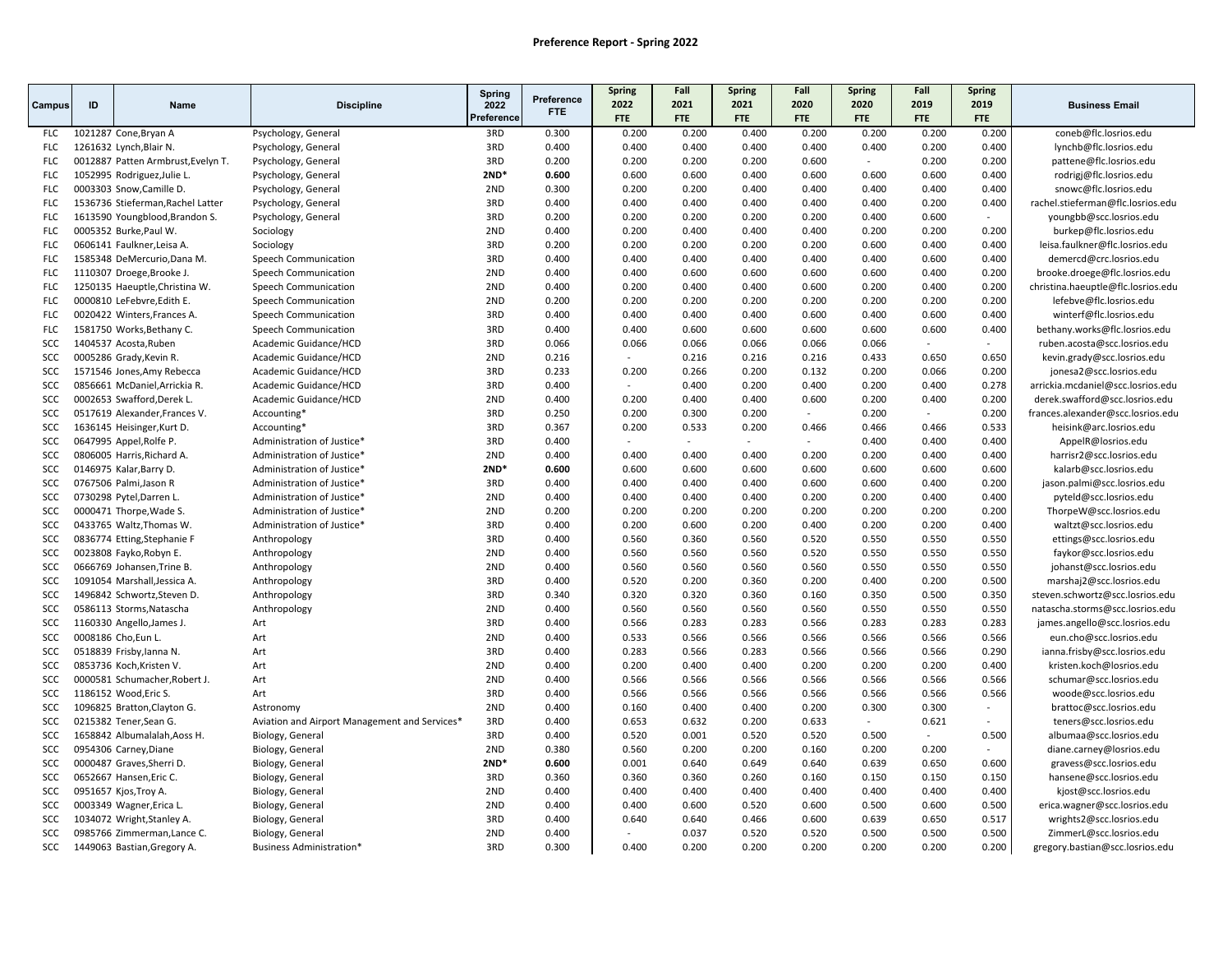**Preference Report - Spring 2022**

| Campus | ID | Name | Discipline | Spring 2022 Preference | Preference FTE | Spring 2022 FTE | Fall 2021 FTE | Spring 2021 FTE | Fall 2020 FTE | Spring 2020 FTE | Fall 2019 FTE | Spring 2019 FTE | Business Email |
|---|---|---|---|---|---|---|---|---|---|---|---|---|---|
| FLC | 1021287 | Cone,Bryan A | Psychology, General | 3RD | 0.300 | 0.200 | 0.200 | 0.400 | 0.200 | 0.200 | 0.200 | 0.200 | coneb@flc.losrios.edu |
| FLC | 1261632 | Lynch,Blair N. | Psychology, General | 3RD | 0.400 | 0.400 | 0.400 | 0.400 | 0.400 | 0.400 | 0.200 | 0.400 | lynchb@flc.losrios.edu |
| FLC | 0012887 | Patten Armbrust,Evelyn T. | Psychology, General | 3RD | 0.200 | 0.200 | 0.200 | 0.200 | 0.600 | - | 0.200 | 0.200 | pattene@flc.losrios.edu |
| FLC | 1052995 | Rodriguez,Julie L. | Psychology, General | **2ND*** | **0.600** | 0.600 | 0.600 | 0.400 | 0.600 | 0.600 | 0.600 | 0.400 | rodrigj@flc.losrios.edu |
| FLC | 0003303 | Snow,Camille D. | Psychology, General | 2ND | 0.300 | 0.200 | 0.200 | 0.400 | 0.400 | 0.400 | 0.400 | 0.400 | snowc@flc.losrios.edu |
| FLC | 1536736 | Stieferman,Rachel Latter | Psychology, General | 3RD | 0.400 | 0.400 | 0.400 | 0.400 | 0.400 | 0.400 | 0.200 | 0.400 | rachel.stieferman@flc.losrios.edu |
| FLC | 1613590 | Youngblood,Brandon S. | Psychology, General | 3RD | 0.200 | 0.200 | 0.200 | 0.200 | 0.200 | 0.400 | 0.600 | - | youngbb@scc.losrios.edu |
| FLC | 0005352 | Burke,Paul W. | Sociology | 2ND | 0.400 | 0.200 | 0.400 | 0.400 | 0.400 | 0.200 | 0.200 | 0.200 | burkep@flc.losrios.edu |
| FLC | 0606141 | Faulkner,Leisa A. | Sociology | 3RD | 0.200 | 0.200 | 0.200 | 0.200 | 0.200 | 0.600 | 0.400 | 0.400 | leisa.faulkner@flc.losrios.edu |
| FLC | 1585348 | DeMercurio,Dana M. | Speech Communication | 3RD | 0.400 | 0.400 | 0.400 | 0.400 | 0.400 | 0.400 | 0.600 | 0.400 | demercd@crc.losrios.edu |
| FLC | 1110307 | Droege,Brooke J. | Speech Communication | 2ND | 0.400 | 0.400 | 0.600 | 0.600 | 0.600 | 0.600 | 0.400 | 0.200 | brooke.droege@flc.losrios.edu |
| FLC | 1250135 | Haeuptle,Christina W. | Speech Communication | 2ND | 0.400 | 0.200 | 0.400 | 0.400 | 0.600 | 0.200 | 0.400 | 0.200 | christina.haeuptle@flc.losrios.edu |
| FLC | 0000810 | LeFebvre,Edith E. | Speech Communication | 2ND | 0.200 | 0.200 | 0.200 | 0.200 | 0.200 | 0.200 | 0.200 | 0.200 | lefebve@flc.losrios.edu |
| FLC | 0020422 | Winters,Frances A. | Speech Communication | 3RD | 0.400 | 0.400 | 0.400 | 0.400 | 0.600 | 0.400 | 0.600 | 0.400 | winterf@flc.losrios.edu |
| FLC | 1581750 | Works,Bethany C. | Speech Communication | 3RD | 0.400 | 0.400 | 0.600 | 0.600 | 0.600 | 0.600 | 0.600 | 0.400 | bethany.works@flc.losrios.edu |
| SCC | 1404537 | Acosta,Ruben | Academic Guidance/HCD | 3RD | 0.066 | 0.066 | 0.066 | 0.066 | 0.066 | 0.066 | - | - | ruben.acosta@scc.losrios.edu |
| SCC | 0005286 | Grady,Kevin R. | Academic Guidance/HCD | 2ND | 0.216 | - | 0.216 | 0.216 | 0.216 | 0.433 | 0.650 | 0.650 | kevin.grady@scc.losrios.edu |
| SCC | 1571546 | Jones,Amy Rebecca | Academic Guidance/HCD | 3RD | 0.233 | 0.200 | 0.266 | 0.200 | 0.132 | 0.200 | 0.066 | 0.200 | jonesa2@scc.losrios.edu |
| SCC | 0856661 | McDaniel,Arrickia R. | Academic Guidance/HCD | 3RD | 0.400 | - | 0.400 | 0.200 | 0.400 | 0.200 | 0.400 | 0.278 | arrickia.mcdaniel@scc.losrios.edu |
| SCC | 0002653 | Swafford,Derek L. | Academic Guidance/HCD | 2ND | 0.400 | 0.200 | 0.400 | 0.400 | 0.600 | 0.200 | 0.400 | 0.200 | derek.swafford@scc.losrios.edu |
| SCC | 0517619 | Alexander,Frances V. | Accounting* | 3RD | 0.250 | 0.200 | 0.300 | 0.200 | - | 0.200 | - | 0.200 | frances.alexander@scc.losrios.edu |
| SCC | 1636145 | Heisinger,Kurt D. | Accounting* | 3RD | 0.367 | 0.200 | 0.533 | 0.200 | 0.466 | 0.466 | 0.466 | 0.533 | heisink@arc.losrios.edu |
| SCC | 0647995 | Appel,Rolfe P. | Administration of Justice* | 3RD | 0.400 | - | - | - | - | 0.400 | 0.400 | 0.400 | AppelR@losrios.edu |
| SCC | 0806005 | Harris,Richard A. | Administration of Justice* | 2ND | 0.400 | 0.400 | 0.400 | 0.400 | 0.200 | 0.200 | 0.400 | 0.400 | harrisr2@scc.losrios.edu |
| SCC | 0146975 | Kalar,Barry D. | Administration of Justice* | **2ND*** | **0.600** | 0.600 | 0.600 | 0.600 | 0.600 | 0.600 | 0.600 | 0.600 | kalarb@scc.losrios.edu |
| SCC | 0767506 | Palmi,Jason R | Administration of Justice* | 3RD | 0.400 | 0.400 | 0.400 | 0.400 | 0.600 | 0.600 | 0.400 | 0.200 | jason.palmi@scc.losrios.edu |
| SCC | 0730298 | Pytel,Darren L. | Administration of Justice* | 2ND | 0.400 | 0.400 | 0.400 | 0.400 | 0.200 | 0.200 | 0.400 | 0.400 | pyteld@scc.losrios.edu |
| SCC | 0000471 | Thorpe,Wade S. | Administration of Justice* | 2ND | 0.200 | 0.200 | 0.200 | 0.200 | 0.200 | 0.200 | 0.200 | 0.200 | ThorpeW@scc.losrios.edu |
| SCC | 0433765 | Waltz,Thomas W. | Administration of Justice* | 3RD | 0.400 | 0.200 | 0.600 | 0.200 | 0.400 | 0.200 | 0.200 | 0.400 | waltzt@scc.losrios.edu |
| SCC | 0836774 | Etting,Stephanie F | Anthropology | 3RD | 0.400 | 0.560 | 0.360 | 0.560 | 0.520 | 0.550 | 0.550 | 0.550 | ettings@scc.losrios.edu |
| SCC | 0023808 | Fayko,Robyn E. | Anthropology | 2ND | 0.400 | 0.560 | 0.560 | 0.560 | 0.520 | 0.550 | 0.550 | 0.550 | faykor@scc.losrios.edu |
| SCC | 0666769 | Johansen,Trine B. | Anthropology | 2ND | 0.400 | 0.560 | 0.560 | 0.560 | 0.560 | 0.550 | 0.550 | 0.550 | johanst@scc.losrios.edu |
| SCC | 1091054 | Marshall,Jessica A. | Anthropology | 3RD | 0.400 | 0.520 | 0.200 | 0.360 | 0.200 | 0.400 | 0.200 | 0.500 | marshaj2@scc.losrios.edu |
| SCC | 1496842 | Schwortz,Steven D. | Anthropology | 3RD | 0.340 | 0.320 | 0.320 | 0.360 | 0.160 | 0.350 | 0.500 | 0.350 | steven.schwortz@scc.losrios.edu |
| SCC | 0586113 | Storms,Natascha | Anthropology | 2ND | 0.400 | 0.560 | 0.560 | 0.560 | 0.560 | 0.550 | 0.550 | 0.550 | natascha.storms@scc.losrios.edu |
| SCC | 1160330 | Angello,James J. | Art | 3RD | 0.400 | 0.566 | 0.283 | 0.283 | 0.566 | 0.283 | 0.283 | 0.283 | james.angello@scc.losrios.edu |
| SCC | 0008186 | Cho,Eun L. | Art | 2ND | 0.400 | 0.533 | 0.566 | 0.566 | 0.566 | 0.566 | 0.566 | 0.566 | eun.cho@scc.losrios.edu |
| SCC | 0518839 | Frisby,Ianna N. | Art | 3RD | 0.400 | 0.283 | 0.566 | 0.283 | 0.566 | 0.566 | 0.566 | 0.290 | ianna.frisby@scc.losrios.edu |
| SCC | 0853736 | Koch,Kristen V. | Art | 2ND | 0.400 | 0.200 | 0.400 | 0.400 | 0.200 | 0.200 | 0.200 | 0.400 | kristen.koch@losrios.edu |
| SCC | 0000581 | Schumacher,Robert J. | Art | 2ND | 0.400 | 0.566 | 0.566 | 0.566 | 0.566 | 0.566 | 0.566 | 0.566 | schumar@scc.losrios.edu |
| SCC | 1186152 | Wood,Eric S. | Art | 3RD | 0.400 | 0.566 | 0.566 | 0.566 | 0.566 | 0.566 | 0.566 | 0.566 | woode@scc.losrios.edu |
| SCC | 1096825 | Bratton,Clayton G. | Astronomy | 2ND | 0.400 | 0.160 | 0.400 | 0.400 | 0.200 | 0.300 | 0.300 | - | brattoc@scc.losrios.edu |
| SCC | 0215382 | Tener,Sean G. | Aviation and Airport Management and Services* | 3RD | 0.400 | 0.653 | 0.632 | 0.200 | 0.633 | - | 0.621 | - | teners@scc.losrios.edu |
| SCC | 1658842 | Albumalalah,Aoss H. | Biology, General | 3RD | 0.400 | 0.520 | 0.001 | 0.520 | 0.520 | 0.500 | - | 0.500 | albumaa@scc.losrios.edu |
| SCC | 0954306 | Carney,Diane | Biology, General | 2ND | 0.380 | 0.560 | 0.200 | 0.200 | 0.160 | 0.200 | 0.200 | - | diane.carney@losrios.edu |
| SCC | 0000487 | Graves,Sherri D. | Biology, General | **2ND*** | **0.600** | 0.001 | 0.640 | 0.649 | 0.640 | 0.639 | 0.650 | 0.600 | gravess@scc.losrios.edu |
| SCC | 0652667 | Hansen,Eric C. | Biology, General | 3RD | 0.360 | 0.360 | 0.360 | 0.260 | 0.160 | 0.150 | 0.150 | 0.150 | hansene@scc.losrios.edu |
| SCC | 0951657 | Kjos,Troy A. | Biology, General | 2ND | 0.400 | 0.400 | 0.400 | 0.400 | 0.400 | 0.400 | 0.400 | 0.400 | kjost@scc.losrios.edu |
| SCC | 0003349 | Wagner,Erica L. | Biology, General | 2ND | 0.400 | 0.400 | 0.600 | 0.520 | 0.600 | 0.500 | 0.600 | 0.500 | erica.wagner@scc.losrios.edu |
| SCC | 1034072 | Wright,Stanley A. | Biology, General | 3RD | 0.400 | 0.640 | 0.640 | 0.466 | 0.600 | 0.639 | 0.650 | 0.517 | wrights2@scc.losrios.edu |
| SCC | 0985766 | Zimmerman,Lance C. | Biology, General | 2ND | 0.400 | - | 0.037 | 0.520 | 0.520 | 0.500 | 0.500 | 0.500 | ZimmerL@scc.losrios.edu |
| SCC | 1449063 | Bastian,Gregory A. | Business Administration* | 3RD | 0.300 | 0.400 | 0.200 | 0.200 | 0.200 | 0.200 | 0.200 | 0.200 | gregory.bastian@scc.losrios.edu |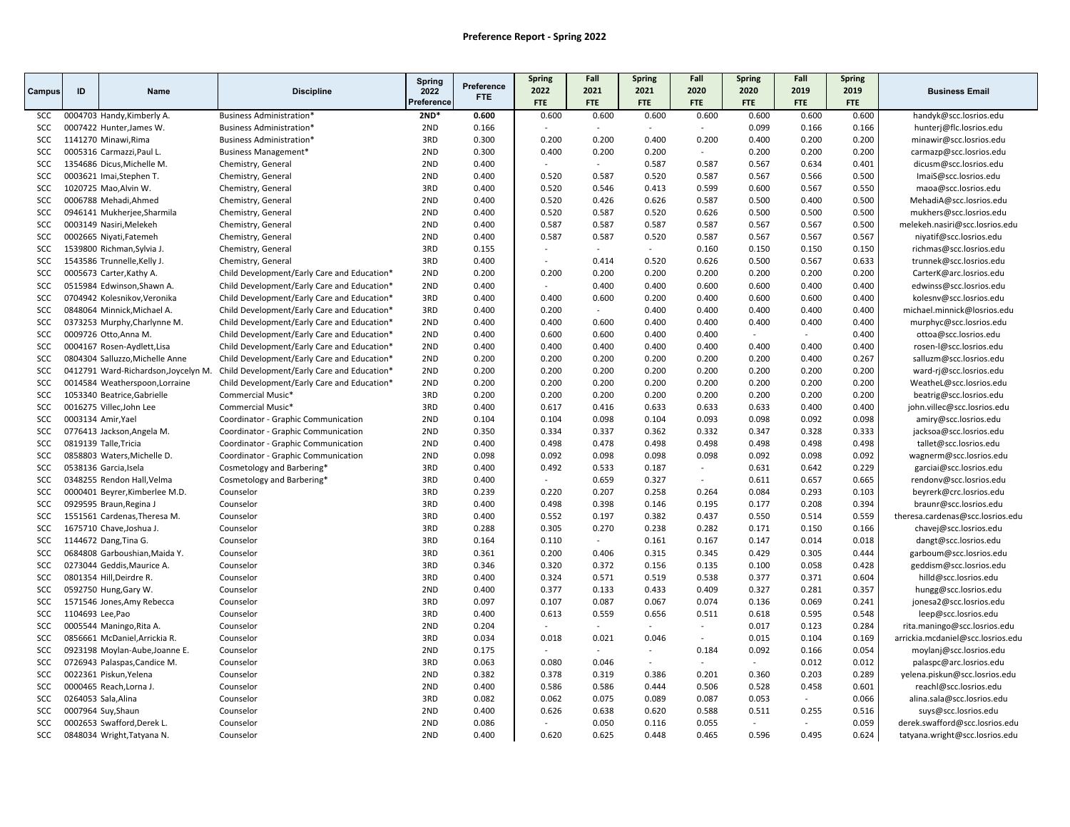# Preference Report - Spring 2022

| Campus | ID | Name | Discipline | Spring 2022 Preference | Preference FTE | Spring 2022 FTE | Fall 2021 FTE | Spring 2021 FTE | Fall 2020 FTE | Spring 2020 FTE | Fall 2019 FTE | Spring 2019 FTE | Business Email |
|---|---|---|---|---|---|---|---|---|---|---|---|---|---|
| SCC | 0004703 | Handy,Kimberly A. | Business Administration* | **2ND*** | **0.600** | 0.600 | 0.600 | 0.600 | 0.600 | 0.600 | 0.600 | 0.600 | handyk@scc.losrios.edu |
| SCC | 0007422 | Hunter,James W. | Business Administration* | 2ND | 0.166 | - | - | - | - | 0.099 | 0.166 | 0.166 | hunterj@flc.losrios.edu |
| SCC | 1141270 | Minawi,Rima | Business Administration* | 3RD | 0.300 | 0.200 | 0.200 | 0.400 | 0.200 | 0.400 | 0.200 | 0.200 | minawir@scc.losrios.edu |
| SCC | 0005316 | Carmazzi,Paul L. | Business Management* | 2ND | 0.300 | 0.400 | 0.200 | 0.200 | - | 0.200 | 0.200 | 0.200 | carmazp@scc.losrios.edu |
| SCC | 1354686 | Dicus,Michelle M. | Chemistry, General | 2ND | 0.400 | - | - | 0.587 | 0.587 | 0.567 | 0.634 | 0.401 | dicusm@scc.losrios.edu |
| SCC | 0003621 | Imai,Stephen T. | Chemistry, General | 2ND | 0.400 | 0.520 | 0.587 | 0.520 | 0.587 | 0.567 | 0.566 | 0.500 | ImaiS@scc.losrios.edu |
| SCC | 1020725 | Mao,Alvin W. | Chemistry, General | 3RD | 0.400 | 0.520 | 0.546 | 0.413 | 0.599 | 0.600 | 0.567 | 0.550 | maoa@scc.losrios.edu |
| SCC | 0006788 | Mehadi,Ahmed | Chemistry, General | 2ND | 0.400 | 0.520 | 0.426 | 0.626 | 0.587 | 0.500 | 0.400 | 0.500 | MehadiA@scc.losrios.edu |
| SCC | 0946141 | Mukherjee,Sharmila | Chemistry, General | 2ND | 0.400 | 0.520 | 0.587 | 0.520 | 0.626 | 0.500 | 0.500 | 0.500 | mukhers@scc.losrios.edu |
| SCC | 0003149 | Nasiri,Melekeh | Chemistry, General | 2ND | 0.400 | 0.587 | 0.587 | 0.587 | 0.587 | 0.567 | 0.567 | 0.500 | melekeh.nasiri@scc.losrios.edu |
| SCC | 0002665 | Niyati,Fatemeh | Chemistry, General | 2ND | 0.400 | 0.587 | 0.587 | 0.520 | 0.587 | 0.567 | 0.567 | 0.567 | niyatif@scc.losrios.edu |
| SCC | 1539800 | Richman,Sylvia J. | Chemistry, General | 3RD | 0.155 | - | - | - | 0.160 | 0.150 | 0.150 | 0.150 | richmas@scc.losrios.edu |
| SCC | 1543586 | Trunnelle,Kelly J. | Chemistry, General | 3RD | 0.400 | - | 0.414 | 0.520 | 0.626 | 0.500 | 0.567 | 0.633 | trunnek@scc.losrios.edu |
| SCC | 0005673 | Carter,Kathy A. | Child Development/Early Care and Education* | 2ND | 0.200 | 0.200 | 0.200 | 0.200 | 0.200 | 0.200 | 0.200 | 0.200 | CarterK@arc.losrios.edu |
| SCC | 0515984 | Edwinson,Shawn A. | Child Development/Early Care and Education* | 2ND | 0.400 | - | 0.400 | 0.400 | 0.600 | 0.600 | 0.400 | 0.400 | edwinss@scc.losrios.edu |
| SCC | 0704942 | Kolesnikov,Veronika | Child Development/Early Care and Education* | 3RD | 0.400 | 0.400 | 0.600 | 0.200 | 0.400 | 0.600 | 0.600 | 0.400 | kolesnv@scc.losrios.edu |
| SCC | 0848064 | Minnick,Michael A. | Child Development/Early Care and Education* | 3RD | 0.400 | 0.200 | - | 0.400 | 0.400 | 0.400 | 0.400 | 0.400 | michael.minnick@losrios.edu |
| SCC | 0373253 | Murphy,Charlynne M. | Child Development/Early Care and Education* | 2ND | 0.400 | 0.400 | 0.600 | 0.400 | 0.400 | 0.400 | 0.400 | 0.400 | murphyc@scc.losrios.edu |
| SCC | 0009726 | Otto,Anna M. | Child Development/Early Care and Education* | 2ND | 0.400 | 0.600 | 0.600 | 0.400 | 0.400 | - | - | 0.400 | ottoa@scc.losrios.edu |
| SCC | 0004167 | Rosen-Aydlett,Lisa | Child Development/Early Care and Education* | 2ND | 0.400 | 0.400 | 0.400 | 0.400 | 0.400 | 0.400 | 0.400 | 0.400 | rosen-l@scc.losrios.edu |
| SCC | 0804304 | Salluzzo,Michelle Anne | Child Development/Early Care and Education* | 2ND | 0.200 | 0.200 | 0.200 | 0.200 | 0.200 | 0.200 | 0.400 | 0.267 | salluzm@scc.losrios.edu |
| SCC | 0412791 | Ward-Richardson,Joycelyn M. | Child Development/Early Care and Education* | 2ND | 0.200 | 0.200 | 0.200 | 0.200 | 0.200 | 0.200 | 0.200 | 0.200 | ward-rj@scc.losrios.edu |
| SCC | 0014584 | Weatherspoon,Lorraine | Child Development/Early Care and Education* | 2ND | 0.200 | 0.200 | 0.200 | 0.200 | 0.200 | 0.200 | 0.200 | 0.200 | WeatheL@scc.losrios.edu |
| SCC | 1053340 | Beatrice,Gabrielle | Commercial Music* | 3RD | 0.200 | 0.200 | 0.200 | 0.200 | 0.200 | 0.200 | 0.200 | 0.200 | beatrig@scc.losrios.edu |
| SCC | 0016275 | Villec,John Lee | Commercial Music* | 3RD | 0.400 | 0.617 | 0.416 | 0.633 | 0.633 | 0.633 | 0.400 | 0.400 | john.villec@scc.losrios.edu |
| SCC | 0003134 | Amir,Yael | Coordinator - Graphic Communication | 2ND | 0.104 | 0.104 | 0.098 | 0.104 | 0.093 | 0.098 | 0.092 | 0.098 | amiry@scc.losrios.edu |
| SCC | 0776413 | Jackson,Angela M. | Coordinator - Graphic Communication | 2ND | 0.350 | 0.334 | 0.337 | 0.362 | 0.332 | 0.347 | 0.328 | 0.333 | jacksoa@scc.losrios.edu |
| SCC | 0819139 | Talle,Tricia | Coordinator - Graphic Communication | 2ND | 0.400 | 0.498 | 0.478 | 0.498 | 0.498 | 0.498 | 0.498 | 0.498 | tallet@scc.losrios.edu |
| SCC | 0858803 | Waters,Michelle D. | Coordinator - Graphic Communication | 2ND | 0.098 | 0.092 | 0.098 | 0.098 | 0.098 | 0.092 | 0.098 | 0.092 | wagnerm@scc.losrios.edu |
| SCC | 0538136 | Garcia,Isela | Cosmetology and Barbering* | 3RD | 0.400 | 0.492 | 0.533 | 0.187 | - | 0.631 | 0.642 | 0.229 | garciai@scc.losrios.edu |
| SCC | 0348255 | Rendon Hall,Velma | Cosmetology and Barbering* | 3RD | 0.400 | - | 0.659 | 0.327 | - | 0.611 | 0.657 | 0.665 | rendonv@scc.losrios.edu |
| SCC | 0000401 | Beyrer,Kimberlee M.D. | Counselor | 3RD | 0.239 | 0.220 | 0.207 | 0.258 | 0.264 | 0.084 | 0.293 | 0.103 | beyrerk@crc.losrios.edu |
| SCC | 0929595 | Braun,Regina J | Counselor | 3RD | 0.400 | 0.498 | 0.398 | 0.146 | 0.195 | 0.177 | 0.208 | 0.394 | braunr@scc.losrios.edu |
| SCC | 1551561 | Cardenas,Theresa M. | Counselor | 3RD | 0.400 | 0.552 | 0.197 | 0.382 | 0.437 | 0.550 | 0.514 | 0.559 | theresa.cardenas@scc.losrios.edu |
| SCC | 1675710 | Chave,Joshua J. | Counselor | 3RD | 0.288 | 0.305 | 0.270 | 0.238 | 0.282 | 0.171 | 0.150 | 0.166 | chavej@scc.losrios.edu |
| SCC | 1144672 | Dang,Tina G. | Counselor | 3RD | 0.164 | 0.110 | - | 0.161 | 0.167 | 0.147 | 0.014 | 0.018 | dangt@scc.losrios.edu |
| SCC | 0684808 | Garboushian,Maida Y. | Counselor | 3RD | 0.361 | 0.200 | 0.406 | 0.315 | 0.345 | 0.429 | 0.305 | 0.444 | garboum@scc.losrios.edu |
| SCC | 0273044 | Geddis,Maurice A. | Counselor | 3RD | 0.346 | 0.320 | 0.372 | 0.156 | 0.135 | 0.100 | 0.058 | 0.428 | geddism@scc.losrios.edu |
| SCC | 0801354 | Hill,Deirdre R. | Counselor | 3RD | 0.400 | 0.324 | 0.571 | 0.519 | 0.538 | 0.377 | 0.371 | 0.604 | hilld@scc.losrios.edu |
| SCC | 0592750 | Hung,Gary W. | Counselor | 2ND | 0.400 | 0.377 | 0.133 | 0.433 | 0.409 | 0.327 | 0.281 | 0.357 | hungg@scc.losrios.edu |
| SCC | 1571546 | Jones,Amy Rebecca | Counselor | 3RD | 0.097 | 0.107 | 0.087 | 0.067 | 0.074 | 0.136 | 0.069 | 0.241 | jonesa2@scc.losrios.edu |
| SCC | 1104693 | Lee,Pao | Counselor | 3RD | 0.400 | 0.613 | 0.559 | 0.656 | 0.511 | 0.618 | 0.595 | 0.548 | leep@scc.losrios.edu |
| SCC | 0005544 | Maningo,Rita A. | Counselor | 2ND | 0.204 | - | - | - | - | 0.017 | 0.123 | 0.284 | rita.maningo@scc.losrios.edu |
| SCC | 0856661 | McDaniel,Arrickia R. | Counselor | 3RD | 0.034 | 0.018 | 0.021 | 0.046 | - | 0.015 | 0.104 | 0.169 | arrickia.mcdaniel@scc.losrios.edu |
| SCC | 0923198 | Moylan-Aube,Joanne E. | Counselor | 2ND | 0.175 | - | - | - | 0.184 | 0.092 | 0.166 | 0.054 | moylanj@scc.losrios.edu |
| SCC | 0726943 | Palaspas,Candice M. | Counselor | 3RD | 0.063 | 0.080 | 0.046 | - | - | - | 0.012 | 0.012 | palaspc@arc.losrios.edu |
| SCC | 0022361 | Piskun,Yelena | Counselor | 2ND | 0.382 | 0.378 | 0.319 | 0.386 | 0.201 | 0.360 | 0.203 | 0.289 | yelena.piskun@scc.losrios.edu |
| SCC | 0000465 | Reach,Lorna J. | Counselor | 2ND | 0.400 | 0.586 | 0.586 | 0.444 | 0.506 | 0.528 | 0.458 | 0.601 | reachl@scc.losrios.edu |
| SCC | 0264053 | Sala,Alina | Counselor | 3RD | 0.082 | 0.062 | 0.075 | 0.089 | 0.087 | 0.053 | - | 0.066 | alina.sala@scc.losrios.edu |
| SCC | 0007964 | Suy,Shaun | Counselor | 2ND | 0.400 | 0.626 | 0.638 | 0.620 | 0.588 | 0.511 | 0.255 | 0.516 | suys@scc.losrios.edu |
| SCC | 0002653 | Swafford,Derek L. | Counselor | 2ND | 0.086 | - | 0.050 | 0.116 | 0.055 | - | - | 0.059 | derek.swafford@scc.losrios.edu |
| SCC | 0848034 | Wright,Tatyana N. | Counselor | 2ND | 0.400 | 0.620 | 0.625 | 0.448 | 0.465 | 0.596 | 0.495 | 0.624 | tatyana.wright@scc.losrios.edu |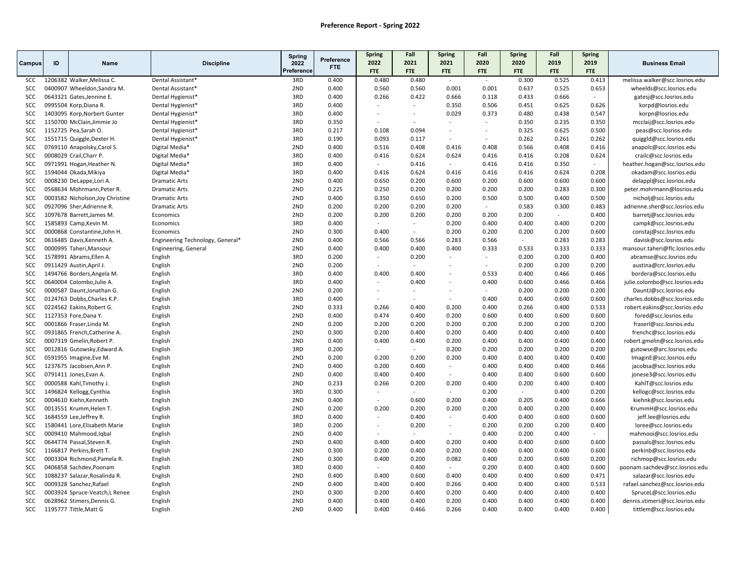**Preference Report - Spring 2022**

| Campus | ID | Name | Discipline | Spring 2022 Preference | Preference FTE | Spring 2022 FTE | Fall 2021 FTE | Spring 2021 FTE | Fall 2020 FTE | Spring 2020 FTE | Fall 2019 FTE | Spring 2019 FTE | Business Email |
|---|---|---|---|---|---|---|---|---|---|---|---|---|---|
| SCC | 1206382 | Walker,Melissa C. | Dental Assistant* | 3RD | 0.400 | 0.480 | 0.480 | - | - | 0.300 | 0.525 | 0.413 | melissa.walker@scc.losrios.edu |
| SCC | 0400907 | Wheeldon,Sandra M. | Dental Assistant* | 2ND | 0.400 | 0.560 | 0.560 | 0.001 | 0.001 | 0.637 | 0.525 | 0.653 | wheelds@scc.losrios.edu |
| SCC | 0643321 | Gates,Jennine E. | Dental Hygienist* | 3RD | 0.400 | 0.266 | 0.422 | 0.666 | 0.118 | 0.433 | 0.666 | - | gatesj@scc.losrios.edu |
| SCC | 0995504 | Korp,Diana R. | Dental Hygienist* | 3RD | 0.400 | - | - | 0.350 | 0.506 | 0.451 | 0.625 | 0.626 | korpd@losrios.edu |
| SCC | 1403095 | Korp,Norbert Gunter | Dental Hygienist* | 3RD | 0.400 | - | - | 0.029 | 0.373 | 0.480 | 0.438 | 0.547 | korpn@losrios.edu |
| SCC | 1150700 | McClain,Jimmie Jo | Dental Hygienist* | 3RD | 0.350 | - | - | - | - | 0.350 | 0.235 | 0.350 | mcclaij@scc.losrios.edu |
| SCC | 1152725 | Pea,Sarah O. | Dental Hygienist* | 3RD | 0.217 | 0.108 | 0.094 | - | - | 0.325 | 0.625 | 0.500 | peas@scc.losrios.edu |
| SCC | 1551715 | Quiggle,Dexter H. | Dental Hygienist* | 3RD | 0.190 | 0.093 | 0.117 | - | - | 0.262 | 0.261 | 0.262 | quiggld@scc.losrios.edu |
| SCC | 0769110 | Anapolsky,Carol S. | Digital Media* | 2ND | 0.400 | 0.516 | 0.408 | 0.416 | 0.408 | 0.566 | 0.408 | 0.416 | anapolc@scc.losrios.edu |
| SCC | 0008029 | Crail,Charr P. | Digital Media* | 3RD | 0.400 | 0.416 | 0.624 | 0.624 | 0.416 | 0.416 | 0.208 | 0.624 | crailc@scc.losrios.edu |
| SCC | 0971991 | Hogan,Heather N. | Digital Media* | 3RD | 0.400 | - | 0.416 | - | 0.416 | 0.416 | 0.350 | - | heather.hogan@scc.losrios.edu |
| SCC | 1594044 | Okada,Mikiya | Digital Media* | 3RD | 0.400 | 0.416 | 0.624 | 0.416 | 0.416 | 0.416 | 0.624 | 0.208 | okadam@scc.losrios.edu |
| SCC | 0008230 | DeLappe,Lori A. | Dramatic Arts | 2ND | 0.400 | 0.650 | 0.200 | 0.600 | 0.200 | 0.600 | 0.600 | 0.600 | delappl@scc.losrios.edu |
| SCC | 0568634 | Mohrmann,Peter R. | Dramatic Arts | 2ND | 0.225 | 0.250 | 0.200 | 0.200 | 0.200 | 0.200 | 0.283 | 0.300 | peter.mohrmann@losrios.edu |
| SCC | 0003582 | Nicholson,Joy Christine | Dramatic Arts | 2ND | 0.400 | 0.350 | 0.650 | 0.200 | 0.500 | 0.500 | 0.400 | 0.500 | nicholj@scc.losrios.edu |
| SCC | 0927096 | Sher,Adrienne R. | Dramatic Arts | 2ND | 0.200 | 0.200 | 0.200 | 0.200 | - | 0.583 | 0.300 | 0.483 | adrienne.sher@scc.losrios.edu |
| SCC | 1097678 | Barrett,James M. | Economics | 2ND | 0.200 | 0.200 | 0.200 | 0.200 | 0.200 | 0.200 | - | 0.400 | barretj@scc.losrios.edu |
| SCC | 1585893 | Camp,Kevin M. | Economics | 3RD | 0.400 | - | - | 0.200 | 0.400 | 0.400 | 0.400 | 0.200 | campk@scc.losrios.edu |
| SCC | 0000868 | Constantine,John H. | Economics | 2ND | 0.300 | 0.400 | - | 0.200 | 0.200 | 0.200 | 0.200 | 0.600 | constaj@scc.losrios.edu |
| SCC | 0616485 | Davis,Kenneth A. | Engineering Technology, General* | 2ND | 0.400 | 0.566 | 0.566 | 0.283 | 0.566 | - | 0.283 | 0.283 | davisk@scc.losrios.edu |
| SCC | 0000995 | Taheri,Mansour | Engineering, General | 2ND | 0.400 | 0.400 | 0.400 | 0.400 | 0.333 | 0.533 | 0.333 | 0.333 | mansour.taheri@flc.losrios.edu |
| SCC | 1578991 | Abrams,Ellen A. | English | 3RD | 0.200 | - | 0.200 | - | - | 0.200 | 0.200 | 0.400 | abramse@scc.losrios.edu |
| SCC | 0911429 | Austin,April J. | English | 2ND | 0.200 | - | - | - | - | 0.200 | 0.200 | 0.200 | austina@crc.losrios.edu |
| SCC | 1494766 | Borders,Angela M. | English | 3RD | 0.400 | 0.400 | 0.400 | - | 0.533 | 0.400 | 0.466 | 0.466 | bordera@scc.losrios.edu |
| SCC | 0640004 | Colombo,Julie A. | English | 3RD | 0.400 | - | 0.400 | - | 0.400 | 0.600 | 0.466 | 0.466 | julie.colombo@scc.losrios.edu |
| SCC | 0000587 | Daunt,Jonathan G. | English | 2ND | 0.200 | - | - | - | - | 0.200 | 0.200 | 0.200 | DauntJ@scc.losrios.edu |
| SCC | 0124763 | Dobbs,Charles K.P. | English | 3RD | 0.400 | - | - | - | 0.400 | 0.400 | 0.600 | 0.600 | charles.dobbs@scc.losrios.edu |
| SCC | 0224562 | Eakins,Robert G. | English | 2ND | 0.333 | 0.266 | 0.400 | 0.200 | 0.400 | 0.266 | 0.400 | 0.533 | robert.eakins@scc.losrios.edu |
| SCC | 1127353 | Fore,Dana Y. | English | 2ND | 0.400 | 0.474 | 0.400 | 0.200 | 0.600 | 0.400 | 0.600 | 0.600 | fored@scc.losrios.edu |
| SCC | 0001866 | Fraser,Linda M. | English | 2ND | 0.200 | 0.200 | 0.200 | 0.200 | 0.200 | 0.200 | 0.200 | 0.200 | fraserl@scc.losrios.edu |
| SCC | 0931865 | French,Catherine A. | English | 2ND | 0.300 | 0.200 | 0.400 | 0.200 | 0.400 | 0.400 | 0.400 | 0.400 | frenchc@scc.losrios.edu |
| SCC | 0007319 | Gmelin,Robert P. | English | 2ND | 0.400 | 0.400 | 0.400 | 0.200 | 0.400 | 0.400 | 0.400 | 0.400 | robert.gmelin@scc.losrios.edu |
| SCC | 0012816 | Gutowsky,Edward A. | English | 3RD | 0.200 | - | - | 0.200 | 0.200 | 0.200 | 0.200 | 0.200 | gutowse@arc.losrios.edu |
| SCC | 0591955 | Imagine,Eve M. | English | 2ND | 0.200 | 0.200 | 0.200 | 0.200 | 0.400 | 0.400 | 0.400 | 0.400 | ImaginE@scc.losrios.edu |
| SCC | 1237675 | Jacobsen,Ann P. | English | 2ND | 0.400 | 0.200 | 0.400 | - | 0.400 | 0.400 | 0.400 | 0.466 | jacobsa@scc.losrios.edu |
| SCC | 0791411 | Jones,Evan A. | English | 2ND | 0.400 | 0.400 | 0.400 | - | 0.400 | 0.400 | 0.600 | 0.600 | jonese3@scc.losrios.edu |
| SCC | 0000588 | Kahl,Timothy J. | English | 2ND | 0.233 | 0.266 | 0.200 | 0.200 | 0.400 | 0.200 | 0.400 | 0.400 | KahlT@scc.losrios.edu |
| SCC | 1496824 | Kellogg,Cynthia | English | 3RD | 0.300 | - | - | - | 0.200 | - | 0.400 | 0.200 | kellogc@scc.losrios.edu |
| SCC | 0004610 | Kiehn,Kenneth | English | 2ND | 0.400 | - | 0.600 | 0.200 | 0.400 | 0.205 | 0.400 | 0.666 | kiehnk@scc.losrios.edu |
| SCC | 0013551 | Krumm,Helen T. | English | 2ND | 0.200 | 0.200 | 0.200 | 0.200 | 0.200 | 0.400 | 0.200 | 0.400 | KrummH@scc.losrios.edu |
| SCC | 1684559 | Lee,Jeffrey R. | English | 3RD | 0.400 | - | 0.400 | - | 0.400 | 0.400 | 0.600 | 0.600 | jeff.lee@losrios.edu |
| SCC | 1580441 | Lore,Elisabeth Marie | English | 3RD | 0.200 | - | 0.200 | - | 0.200 | 0.200 | 0.200 | 0.400 | loree@scc.losrios.edu |
| SCC | 0009410 | Mahmood,Iqbal | English | 2ND | 0.400 | - | - | - | 0.400 | 0.200 | 0.400 | - | mahmooi@scc.losrios.edu |
| SCC | 0644774 | Passal,Steven R. | English | 2ND | 0.400 | 0.400 | 0.400 | 0.200 | 0.400 | 0.400 | 0.600 | 0.600 | passals@scc.losrios.edu |
| SCC | 1166817 | Perkins,Brett T. | English | 2ND | 0.300 | 0.200 | 0.400 | 0.200 | 0.600 | 0.400 | 0.400 | 0.600 | perkinb@scc.losrios.edu |
| SCC | 0003304 | Richmond,Pamela R. | English | 2ND | 0.300 | 0.400 | 0.200 | 0.082 | 0.400 | 0.200 | 0.600 | 0.200 | richmop@scc.losrios.edu |
| SCC | 0406858 | Sachdev,Poonam | English | 3RD | 0.400 | - | 0.400 | - | 0.200 | 0.400 | 0.400 | 0.600 | poonam.sachdev@scc.losrios.edu |
| SCC | 1088237 | Salazar,Rosalinda R. | English | 2ND | 0.400 | 0.400 | 0.600 | 0.400 | 0.400 | 0.400 | 0.600 | 0.471 | salazar@scc.losrios.edu |
| SCC | 0009328 | Sanchez,Rafael | English | 2ND | 0.400 | 0.400 | 0.400 | 0.266 | 0.400 | 0.400 | 0.400 | 0.533 | rafael.sanchez@scc.losrios.edu |
| SCC | 0003924 | Spruce-Veatch,L Renee | English | 2ND | 0.300 | 0.200 | 0.400 | 0.200 | 0.400 | 0.400 | 0.400 | 0.400 | SpruceL@scc.losrios.edu |
| SCC | 0628962 | Stimers,Dennis G. | English | 2ND | 0.400 | 0.400 | 0.400 | 0.200 | 0.400 | 0.400 | 0.400 | 0.400 | dennis.stimers@scc.losrios.edu |
| SCC | 1195777 | Tittle,Matt G | English | 2ND | 0.400 | 0.400 | 0.466 | 0.266 | 0.400 | 0.400 | 0.400 | 0.400 | tittlem@scc.losrios.edu |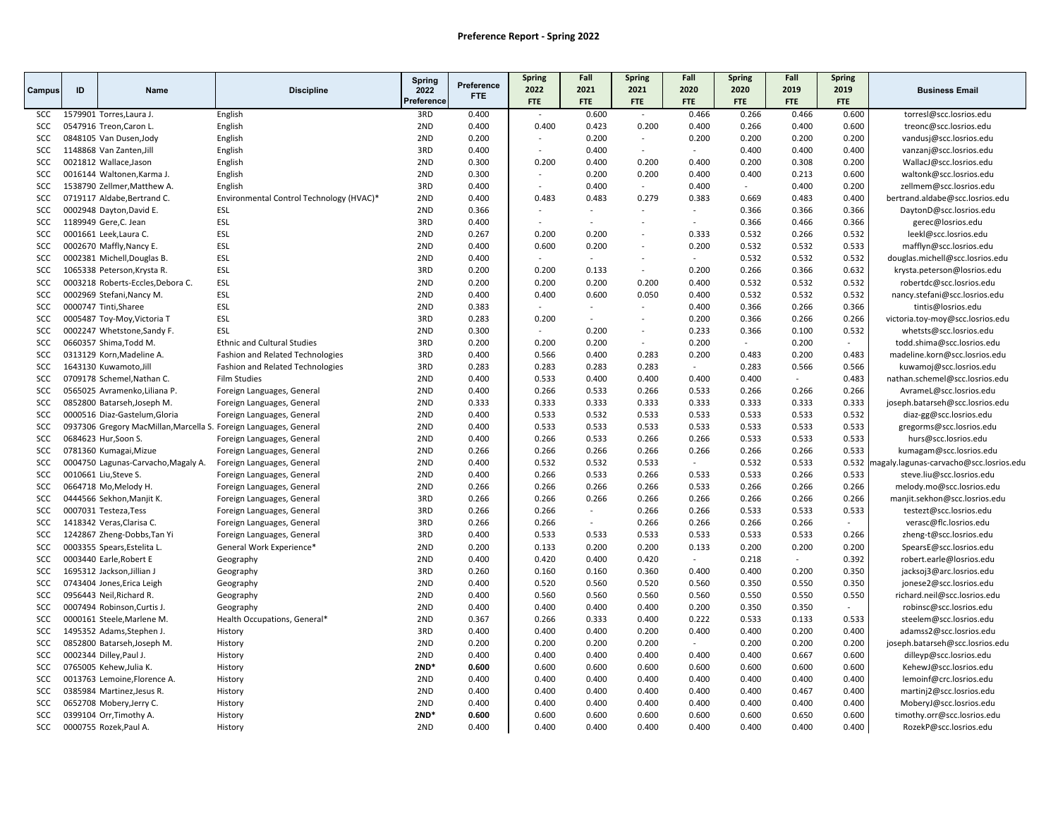# Preference Report - Spring 2022

| Campus | ID | Name | Discipline | Spring 2022 Preference | Preference FTE | Spring 2022 FTE | Fall 2021 FTE | Spring 2021 FTE | Fall 2020 FTE | Spring 2020 FTE | Fall 2019 FTE | Spring 2019 FTE | Business Email |
|---|---|---|---|---|---|---|---|---|---|---|---|---|---|
| SCC | 1579901 | Torres,Laura J. | English | 3RD | 0.400 | - | 0.600 | - | 0.466 | 0.266 | 0.466 | 0.600 | torresl@scc.losrios.edu |
| SCC | 0547916 | Treon,Caron L. | English | 2ND | 0.400 | 0.400 | 0.423 | 0.200 | 0.400 | 0.266 | 0.400 | 0.600 | treonc@scc.losrios.edu |
| SCC | 0848105 | Van Dusen,Jody | English | 2ND | 0.200 | - | 0.200 | - | 0.200 | 0.200 | 0.200 | 0.200 | vandusj@scc.losrios.edu |
| SCC | 1148868 | Van Zanten,Jill | English | 3RD | 0.400 | - | 0.400 | - | - | 0.400 | 0.400 | 0.400 | vanzanj@scc.losrios.edu |
| SCC | 0021812 | Wallace,Jason | English | 2ND | 0.300 | 0.200 | 0.400 | 0.200 | 0.400 | 0.200 | 0.308 | 0.200 | WallacJ@scc.losrios.edu |
| SCC | 0016144 | Waltonen,Karma J. | English | 2ND | 0.300 | - | 0.200 | 0.200 | 0.400 | 0.400 | 0.213 | 0.600 | waltonk@scc.losrios.edu |
| SCC | 1538790 | Zellmer,Matthew A. | English | 3RD | 0.400 | - | 0.400 | - | 0.400 | - | 0.400 | 0.200 | zellmem@scc.losrios.edu |
| SCC | 0719117 | Aldabe,Bertrand C. | Environmental Control Technology (HVAC)* | 2ND | 0.400 | 0.483 | 0.483 | 0.279 | 0.383 | 0.669 | 0.483 | 0.400 | bertrand.aldabe@scc.losrios.edu |
| SCC | 0002948 | Dayton,David E. | ESL | 2ND | 0.366 | - | - | - | - | 0.366 | 0.366 | 0.366 | DaytonD@scc.losrios.edu |
| SCC | 1189949 | Gere,C. Jean | ESL | 3RD | 0.400 | - | - | - | - | 0.366 | 0.466 | 0.366 | gerec@losrios.edu |
| SCC | 0001661 | Leek,Laura C. | ESL | 2ND | 0.267 | 0.200 | 0.200 | - | 0.333 | 0.532 | 0.266 | 0.532 | leekl@scc.losrios.edu |
| SCC | 0002670 | Maffly,Nancy E. | ESL | 2ND | 0.400 | 0.600 | 0.200 | - | 0.200 | 0.532 | 0.532 | 0.533 | mafflyn@scc.losrios.edu |
| SCC | 0002381 | Michell,Douglas B. | ESL | 2ND | 0.400 | - | - | - | - | 0.532 | 0.532 | 0.532 | douglas.michell@scc.losrios.edu |
| SCC | 1065338 | Peterson,Krysta R. | ESL | 3RD | 0.200 | 0.200 | 0.133 | - | 0.200 | 0.266 | 0.366 | 0.632 | krysta.peterson@losrios.edu |
| SCC | 0003218 | Roberts-Eccles,Debora C. | ESL | 2ND | 0.200 | 0.200 | 0.200 | 0.200 | 0.400 | 0.532 | 0.532 | 0.532 | robertdc@scc.losrios.edu |
| SCC | 0002969 | Stefani,Nancy M. | ESL | 2ND | 0.400 | 0.400 | 0.600 | 0.050 | 0.400 | 0.532 | 0.532 | 0.532 | nancy.stefani@scc.losrios.edu |
| SCC | 0000747 | Tinti,Sharee | ESL | 2ND | 0.383 | - | - | - | 0.400 | 0.366 | 0.266 | 0.366 | tintis@losrios.edu |
| SCC | 0005487 | Toy-Moy,Victoria T | ESL | 3RD | 0.283 | 0.200 | - | - | 0.200 | 0.366 | 0.266 | 0.266 | victoria.toy-moy@scc.losrios.edu |
| SCC | 0002247 | Whetstone,Sandy F. | ESL | 2ND | 0.300 | - | 0.200 | - | 0.233 | 0.366 | 0.100 | 0.532 | whetsts@scc.losrios.edu |
| SCC | 0660357 | Shima,Todd M. | Ethnic and Cultural Studies | 3RD | 0.200 | 0.200 | 0.200 | - | 0.200 | - | 0.200 | - | todd.shima@scc.losrios.edu |
| SCC | 0313129 | Korn,Madeline A. | Fashion and Related Technologies | 3RD | 0.400 | 0.566 | 0.400 | 0.283 | 0.200 | 0.483 | 0.200 | 0.483 | madeline.korn@scc.losrios.edu |
| SCC | 1643130 | Kuwamoto,Jill | Fashion and Related Technologies | 3RD | 0.283 | 0.283 | 0.283 | 0.283 | - | 0.283 | 0.566 | 0.566 | kuwamoj@scc.losrios.edu |
| SCC | 0709178 | Schemel,Nathan C. | Film Studies | 2ND | 0.400 | 0.533 | 0.400 | 0.400 | 0.400 | 0.400 | - | 0.483 | nathan.schemel@scc.losrios.edu |
| SCC | 0565025 | Avramenko,Liliana P. | Foreign Languages, General | 2ND | 0.400 | 0.266 | 0.533 | 0.266 | 0.533 | 0.266 | 0.266 | 0.266 | AvrameL@scc.losrios.edu |
| SCC | 0852800 | Batarseh,Joseph M. | Foreign Languages, General | 2ND | 0.333 | 0.333 | 0.333 | 0.333 | 0.333 | 0.333 | 0.333 | 0.333 | joseph.batarseh@scc.losrios.edu |
| SCC | 0000516 | Diaz-Gastelum,Gloria | Foreign Languages, General | 2ND | 0.400 | 0.533 | 0.532 | 0.533 | 0.533 | 0.533 | 0.533 | 0.532 | diaz-gg@scc.losrios.edu |
| SCC | 0937306 | Gregory MacMillan,Marcella S. | Foreign Languages, General | 2ND | 0.400 | 0.533 | 0.533 | 0.533 | 0.533 | 0.533 | 0.533 | 0.533 | gregorms@scc.losrios.edu |
| SCC | 0684623 | Hur,Soon S. | Foreign Languages, General | 2ND | 0.400 | 0.266 | 0.533 | 0.266 | 0.266 | 0.533 | 0.533 | 0.533 | hurs@scc.losrios.edu |
| SCC | 0781360 | Kumagai,Mizue | Foreign Languages, General | 2ND | 0.266 | 0.266 | 0.266 | 0.266 | 0.266 | 0.266 | 0.266 | 0.533 | kumagam@scc.losrios.edu |
| SCC | 0004750 | Lagunas-Carvacho,Magaly A. | Foreign Languages, General | 2ND | 0.400 | 0.532 | 0.532 | 0.533 | - | 0.532 | 0.533 | 0.532 | magaly.lagunas-carvacho@scc.losrios.edu |
| SCC | 0010661 | Liu,Steve S. | Foreign Languages, General | 2ND | 0.400 | 0.266 | 0.533 | 0.266 | 0.533 | 0.533 | 0.266 | 0.533 | steve.liu@scc.losrios.edu |
| SCC | 0664718 | Mo,Melody H. | Foreign Languages, General | 2ND | 0.266 | 0.266 | 0.266 | 0.266 | 0.533 | 0.266 | 0.266 | 0.266 | melody.mo@scc.losrios.edu |
| SCC | 0444566 | Sekhon,Manjit K. | Foreign Languages, General | 3RD | 0.266 | 0.266 | 0.266 | 0.266 | 0.266 | 0.266 | 0.266 | 0.266 | manjit.sekhon@scc.losrios.edu |
| SCC | 0007031 | Testeza,Tess | Foreign Languages, General | 3RD | 0.266 | 0.266 | - | 0.266 | 0.266 | 0.533 | 0.533 | 0.533 | testezt@scc.losrios.edu |
| SCC | 1418342 | Veras,Clarisa C. | Foreign Languages, General | 3RD | 0.266 | 0.266 | - | 0.266 | 0.266 | 0.266 | 0.266 | - | verasc@flc.losrios.edu |
| SCC | 1242867 | Zheng-Dobbs,Tan Yi | Foreign Languages, General | 3RD | 0.400 | 0.533 | 0.533 | 0.533 | 0.533 | 0.533 | 0.533 | 0.266 | zheng-t@scc.losrios.edu |
| SCC | 0003355 | Spears,Estelita L. | General Work Experience* | 2ND | 0.200 | 0.133 | 0.200 | 0.200 | 0.133 | 0.200 | 0.200 | 0.200 | SpearsE@scc.losrios.edu |
| SCC | 0003440 | Earle,Robert E | Geography | 2ND | 0.400 | 0.420 | 0.400 | 0.420 | - | 0.218 | - | 0.392 | robert.earle@losrios.edu |
| SCC | 1695312 | Jackson,Jillian J | Geography | 3RD | 0.260 | 0.160 | 0.160 | 0.360 | 0.400 | 0.400 | 0.200 | 0.350 | jacksoj3@arc.losrios.edu |
| SCC | 0743404 | Jones,Erica Leigh | Geography | 2ND | 0.400 | 0.520 | 0.560 | 0.520 | 0.560 | 0.350 | 0.550 | 0.350 | jonese2@scc.losrios.edu |
| SCC | 0956443 | Neil,Richard R. | Geography | 2ND | 0.400 | 0.560 | 0.560 | 0.560 | 0.560 | 0.550 | 0.550 | 0.550 | richard.neil@scc.losrios.edu |
| SCC | 0007494 | Robinson,Curtis J. | Geography | 2ND | 0.400 | 0.400 | 0.400 | 0.400 | 0.200 | 0.350 | 0.350 | - | robinsc@scc.losrios.edu |
| SCC | 0000161 | Steele,Marlene M. | Health Occupations, General* | 2ND | 0.367 | 0.266 | 0.333 | 0.400 | 0.222 | 0.533 | 0.133 | 0.533 | steelem@scc.losrios.edu |
| SCC | 1495352 | Adams,Stephen J. | History | 3RD | 0.400 | 0.400 | 0.400 | 0.200 | 0.400 | 0.400 | 0.200 | 0.400 | adamss2@scc.losrios.edu |
| SCC | 0852800 | Batarseh,Joseph M. | History | 2ND | 0.200 | 0.200 | 0.200 | 0.200 | - | 0.200 | 0.200 | 0.200 | joseph.batarseh@scc.losrios.edu |
| SCC | 0002344 | Dilley,Paul J. | History | 2ND | 0.400 | 0.400 | 0.400 | 0.400 | 0.400 | 0.400 | 0.667 | 0.600 | dilleyp@scc.losrios.edu |
| SCC | 0765005 | Kehew,Julia K. | History | **2ND*** | **0.600** | 0.600 | 0.600 | 0.600 | 0.600 | 0.600 | 0.600 | 0.600 | KehewJ@scc.losrios.edu |
| SCC | 0013763 | Lemoine,Florence A. | History | 2ND | 0.400 | 0.400 | 0.400 | 0.400 | 0.400 | 0.400 | 0.400 | 0.400 | lemoinf@crc.losrios.edu |
| SCC | 0385984 | Martinez,Jesus R. | History | 2ND | 0.400 | 0.400 | 0.400 | 0.400 | 0.400 | 0.400 | 0.467 | 0.400 | martinj2@scc.losrios.edu |
| SCC | 0652708 | Mobery,Jerry C. | History | 2ND | 0.400 | 0.400 | 0.400 | 0.400 | 0.400 | 0.400 | 0.400 | 0.400 | MoberyJ@scc.losrios.edu |
| SCC | 0399104 | Orr,Timothy A. | History | **2ND*** | **0.600** | 0.600 | 0.600 | 0.600 | 0.600 | 0.600 | 0.650 | 0.600 | timothy.orr@scc.losrios.edu |
| SCC | 0000755 | Rozek,Paul A. | History | 2ND | 0.400 | 0.400 | 0.400 | 0.400 | 0.400 | 0.400 | 0.400 | 0.400 | RozekP@scc.losrios.edu |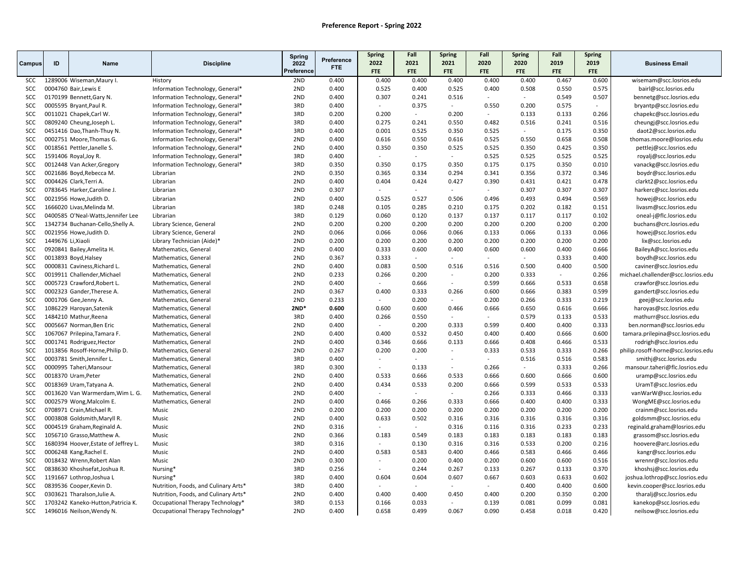**Preference Report - Spring 2022**

| Campus | ID | Name | Discipline | Spring 2022 Preference | Preference FTE | Spring 2022 FTE | Fall 2021 FTE | Spring 2021 FTE | Fall 2020 FTE | Spring 2020 FTE | Fall 2019 FTE | Spring 2019 FTE | Business Email |
|---|---|---|---|---|---|---|---|---|---|---|---|---|---|
| SCC | 1289006 | Wiseman,Maury I. | History | 2ND | 0.400 | 0.400 | 0.400 | 0.400 | 0.400 | 0.400 | 0.467 | 0.600 | wisemam@scc.losrios.edu |
| SCC | 0004760 | Bair,Lewis E | Information Technology, General* | 2ND | 0.400 | 0.525 | 0.400 | 0.525 | 0.400 | 0.508 | 0.550 | 0.575 | bairl@scc.losrios.edu |
| SCC | 0170199 | Bennett,Gary N. | Information Technology, General* | 2ND | 0.400 | 0.307 | 0.241 | 0.516 | - | - | 0.549 | 0.507 | bennetg@scc.losrios.edu |
| SCC | 0005595 | Bryant,Paul R. | Information Technology, General* | 3RD | 0.400 | - | 0.375 | - | 0.550 | 0.200 | 0.575 | - | bryantp@scc.losrios.edu |
| SCC | 0011021 | Chapek,Carl W. | Information Technology, General* | 3RD | 0.200 | 0.200 | - | 0.200 | - | 0.133 | 0.133 | 0.266 | chapekc@scc.losrios.edu |
| SCC | 0809240 | Cheung,Joseph L. | Information Technology, General* | 3RD | 0.400 | 0.275 | 0.241 | 0.550 | 0.482 | 0.516 | 0.241 | 0.516 | cheungj@scc.losrios.edu |
| SCC | 0451416 | Dao,Thanh-Thuy N. | Information Technology, General* | 3RD | 0.400 | 0.001 | 0.525 | 0.350 | 0.525 | - | 0.175 | 0.350 | daot2@scc.losrios.edu |
| SCC | 0002751 | Moore,Thomas G. | Information Technology, General* | 2ND | 0.400 | 0.616 | 0.550 | 0.616 | 0.525 | 0.550 | 0.658 | 0.508 | thomas.moore@losrios.edu |
| SCC | 0018561 | Pettler,Janelle S. | Information Technology, General* | 2ND | 0.400 | 0.350 | 0.350 | 0.525 | 0.525 | 0.350 | 0.425 | 0.350 | pettlej@scc.losrios.edu |
| SCC | 1591406 | Royal,Joy R. | Information Technology, General* | 3RD | 0.400 | - | - | - | 0.525 | 0.525 | 0.525 | 0.525 | royalj@scc.losrios.edu |
| SCC | 0012448 | Van Acker,Gregory | Information Technology, General* | 3RD | 0.350 | 0.350 | 0.175 | 0.350 | 0.175 | 0.175 | 0.350 | 0.010 | vanackg@scc.losrios.edu |
| SCC | 0021686 | Boyd,Rebecca M. | Librarian | 2ND | 0.350 | 0.365 | 0.334 | 0.294 | 0.341 | 0.356 | 0.372 | 0.346 | boydr@scc.losrios.edu |
| SCC | 0004426 | Clark,Terri A. | Librarian | 2ND | 0.400 | 0.404 | 0.424 | 0.427 | 0.390 | 0.431 | 0.421 | 0.478 | clarkt2@scc.losrios.edu |
| SCC | 0783645 | Harker,Caroline J. | Librarian | 2ND | 0.307 | - | - | - | - | 0.307 | 0.307 | 0.307 | harkerc@scc.losrios.edu |
| SCC | 0021956 | Howe,Judith D. | Librarian | 2ND | 0.400 | 0.525 | 0.527 | 0.506 | 0.496 | 0.493 | 0.494 | 0.569 | howej@scc.losrios.edu |
| SCC | 1666020 | Livas,Melinda M. | Librarian | 3RD | 0.248 | 0.105 | 0.285 | 0.210 | 0.175 | 0.202 | 0.182 | 0.151 | livasm@scc.losrios.edu |
| SCC | 0400585 | O'Neal-Watts,Jennifer Lee | Librarian | 3RD | 0.129 | 0.060 | 0.120 | 0.137 | 0.137 | 0.117 | 0.117 | 0.102 | oneal-j@flc.losrios.edu |
| SCC | 1342734 | Buchanan-Cello,Shelly A. | Library Science, General | 2ND | 0.200 | 0.200 | 0.200 | 0.200 | 0.200 | 0.200 | 0.200 | 0.200 | buchans@crc.losrios.edu |
| SCC | 0021956 | Howe,Judith D. | Library Science, General | 2ND | 0.066 | 0.066 | 0.066 | 0.066 | 0.133 | 0.066 | 0.133 | 0.066 | howej@scc.losrios.edu |
| SCC | 1449676 | Li,Xiaoli | Library Technician (Aide)* | 2ND | 0.200 | 0.200 | 0.200 | 0.200 | 0.200 | 0.200 | 0.200 | 0.200 | lix@scc.losrios.edu |
| SCC | 0920841 | Bailey,Amelita H. | Mathematics, General | 2ND | 0.400 | 0.333 | 0.600 | 0.400 | 0.600 | 0.600 | 0.400 | 0.666 | BaileyA@scc.losrios.edu |
| SCC | 0013893 | Boyd,Halsey | Mathematics, General | 2ND | 0.367 | 0.333 | - | - | - | - | 0.333 | 0.400 | boydh@scc.losrios.edu |
| SCC | 0000831 | Caviness,Richard L. | Mathematics, General | 2ND | 0.400 | 0.083 | 0.500 | 0.516 | 0.516 | 0.500 | 0.400 | 0.500 | caviner@scc.losrios.edu |
| SCC | 0019911 | Challender,Michael | Mathematics, General | 2ND | 0.233 | 0.266 | 0.200 | - | 0.200 | 0.333 | - | 0.266 | michael.challender@scc.losrios.edu |
| SCC | 0005723 | Crawford,Robert L. | Mathematics, General | 2ND | 0.400 | - | 0.666 | - | 0.599 | 0.666 | 0.533 | 0.658 | crawfor@scc.losrios.edu |
| SCC | 0002323 | Gander,Therese A. | Mathematics, General | 2ND | 0.367 | 0.400 | 0.333 | 0.266 | 0.600 | 0.666 | 0.383 | 0.599 | gandert@scc.losrios.edu |
| SCC | 0001706 | Gee,Jenny A. | Mathematics, General | 2ND | 0.233 | - | 0.200 | - | 0.200 | 0.266 | 0.333 | 0.219 | geej@scc.losrios.edu |
| SCC | 1086229 | Haroyan,Satenik | Mathematics, General | **2ND*** | **0.600** | 0.600 | 0.600 | 0.466 | 0.666 | 0.650 | 0.616 | 0.666 | haroyas@scc.losrios.edu |
| SCC | 1484210 | Mathur,Reena | Mathematics, General | 3RD | 0.400 | 0.266 | 0.550 | - | - | 0.579 | 0.133 | 0.533 | mathurr@scc.losrios.edu |
| SCC | 0005667 | Norman,Ben Eric | Mathematics, General | 2ND | 0.400 | - | 0.200 | 0.333 | 0.599 | 0.400 | 0.400 | 0.333 | ben.norman@scc.losrios.edu |
| SCC | 1067067 | Prilepina,Tamara F. | Mathematics, General | 2ND | 0.400 | 0.400 | 0.532 | 0.450 | 0.400 | 0.400 | 0.666 | 0.600 | tamara.prilepina@scc.losrios.edu |
| SCC | 0001741 | Rodriguez,Hector | Mathematics, General | 2ND | 0.400 | 0.346 | 0.666 | 0.133 | 0.666 | 0.408 | 0.466 | 0.533 | rodrigh@scc.losrios.edu |
| SCC | 1013856 | Rosoff-Horne,Philip D. | Mathematics, General | 2ND | 0.267 | 0.200 | 0.200 | - | 0.333 | 0.533 | 0.333 | 0.266 | philip.rosoff-horne@scc.losrios.edu |
| SCC | 0003781 | Smith,Jennifer L. | Mathematics, General | 3RD | 0.400 | - | - | - | - | 0.516 | 0.516 | 0.583 | smithj@scc.losrios.edu |
| SCC | 0000995 | Taheri,Mansour | Mathematics, General | 3RD | 0.300 | - | 0.133 | - | 0.266 | - | 0.333 | 0.266 | mansour.taheri@flc.losrios.edu |
| SCC | 0018370 | Uram,Peter | Mathematics, General | 2ND | 0.400 | 0.533 | 0.666 | 0.533 | 0.666 | 0.600 | 0.666 | 0.600 | uramp@scc.losrios.edu |
| SCC | 0018369 | Uram,Tatyana A. | Mathematics, General | 2ND | 0.400 | 0.434 | 0.533 | 0.200 | 0.666 | 0.599 | 0.533 | 0.533 | UramT@scc.losrios.edu |
| SCC | 0013620 | Van Warmerdam,Wim L. G. | Mathematics, General | 2ND | 0.400 | - | - | - | 0.266 | 0.333 | 0.466 | 0.333 | vanWarW@scc.losrios.edu |
| SCC | 0002579 | Wong,Malcolm E. | Mathematics, General | 2ND | 0.400 | 0.466 | 0.266 | 0.333 | 0.666 | 0.400 | 0.400 | 0.333 | WongME@scc.losrios.edu |
| SCC | 0708971 | Crain,Michael R. | Music | 2ND | 0.200 | 0.200 | 0.200 | 0.200 | 0.200 | 0.200 | 0.200 | 0.200 | crainm@scc.losrios.edu |
| SCC | 0003808 | Goldsmith,Maryll R. | Music | 2ND | 0.400 | 0.633 | 0.502 | 0.316 | 0.316 | 0.316 | 0.316 | 0.316 | goldsmm@scc.losrios.edu |
| SCC | 0004519 | Graham,Reginald A. | Music | 2ND | 0.316 | - | - | 0.316 | 0.116 | 0.316 | 0.233 | 0.233 | reginald.graham@losrios.edu |
| SCC | 1056710 | Grasso,Matthew A. | Music | 2ND | 0.366 | 0.183 | 0.549 | 0.183 | 0.183 | 0.183 | 0.183 | 0.183 | grassom@scc.losrios.edu |
| SCC | 1680394 | Hoover,Estate of Jeffrey L. | Music | 3RD | 0.316 | - | 0.130 | 0.316 | 0.316 | 0.533 | 0.200 | 0.216 | hoovere@arc.losrios.edu |
| SCC | 0006248 | Kang,Rachel E. | Music | 2ND | 0.400 | 0.583 | 0.583 | 0.400 | 0.466 | 0.583 | 0.466 | 0.466 | kangr@scc.losrios.edu |
| SCC | 0018432 | Wrenn,Robert Alan | Music | 2ND | 0.300 | - | 0.200 | 0.400 | 0.200 | 0.600 | 0.600 | 0.516 | wrennr@scc.losrios.edu |
| SCC | 0838630 | Khoshsefat,Joshua R. | Nursing* | 3RD | 0.256 | - | 0.244 | 0.267 | 0.133 | 0.267 | 0.133 | 0.370 | khoshsj@scc.losrios.edu |
| SCC | 1191667 | Lothrop,Joshua L | Nursing* | 3RD | 0.400 | 0.604 | 0.604 | 0.607 | 0.667 | 0.603 | 0.633 | 0.602 | joshua.lothrop@scc.losrios.edu |
| SCC | 0839536 | Cooper,Kevin D. | Nutrition, Foods, and Culinary Arts* | 3RD | 0.400 | - | - | - | - | 0.400 | 0.400 | 0.600 | kevin.cooper@scc.losrios.edu |
| SCC | 0303621 | Tharalson,Julie A. | Nutrition, Foods, and Culinary Arts* | 2ND | 0.400 | 0.400 | 0.400 | 0.450 | 0.400 | 0.200 | 0.350 | 0.200 | tharalj@scc.losrios.edu |
| SCC | 1703242 | Kaneko-Hutton,Patricia K. | Occupational Therapy Technology* | 3RD | 0.153 | 0.166 | 0.033 | - | 0.139 | 0.081 | 0.099 | 0.081 | kanekop@scc.losrios.edu |
| SCC | 1496016 | Neilson,Wendy N. | Occupational Therapy Technology* | 2ND | 0.400 | 0.658 | 0.499 | 0.067 | 0.090 | 0.458 | 0.018 | 0.420 | neilsow@scc.losrios.edu |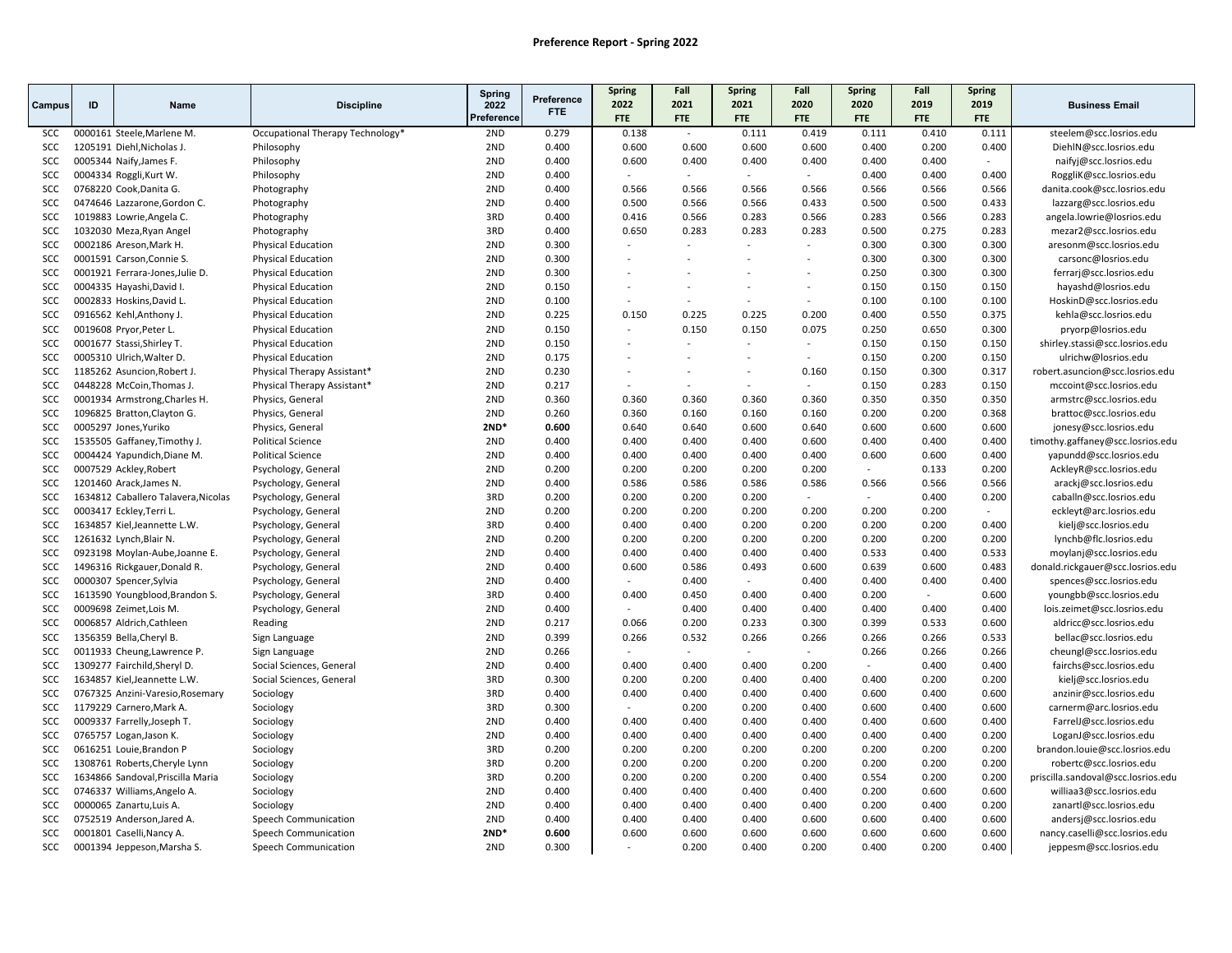# Preference Report - Spring 2022

| Campus | ID | Name | Discipline | Spring 2022 Preference | Preference FTE | Spring 2022 FTE | Fall 2021 FTE | Spring 2021 FTE | Fall 2020 FTE | Spring 2020 FTE | Fall 2019 FTE | Spring 2019 FTE | Business Email |
|---|---|---|---|---|---|---|---|---|---|---|---|---|---|
| SCC | 0000161 | Steele,Marlene M. | Occupational Therapy Technology* | 2ND | 0.279 | 0.138 | - | 0.111 | 0.419 | 0.111 | 0.410 | 0.111 | steelem@scc.losrios.edu |
| SCC | 1205191 | Diehl,Nicholas J. | Philosophy | 2ND | 0.400 | 0.600 | 0.600 | 0.600 | 0.600 | 0.400 | 0.200 | 0.400 | DiehlN@scc.losrios.edu |
| SCC | 0005344 | Naify,James F. | Philosophy | 2ND | 0.400 | 0.600 | 0.400 | 0.400 | 0.400 | 0.400 | 0.400 | - | naifyj@scc.losrios.edu |
| SCC | 0004334 | Roggli,Kurt W. | Philosophy | 2ND | 0.400 | - | - | - | - | 0.400 | 0.400 | 0.400 | RoggliK@scc.losrios.edu |
| SCC | 0768220 | Cook,Danita G. | Photography | 2ND | 0.400 | 0.566 | 0.566 | 0.566 | 0.566 | 0.566 | 0.566 | 0.566 | danita.cook@scc.losrios.edu |
| SCC | 0474646 | Lazzarone,Gordon C. | Photography | 2ND | 0.400 | 0.500 | 0.566 | 0.566 | 0.433 | 0.500 | 0.500 | 0.433 | lazzarg@scc.losrios.edu |
| SCC | 1019883 | Lowrie,Angela C. | Photography | 3RD | 0.400 | 0.416 | 0.566 | 0.283 | 0.566 | 0.283 | 0.566 | 0.283 | angela.lowrie@losrios.edu |
| SCC | 1032030 | Meza,Ryan Angel | Photography | 3RD | 0.400 | 0.650 | 0.283 | 0.283 | 0.283 | 0.500 | 0.275 | 0.283 | mezar2@scc.losrios.edu |
| SCC | 0002186 | Areson,Mark H. | Physical Education | 2ND | 0.300 | - | - | - | - | 0.300 | 0.300 | 0.300 | aresonm@scc.losrios.edu |
| SCC | 0001591 | Carson,Connie S. | Physical Education | 2ND | 0.300 | - | - | - | - | 0.300 | 0.300 | 0.300 | carsonc@losrios.edu |
| SCC | 0001921 | Ferrara-Jones,Julie D. | Physical Education | 2ND | 0.300 | - | - | - | - | 0.250 | 0.300 | 0.300 | ferrarj@scc.losrios.edu |
| SCC | 0004335 | Hayashi,David I. | Physical Education | 2ND | 0.150 | - | - | - | - | 0.150 | 0.150 | 0.150 | hayashd@losrios.edu |
| SCC | 0002833 | Hoskins,David L. | Physical Education | 2ND | 0.100 | - | - | - | - | 0.100 | 0.100 | 0.100 | HoskinD@scc.losrios.edu |
| SCC | 0916562 | Kehl,Anthony J. | Physical Education | 2ND | 0.225 | 0.150 | 0.225 | 0.225 | 0.200 | 0.400 | 0.550 | 0.375 | kehla@scc.losrios.edu |
| SCC | 0019608 | Pryor,Peter L. | Physical Education | 2ND | 0.150 | - | 0.150 | 0.150 | 0.075 | 0.250 | 0.650 | 0.300 | pryorp@losrios.edu |
| SCC | 0001677 | Stassi,Shirley T. | Physical Education | 2ND | 0.150 | - | - | - | - | 0.150 | 0.150 | 0.150 | shirley.stassi@scc.losrios.edu |
| SCC | 0005310 | Ulrich,Walter D. | Physical Education | 2ND | 0.175 | - | - | - | - | 0.150 | 0.200 | 0.150 | ulrichw@losrios.edu |
| SCC | 1185262 | Asuncion,Robert J. | Physical Therapy Assistant* | 2ND | 0.230 | - | - | - | 0.160 | 0.150 | 0.300 | 0.317 | robert.asuncion@scc.losrios.edu |
| SCC | 0448228 | McCoin,Thomas J. | Physical Therapy Assistant* | 2ND | 0.217 | - | - | - | - | 0.150 | 0.283 | 0.150 | mccoint@scc.losrios.edu |
| SCC | 0001934 | Armstrong,Charles H. | Physics, General | 2ND | 0.360 | 0.360 | 0.360 | 0.360 | 0.360 | 0.350 | 0.350 | 0.350 | armstrc@scc.losrios.edu |
| SCC | 1096825 | Bratton,Clayton G. | Physics, General | 2ND | 0.260 | 0.360 | 0.160 | 0.160 | 0.160 | 0.200 | 0.200 | 0.368 | brattoc@scc.losrios.edu |
| SCC | 0005297 | Jones,Yuriko | Physics, General | **2ND*** | **0.600** | 0.640 | 0.640 | 0.600 | 0.640 | 0.600 | 0.600 | 0.600 | jonesy@scc.losrios.edu |
| SCC | 1535505 | Gaffaney,Timothy J. | Political Science | 2ND | 0.400 | 0.400 | 0.400 | 0.400 | 0.600 | 0.400 | 0.400 | 0.400 | timothy.gaffaney@scc.losrios.edu |
| SCC | 0004424 | Yapundich,Diane M. | Political Science | 2ND | 0.400 | 0.400 | 0.400 | 0.400 | 0.400 | 0.600 | 0.600 | 0.400 | yapundd@scc.losrios.edu |
| SCC | 0007529 | Ackley,Robert | Psychology, General | 2ND | 0.200 | 0.200 | 0.200 | 0.200 | 0.200 | - | 0.133 | 0.200 | AckleyR@scc.losrios.edu |
| SCC | 1201460 | Arack,James N. | Psychology, General | 2ND | 0.400 | 0.586 | 0.586 | 0.586 | 0.586 | 0.566 | 0.566 | 0.566 | arackj@scc.losrios.edu |
| SCC | 1634812 | Caballero Talavera,Nicolas | Psychology, General | 3RD | 0.200 | 0.200 | 0.200 | 0.200 | - | - | 0.400 | 0.200 | caballn@scc.losrios.edu |
| SCC | 0003417 | Eckley,Terri L. | Psychology, General | 2ND | 0.200 | 0.200 | 0.200 | 0.200 | 0.200 | 0.200 | 0.200 | - | eckleyt@arc.losrios.edu |
| SCC | 1634857 | Kiel,Jeannette L.W. | Psychology, General | 3RD | 0.400 | 0.400 | 0.400 | 0.200 | 0.200 | 0.200 | 0.200 | 0.400 | kielj@scc.losrios.edu |
| SCC | 1261632 | Lynch,Blair N. | Psychology, General | 2ND | 0.200 | 0.200 | 0.200 | 0.200 | 0.200 | 0.200 | 0.200 | 0.200 | lynchb@flc.losrios.edu |
| SCC | 0923198 | Moylan-Aube,Joanne E. | Psychology, General | 2ND | 0.400 | 0.400 | 0.400 | 0.400 | 0.400 | 0.533 | 0.400 | 0.533 | moylanj@scc.losrios.edu |
| SCC | 1496316 | Rickgauer,Donald R. | Psychology, General | 2ND | 0.400 | 0.600 | 0.586 | 0.493 | 0.600 | 0.639 | 0.600 | 0.483 | donald.rickgauer@scc.losrios.edu |
| SCC | 0000307 | Spencer,Sylvia | Psychology, General | 2ND | 0.400 | - | 0.400 | - | 0.400 | 0.400 | 0.400 | 0.400 | spences@scc.losrios.edu |
| SCC | 1613590 | Youngblood,Brandon S. | Psychology, General | 3RD | 0.400 | 0.400 | 0.450 | 0.400 | 0.400 | 0.200 | - | 0.600 | youngbb@scc.losrios.edu |
| SCC | 0009698 | Zeimet,Lois M. | Psychology, General | 2ND | 0.400 | - | 0.400 | 0.400 | 0.400 | 0.400 | 0.400 | 0.400 | lois.zeimet@scc.losrios.edu |
| SCC | 0006857 | Aldrich,Cathleen | Reading | 2ND | 0.217 | 0.066 | 0.200 | 0.233 | 0.300 | 0.399 | 0.533 | 0.600 | aldricc@scc.losrios.edu |
| SCC | 1356359 | Bella,Cheryl B. | Sign Language | 2ND | 0.399 | 0.266 | 0.532 | 0.266 | 0.266 | 0.266 | 0.266 | 0.533 | bellac@scc.losrios.edu |
| SCC | 0011933 | Cheung,Lawrence P. | Sign Language | 2ND | 0.266 | - | - | - | - | 0.266 | 0.266 | 0.266 | cheungl@scc.losrios.edu |
| SCC | 1309277 | Fairchild,Sheryl D. | Social Sciences, General | 2ND | 0.400 | 0.400 | 0.400 | 0.400 | 0.200 | - | 0.400 | 0.400 | fairchs@scc.losrios.edu |
| SCC | 1634857 | Kiel,Jeannette L.W. | Social Sciences, General | 3RD | 0.300 | 0.200 | 0.200 | 0.400 | 0.400 | 0.400 | 0.200 | 0.200 | kielj@scc.losrios.edu |
| SCC | 0767325 | Anzini-Varesio,Rosemary | Sociology | 3RD | 0.400 | 0.400 | 0.400 | 0.400 | 0.400 | 0.600 | 0.400 | 0.600 | anzinir@scc.losrios.edu |
| SCC | 1179229 | Carnero,Mark A. | Sociology | 3RD | 0.300 | - | 0.200 | 0.200 | 0.400 | 0.600 | 0.400 | 0.600 | carnerm@arc.losrios.edu |
| SCC | 0009337 | Farrelly,Joseph T. | Sociology | 2ND | 0.400 | 0.400 | 0.400 | 0.400 | 0.400 | 0.400 | 0.600 | 0.400 | FarrelJ@scc.losrios.edu |
| SCC | 0765757 | Logan,Jason K. | Sociology | 2ND | 0.400 | 0.400 | 0.400 | 0.400 | 0.400 | 0.400 | 0.400 | 0.200 | LoganJ@scc.losrios.edu |
| SCC | 0616251 | Louie,Brandon P | Sociology | 3RD | 0.200 | 0.200 | 0.200 | 0.200 | 0.200 | 0.200 | 0.200 | 0.200 | brandon.louie@scc.losrios.edu |
| SCC | 1308761 | Roberts,Cheryle Lynn | Sociology | 3RD | 0.200 | 0.200 | 0.200 | 0.200 | 0.200 | 0.200 | 0.200 | 0.200 | robertc@scc.losrios.edu |
| SCC | 1634866 | Sandoval,Priscilla Maria | Sociology | 3RD | 0.200 | 0.200 | 0.200 | 0.200 | 0.400 | 0.554 | 0.200 | 0.200 | priscilla.sandoval@scc.losrios.edu |
| SCC | 0746337 | Williams,Angelo A. | Sociology | 2ND | 0.400 | 0.400 | 0.400 | 0.400 | 0.400 | 0.200 | 0.600 | 0.600 | williaa3@scc.losrios.edu |
| SCC | 0000065 | Zanartu,Luis A. | Sociology | 2ND | 0.400 | 0.400 | 0.400 | 0.400 | 0.400 | 0.200 | 0.400 | 0.200 | zanartl@scc.losrios.edu |
| SCC | 0752519 | Anderson,Jared A. | Speech Communication | 2ND | 0.400 | 0.400 | 0.400 | 0.400 | 0.600 | 0.600 | 0.400 | 0.600 | andersj@scc.losrios.edu |
| SCC | 0001801 | Caselli,Nancy A. | Speech Communication | **2ND*** | **0.600** | 0.600 | 0.600 | 0.600 | 0.600 | 0.600 | 0.600 | 0.600 | nancy.caselli@scc.losrios.edu |
| SCC | 0001394 | Jeppeson,Marsha S. | Speech Communication | 2ND | 0.300 | - | 0.200 | 0.400 | 0.200 | 0.400 | 0.200 | 0.400 | jeppesm@scc.losrios.edu |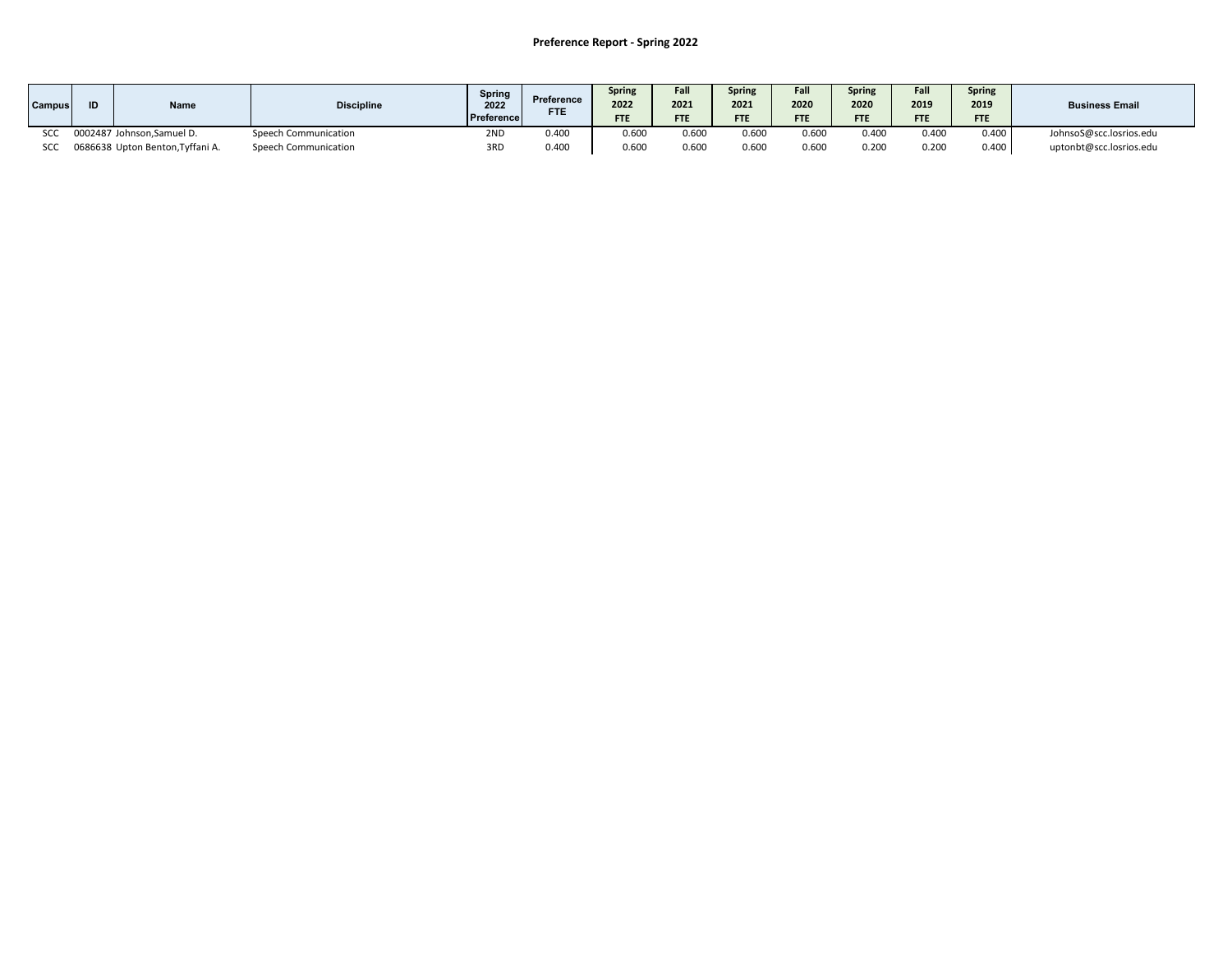**Preference Report - Spring 2022**

| Campus | ID | Name | Discipline | Spring 2022 Preference | Preference FTE | Spring 2022 FTE | Fall 2021 FTE | Spring 2021 FTE | Fall 2020 FTE | Spring 2020 FTE | Fall 2019 FTE | Spring 2019 FTE | Business Email |
|---|---|---|---|---|---|---|---|---|---|---|---|---|---|
| SCC | 0002487 | Johnson,Samuel D. | Speech Communication | 2ND | 0.400 | 0.600 | 0.600 | 0.600 | 0.600 | 0.400 | 0.400 | 0.400 | JohnsoS@scc.losrios.edu |
| SCC | 0686638 | Upton Benton,Tyffani A. | Speech Communication | 3RD | 0.400 | 0.600 | 0.600 | 0.600 | 0.600 | 0.200 | 0.200 | 0.400 | uptonbt@scc.losrios.edu |